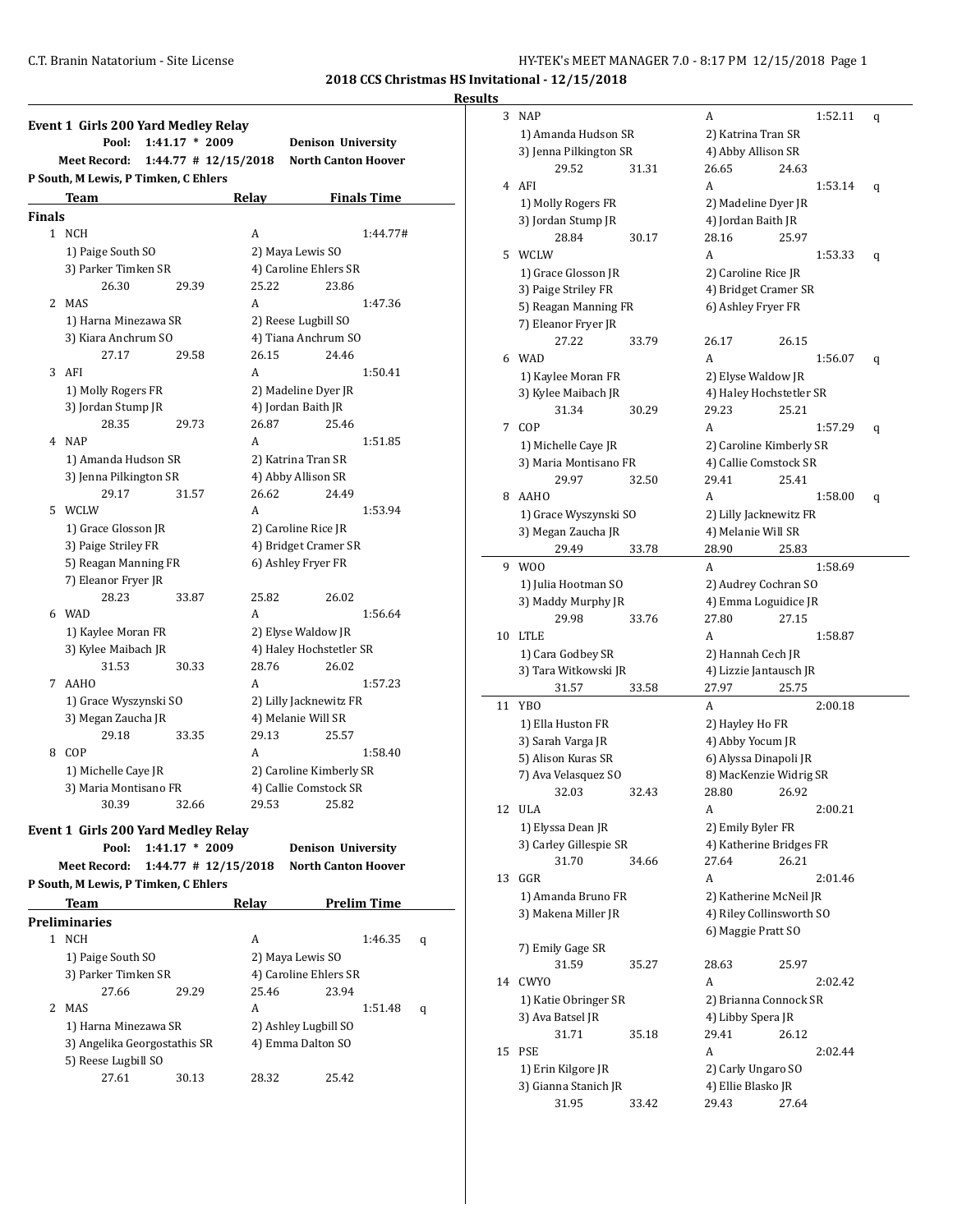**2018 CCS Christmas HS Invitational - 12/15/2018**

**Results**

### Event 1 Girls 200 Yard Medley Relay

| | | | |
|---|---|---|---|
| Pool: | 1:41.17 * 2009 | Denison University | |
| Meet Record: | 1:44.77 # 12/15/2018 | North Canton Hoover | |

P South, M Lewis, P Timken, C Ehlers

| | Team | Relay | Finals Time |
|---|---|---|---|
| **Finals** | | | |
| 1 | NCH | A | 1:44.77# |
| | 1) Paige South SO | 2) Maya Lewis SO | |
| | 3) Parker Timken SR | 4) Caroline Ehlers SR | |
| | 26.30 29.39 | 25.22 23.86 | |
| 2 | MAS | A | 1:47.36 |
| | 1) Harna Minezawa SR | 2) Reese Lugbill SO | |
| | 3) Kiara Anchrum SO | 4) Tiana Anchrum SO | |
| | 27.17 29.58 | 26.15 24.46 | |
| 3 | AFI | A | 1:50.41 |
| | 1) Molly Rogers FR | 2) Madeline Dyer JR | |
| | 3) Jordan Stump JR | 4) Jordan Baith JR | |
| | 28.35 29.73 | 26.87 25.46 | |
| 4 | NAP | A | 1:51.85 |
| | 1) Amanda Hudson SR | 2) Katrina Tran SR | |
| | 3) Jenna Pilkington SR | 4) Abby Allison SR | |
| | 29.17 31.57 | 26.62 24.49 | |
| 5 | WCLW | A | 1:53.94 |
| | 1) Grace Glosson JR | 2) Caroline Rice JR | |
| | 3) Paige Striley FR | 4) Bridget Cramer SR | |
| | 5) Reagan Manning FR | 6) Ashley Fryer FR | |
| | 7) Eleanor Fryer JR | | |
| | 28.23 33.87 | 25.82 26.02 | |
| 6 | WAD | A | 1:56.64 |
| | 1) Kaylee Moran FR | 2) Elyse Waldow JR | |
| | 3) Kylee Maibach JR | 4) Haley Hochstetler SR | |
| | 31.53 30.33 | 28.76 26.02 | |
| 7 | AAHO | A | 1:57.23 |
| | 1) Grace Wyszynski SO | 2) Lilly Jacknewitz FR | |
| | 3) Megan Zaucha JR | 4) Melanie Will SR | |
| | 29.18 33.35 | 29.13 25.57 | |
| 8 | COP | A | 1:58.40 |
| | 1) Michelle Caye JR | 2) Caroline Kimberly SR | |
| | 3) Maria Montisano FR | 4) Callie Comstock SR | |
| | 30.39 32.66 | 29.53 25.82 | |

### Event 1 Girls 200 Yard Medley Relay

| | | | |
|---|---|---|---|
| Pool: | 1:41.17 * 2009 | Denison University | |
| Meet Record: | 1:44.77 # 12/15/2018 | North Canton Hoover | |

P South, M Lewis, P Timken, C Ehlers

| | Team | Relay | Prelim Time | |
|---|---|---|---|---|
| **Preliminaries** | | | | |
| 1 | NCH | A | 1:46.35 | q |
| | 1) Paige South SO | 2) Maya Lewis SO | | |
| | 3) Parker Timken SR | 4) Caroline Ehlers SR | | |
| | 27.66 29.29 | 25.46 23.94 | | |
| 2 | MAS | A | 1:51.48 | q |
| | 1) Harna Minezawa SR | 2) Ashley Lugbill SO | | |
| | 3) Angelika Georgostathis SR | 4) Emma Dalton SO | | |
| | 5) Reese Lugbill SO | | | |
| | 27.61 30.13 | 28.32 25.42 | | |
| 3 | NAP | A | 1:52.11 | q |
| | 1) Amanda Hudson SR | 2) Katrina Tran SR | | |
| | 3) Jenna Pilkington SR | 4) Abby Allison SR | | |
| | 29.52 31.31 | 26.65 24.63 | | |
| 4 | AFI | A | 1:53.14 | q |
| | 1) Molly Rogers FR | 2) Madeline Dyer JR | | |
| | 3) Jordan Stump JR | 4) Jordan Baith JR | | |
| | 28.84 30.17 | 28.16 25.97 | | |
| 5 | WCLW | A | 1:53.33 | q |
| | 1) Grace Glosson JR | 2) Caroline Rice JR | | |
| | 3) Paige Striley FR | 4) Bridget Cramer SR | | |
| | 5) Reagan Manning FR | 6) Ashley Fryer FR | | |
| | 7) Eleanor Fryer JR | | | |
| | 27.22 33.79 | 26.17 26.15 | | |
| 6 | WAD | A | 1:56.07 | q |
| | 1) Kaylee Moran FR | 2) Elyse Waldow JR | | |
| | 3) Kylee Maibach JR | 4) Haley Hochstetler SR | | |
| | 31.34 30.29 | 29.23 25.21 | | |
| 7 | COP | A | 1:57.29 | q |
| | 1) Michelle Caye JR | 2) Caroline Kimberly SR | | |
| | 3) Maria Montisano FR | 4) Callie Comstock SR | | |
| | 29.97 32.50 | 29.41 25.41 | | |
| 8 | AAHO | A | 1:58.00 | q |
| | 1) Grace Wyszynski SO | 2) Lilly Jacknewitz FR | | |
| | 3) Megan Zaucha JR | 4) Melanie Will SR | | |
| | 29.49 33.78 | 28.90 25.83 | | |
| 9 | WOO | A | 1:58.69 | |
| | 1) Julia Hootman SO | 2) Audrey Cochran SO | | |
| | 3) Maddy Murphy JR | 4) Emma Loguidice JR | | |
| | 29.98 33.76 | 27.80 27.15 | | |
| 10 | LTLE | A | 1:58.87 | |
| | 1) Cara Godbey SR | 2) Hannah Cech JR | | |
| | 3) Tara Witkowski JR | 4) Lizzie Jantausch JR | | |
| | 31.57 33.58 | 27.97 25.75 | | |
| 11 | YBO | A | 2:00.18 | |
| | 1) Ella Huston FR | 2) Hayley Ho FR | | |
| | 3) Sarah Varga JR | 4) Abby Yocum JR | | |
| | 5) Alison Kuras SR | 6) Alyssa Dinapoli JR | | |
| | 7) Ava Velasquez SO | 8) MacKenzie Widrig SR | | |
| | 32.03 32.43 | 28.80 26.92 | | |
| 12 | ULA | A | 2:00.21 | |
| | 1) Elyssa Dean JR | 2) Emily Byler FR | | |
| | 3) Carley Gillespie SR | 4) Katherine Bridges FR | | |
| | 31.70 34.66 | 27.64 26.21 | | |
| 13 | GGR | A | 2:01.46 | |
| | 1) Amanda Bruno FR | 2) Katherine McNeil JR | | |
| | 3) Makena Miller JR | 4) Riley Collinsworth SO | | |
| | | 6) Maggie Pratt SO | | |
| | 7) Emily Gage SR | | | |
| | 31.59 35.27 | 28.63 25.97 | | |
| 14 | CWYO | A | 2:02.42 | |
| | 1) Katie Obringer SR | 2) Brianna Connock SR | | |
| | 3) Ava Batsel JR | 4) Libby Spera JR | | |
| | 31.71 35.18 | 29.41 26.12 | | |
| 15 | PSE | A | 2:02.44 | |
| | 1) Erin Kilgore JR | 2) Carly Ungaro SO | | |
| | 3) Gianna Stanich JR | 4) Ellie Blasko JR | | |
| | 31.95 33.42 | 29.43 27.64 | | |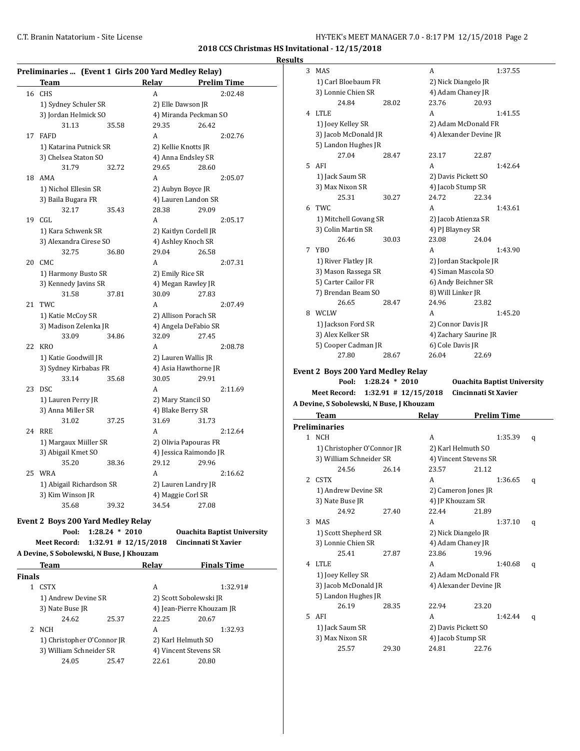## 2018 CCS Christmas HS Invitational - 12/15/2018

### Results

**Preliminaries ... (Event 1 Girls 200 Yard Medley Relay)**

| | Team | Relay | Prelim Time |
|---|---|---|---|
| 16 | CHS | A | 2:02.48 |
| | 1) Sydney Schuler SR | 2) Elle Dawson JR | |
| | 3) Jordan Helmick SO | 4) Miranda Peckman SO | |
| | 31.13 35.58 | 29.35 26.42 | |
| 17 | FAFD | A | 2:02.76 |
| | 1) Katarina Putnick SR | 2) Kellie Knotts JR | |
| | 3) Chelsea Staton SO | 4) Anna Endsley SR | |
| | 31.79 32.72 | 29.65 28.60 | |
| 18 | AMA | A | 2:05.07 |
| | 1) Nichol Ellesin SR | 2) Aubyn Boyce JR | |
| | 3) Baila Bugara FR | 4) Lauren Landon SR | |
| | 32.17 35.43 | 28.38 29.09 | |
| 19 | CGL | A | 2:05.17 |
| | 1) Kara Schwenk SR | 2) Kaitlyn Cordell JR | |
| | 3) Alexandra Cirese SO | 4) Ashley Knoch SR | |
| | 32.75 36.80 | 29.04 26.58 | |
| 20 | CMC | A | 2:07.31 |
| | 1) Harmony Busto SR | 2) Emily Rice SR | |
| | 3) Kennedy Javins SR | 4) Megan Rawley JR | |
| | 31.58 37.81 | 30.09 27.83 | |
| 21 | TWC | A | 2:07.49 |
| | 1) Katie McCoy SR | 2) Allison Porach SR | |
| | 3) Madison Zelenka JR | 4) Angela DeFabio SR | |
| | 33.09 34.86 | 32.09 27.45 | |
| 22 | KRO | A | 2:08.78 |
| | 1) Katie Goodwill JR | 2) Lauren Wallis JR | |
| | 3) Sydney Kirbabas FR | 4) Asia Hawthorne JR | |
| | 33.14 35.68 | 30.05 29.91 | |
| 23 | DSC | A | 2:11.69 |
| | 1) Lauren Perry JR | 2) Mary Stancil SO | |
| | 3) Anna Miller SR | 4) Blake Berry SR | |
| | 31.02 37.25 | 31.69 31.73 | |
| 24 | RRE | A | 2:12.64 |
| | 1) Margaux Miiller SR | 2) Olivia Papouras FR | |
| | 3) Abigail Kmet SO | 4) Jessica Raimondo JR | |
| | 35.20 38.36 | 29.12 29.96 | |
| 25 | WRA | A | 2:16.62 |
| | 1) Abigail Richardson SR | 2) Lauren Landry JR | |
| | 3) Kim Winson JR | 4) Maggie Corl SR | |
| | 35.68 39.32 | 34.54 27.08 | |

**Event 2 Boys 200 Yard Medley Relay**

Pool: 1:28.24 * 2010 Ouachita Baptist University
Meet Record: 1:32.91 # 12/15/2018 Cincinnati St Xavier
A Devine, S Sobolewski, N Buse, J Khouzam

| | Team | Relay | Finals Time |
|---|---|---|---|
| **Finals** | | | |
| 1 | CSTX | A | 1:32.91# |
| | 1) Andrew Devine SR | 2) Scott Sobolewski JR | |
| | 3) Nate Buse JR | 4) Jean-Pierre Khouzam JR | |
| | 24.62 25.37 | 22.25 20.67 | |
| 2 | NCH | A | 1:32.93 |
| | 1) Christopher O'Connor JR | 2) Karl Helmuth SO | |
| | 3) William Schneider SR | 4) Vincent Stevens SR | |
| | 24.05 25.47 | 22.61 20.80 | |
| 3 | MAS | A | 1:37.55 |
| | 1) Carl Bloebaum FR | 2) Nick Diangelo JR | |
| | 3) Lonnie Chien SR | 4) Adam Chaney JR | |
| | 24.84 28.02 | 23.76 20.93 | |
| 4 | LTLE | A | 1:41.55 |
| | 1) Joey Kelley SR | 2) Adam McDonald FR | |
| | 3) Jacob McDonald JR | 4) Alexander Devine JR | |
| | 5) Landon Hughes JR | | |
| | 27.04 28.47 | 23.17 22.87 | |
| 5 | AFI | A | 1:42.64 |
| | 1) Jack Saum SR | 2) Davis Pickett SO | |
| | 3) Max Nixon SR | 4) Jacob Stump SR | |
| | 25.31 30.27 | 24.72 22.34 | |
| 6 | TWC | A | 1:43.61 |
| | 1) Mitchell Govang SR | 2) Jacob Atienza SR | |
| | 3) Colin Martin SR | 4) PJ Blayney SR | |
| | 26.46 30.03 | 23.08 24.04 | |
| 7 | YBO | A | 1:43.90 |
| | 1) River Flatley JR | 2) Jordan Stackpole JR | |
| | 3) Mason Rassega SR | 4) Siman Mascola SO | |
| | 5) Carter Cailor FR | 6) Andy Beichner SR | |
| | 7) Brendan Beam SO | 8) Will Linker JR | |
| | 26.65 28.47 | 24.96 23.82 | |
| 8 | WCLW | A | 1:45.20 |
| | 1) Jackson Ford SR | 2) Connor Davis JR | |
| | 3) Alex Kelker SR | 4) Zachary Saurine JR | |
| | 5) Cooper Cadman JR | 6) Cole Davis JR | |
| | 27.80 28.67 | 26.04 22.69 | |

**Event 2 Boys 200 Yard Medley Relay**

Pool: 1:28.24 * 2010 Ouachita Baptist University
Meet Record: 1:32.91 # 12/15/2018 Cincinnati St Xavier
A Devine, S Sobolewski, N Buse, J Khouzam

| | Team | Relay | Prelim Time | |
|---|---|---|---|---|
| **Preliminaries** | | | | |
| 1 | NCH | A | 1:35.39 | q |
| | 1) Christopher O'Connor JR | 2) Karl Helmuth SO | | |
| | 3) William Schneider SR | 4) Vincent Stevens SR | | |
| | 24.56 26.14 | 23.57 21.12 | | |
| 2 | CSTX | A | 1:36.65 | q |
| | 1) Andrew Devine SR | 2) Cameron Jones JR | | |
| | 3) Nate Buse JR | 4) JP Khouzam SR | | |
| | 24.92 27.40 | 22.44 21.89 | | |
| 3 | MAS | A | 1:37.10 | q |
| | 1) Scott Shepherd SR | 2) Nick Diangelo JR | | |
| | 3) Lonnie Chien SR | 4) Adam Chaney JR | | |
| | 25.41 27.87 | 23.86 19.96 | | |
| 4 | LTLE | A | 1:40.68 | q |
| | 1) Joey Kelley SR | 2) Adam McDonald FR | | |
| | 3) Jacob McDonald JR | 4) Alexander Devine JR | | |
| | 5) Landon Hughes JR | | | |
| | 26.19 28.35 | 22.94 23.20 | | |
| 5 | AFI | A | 1:42.44 | q |
| | 1) Jack Saum SR | 2) Davis Pickett SO | | |
| | 3) Max Nixon SR | 4) Jacob Stump SR | | |
| | 25.57 29.30 | 24.81 22.76 | | |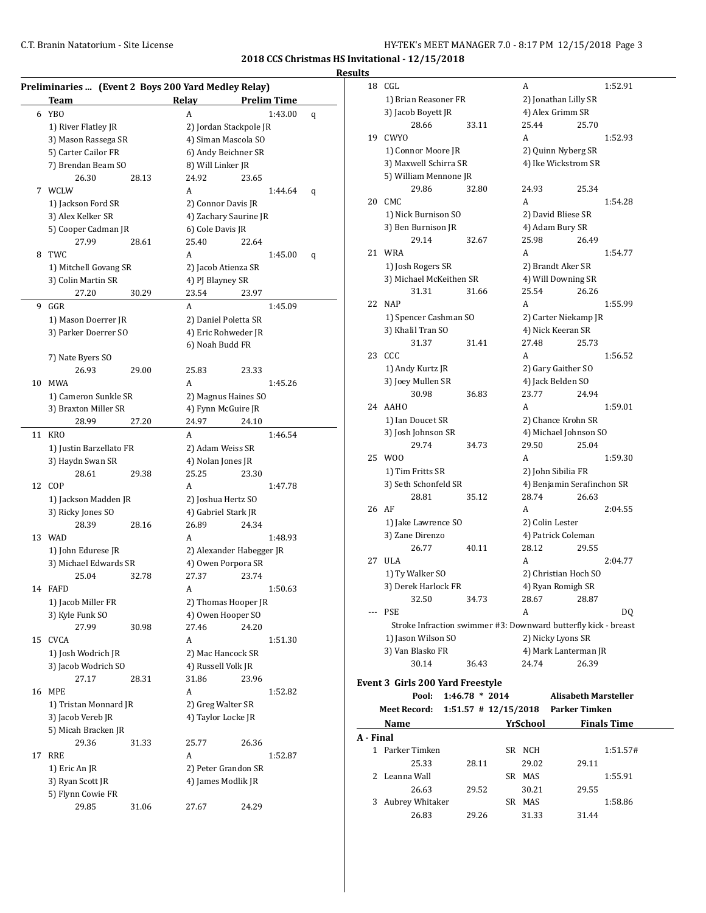**2018 CCS Christmas HS Invitational - 12/15/2018**

**Results**

### Preliminaries ... (Event 2 Boys 200 Yard Medley Relay)

| | Team | Relay | Prelim Time | |
|---|---|---|---|---|
| 6 | YBO | A | 1:43.00 | q |
| | 1) River Flatley JR | 2) Jordan Stackpole JR | | |
| | 3) Mason Rassega SR | 4) Siman Mascola SO | | |
| | 5) Carter Cailor FR | 6) Andy Beichner SR | | |
| | 7) Brendan Beam SO | 8) Will Linker JR | | |
| | 26.30 28.13 | 24.92 23.65 | | |
| 7 | WCLW | A | 1:44.64 | q |
| | 1) Jackson Ford SR | 2) Connor Davis JR | | |
| | 3) Alex Kelker SR | 4) Zachary Saurine JR | | |
| | 5) Cooper Cadman JR | 6) Cole Davis JR | | |
| | 27.99 28.61 | 25.40 22.64 | | |
| 8 | TWC | A | 1:45.00 | q |
| | 1) Mitchell Govang SR | 2) Jacob Atienza SR | | |
| | 3) Colin Martin SR | 4) PJ Blayney SR | | |
| | 27.20 30.29 | 23.54 23.97 | | |
| 9 | GGR | A | 1:45.09 | |
| | 1) Mason Doerrer JR | 2) Daniel Poletta SR | | |
| | 3) Parker Doerrer SO | 4) Eric Rohweder JR | | |
| | | 6) Noah Budd FR | | |
| | 7) Nate Byers SO | | | |
| | 26.93 29.00 | 25.83 23.33 | | |
| 10 | MWA | A | 1:45.26 | |
| | 1) Cameron Sunkle SR | 2) Magnus Haines SO | | |
| | 3) Braxton Miller SR | 4) Fynn McGuire JR | | |
| | 28.99 27.20 | 24.97 24.10 | | |
| 11 | KRO | A | 1:46.54 | |
| | 1) Justin Barzellato FR | 2) Adam Weiss SR | | |
| | 3) Haydn Swan SR | 4) Nolan Jones JR | | |
| | 28.61 29.38 | 25.25 23.30 | | |
| 12 | COP | A | 1:47.78 | |
| | 1) Jackson Madden JR | 2) Joshua Hertz SO | | |
| | 3) Ricky Jones SO | 4) Gabriel Stark JR | | |
| | 28.39 28.16 | 26.89 24.34 | | |
| 13 | WAD | A | 1:48.93 | |
| | 1) John Edurese JR | 2) Alexander Habegger JR | | |
| | 3) Michael Edwards SR | 4) Owen Porpora SR | | |
| | 25.04 32.78 | 27.37 23.74 | | |
| 14 | FAFD | A | 1:50.63 | |
| | 1) Jacob Miller FR | 2) Thomas Hooper JR | | |
| | 3) Kyle Funk SO | 4) Owen Hooper SO | | |
| | 27.99 30.98 | 27.46 24.20 | | |
| 15 | CVCA | A | 1:51.30 | |
| | 1) Josh Wodrich JR | 2) Mac Hancock SR | | |
| | 3) Jacob Wodrich SO | 4) Russell Volk JR | | |
| | 27.17 28.31 | 31.86 23.96 | | |
| 16 | MPE | A | 1:52.82 | |
| | 1) Tristan Monnard JR | 2) Greg Walter SR | | |
| | 3) Jacob Vereb JR | 4) Taylor Locke JR | | |
| | 5) Micah Bracken JR | | | |
| | 29.36 31.33 | 25.77 26.36 | | |
| 17 | RRE | A | 1:52.87 | |
| | 1) Eric An JR | 2) Peter Grandon SR | | |
| | 3) Ryan Scott JR | 4) James Modlik JR | | |
| | 5) Flynn Cowie FR | | | |
| | 29.85 31.06 | 27.67 24.29 | | |
| 18 | CGL | A | 1:52.91 | |
| | 1) Brian Reasoner FR | 2) Jonathan Lilly SR | | |
| | 3) Jacob Boyett JR | 4) Alex Grimm SR | | |
| | 28.66 33.11 | 25.44 25.70 | | |
| 19 | CWYO | A | 1:52.93 | |
| | 1) Connor Moore JR | 2) Quinn Nyberg SR | | |
| | 3) Maxwell Schirra SR | 4) Ike Wickstrom SR | | |
| | 5) William Mennone JR | | | |
| | 29.86 32.80 | 24.93 25.34 | | |
| 20 | CMC | A | 1:54.28 | |
| | 1) Nick Burnison SO | 2) David Bliese SR | | |
| | 3) Ben Burnison JR | 4) Adam Bury SR | | |
| | 29.14 32.67 | 25.98 26.49 | | |
| 21 | WRA | A | 1:54.77 | |
| | 1) Josh Rogers SR | 2) Brandt Aker SR | | |
| | 3) Michael McKeithen SR | 4) Will Downing SR | | |
| | 31.31 31.66 | 25.54 26.26 | | |
| 22 | NAP | A | 1:55.99 | |
| | 1) Spencer Cashman SO | 2) Carter Niekamp JR | | |
| | 3) Khalil Tran SO | 4) Nick Keeran SR | | |
| | 31.37 31.41 | 27.48 25.73 | | |
| 23 | CCC | A | 1:56.52 | |
| | 1) Andy Kurtz JR | 2) Gary Gaither SO | | |
| | 3) Joey Mullen SR | 4) Jack Belden SO | | |
| | 30.98 36.83 | 23.77 24.94 | | |
| 24 | AAHO | A | 1:59.01 | |
| | 1) Ian Doucet SR | 2) Chance Krohn SR | | |
| | 3) Josh Johnson SR | 4) Michael Johnson SO | | |
| | 29.74 34.73 | 29.50 25.04 | | |
| 25 | WOO | A | 1:59.30 | |
| | 1) Tim Fritts SR | 2) John Sibilia FR | | |
| | 3) Seth Schonfeld SR | 4) Benjamin Serafinchon SR | | |
| | 28.81 35.12 | 28.74 26.63 | | |
| 26 | AF | A | 2:04.55 | |
| | 1) Jake Lawrence SO | 2) Colin Lester | | |
| | 3) Zane Direnzo | 4) Patrick Coleman | | |
| | 26.77 40.11 | 28.12 29.55 | | |
| 27 | ULA | A | 2:04.77 | |
| | 1) Ty Walker SO | 2) Christian Hoch SO | | |
| | 3) Derek Harlock FR | 4) Ryan Romigh SR | | |
| | 32.50 34.73 | 28.67 28.87 | | |
| --- | PSE | A | DQ | |
| | Stroke Infraction swimmer #3: Downward butterfly kick - breast | | | |
| | 1) Jason Wilson SO | 2) Nicky Lyons SR | | |
| | 3) Van Blasko FR | 4) Mark Lanterman JR | | |
| | 30.14 36.43 | 24.74 26.39 | | |

### Event 3 Girls 200 Yard Freestyle

Pool: 1:46.78 * 2014 Alisabeth Marsteller
Meet Record: 1:51.57 # 12/15/2018 Parker Timken

| | Name | Yr | School | Finals Time |
|---|---|---|---|---|
| **A - Final** | | | | |
| 1 | Parker Timken | SR | NCH | 1:51.57# |
| | 25.33 28.11 | | 29.02 29.11 | |
| 2 | Leanna Wall | SR | MAS | 1:55.91 |
| | 26.63 29.52 | | 30.21 29.55 | |
| 3 | Aubrey Whitaker | SR | MAS | 1:58.86 |
| | 26.83 29.26 | | 31.33 31.44 | |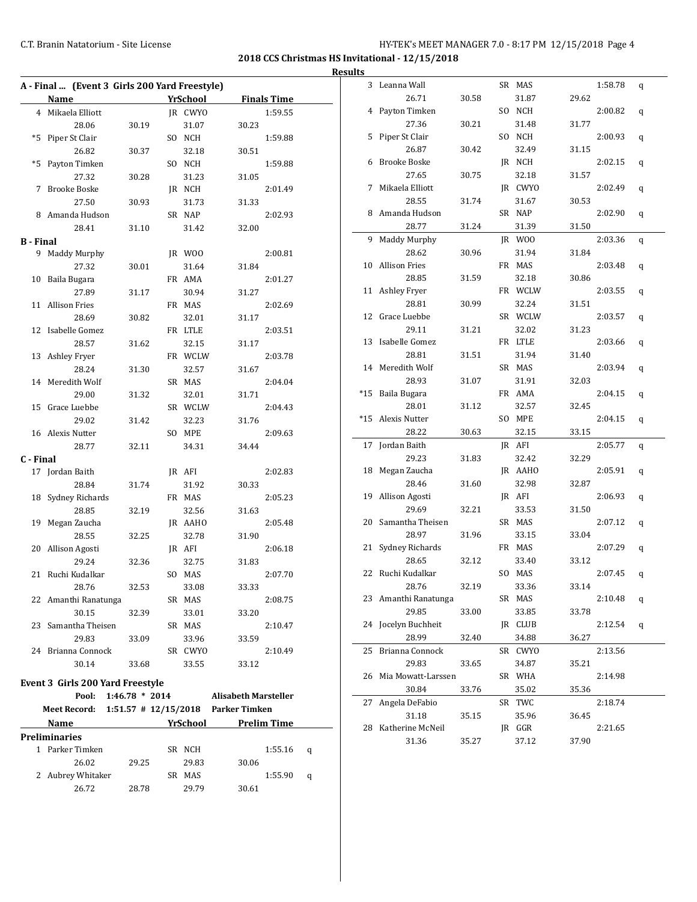**2018 CCS Christmas HS Invitational - 12/15/2018**

**Results**

### A - Final ... (Event 3 Girls 200 Yard Freestyle)

| | Name | Yr | School | Finals Time |
|---|---|---|---|---|
| 4 | Mikaela Elliott | JR | CWYO | 1:59.55 |
| | 28.06 | 30.19 | 31.07 | 30.23 |
| *5 | Piper St Clair | SO | NCH | 1:59.88 |
| | 26.82 | 30.37 | 32.18 | 30.51 |
| *5 | Payton Timken | SO | NCH | 1:59.88 |
| | 27.32 | 30.28 | 31.23 | 31.05 |
| 7 | Brooke Boske | JR | NCH | 2:01.49 |
| | 27.50 | 30.93 | 31.73 | 31.33 |
| 8 | Amanda Hudson | SR | NAP | 2:02.93 |
| | 28.41 | 31.10 | 31.42 | 32.00 |

### B - Final

| | Name | Yr | School | Finals Time |
|---|---|---|---|---|
| 9 | Maddy Murphy | JR | WOO | 2:00.81 |
| | 27.32 | 30.01 | 31.64 | 31.84 |
| 10 | Baila Bugara | FR | AMA | 2:01.27 |
| | 27.89 | 31.17 | 30.94 | 31.27 |
| 11 | Allison Fries | FR | MAS | 2:02.69 |
| | 28.69 | 30.82 | 32.01 | 31.17 |
| 12 | Isabelle Gomez | FR | LTLE | 2:03.51 |
| | 28.57 | 31.62 | 32.15 | 31.17 |
| 13 | Ashley Fryer | FR | WCLW | 2:03.78 |
| | 28.24 | 31.30 | 32.57 | 31.67 |
| 14 | Meredith Wolf | SR | MAS | 2:04.04 |
| | 29.00 | 31.32 | 32.01 | 31.71 |
| 15 | Grace Luebbe | SR | WCLW | 2:04.43 |
| | 29.02 | 31.42 | 32.23 | 31.76 |
| 16 | Alexis Nutter | SO | MPE | 2:09.63 |
| | 28.77 | 32.11 | 34.31 | 34.44 |

### C - Final

| | Name | Yr | School | Finals Time |
|---|---|---|---|---|
| 17 | Jordan Baith | JR | AFI | 2:02.83 |
| | 28.84 | 31.74 | 31.92 | 30.33 |
| 18 | Sydney Richards | FR | MAS | 2:05.23 |
| | 28.85 | 32.19 | 32.56 | 31.63 |
| 19 | Megan Zaucha | JR | AAHO | 2:05.48 |
| | 28.55 | 32.25 | 32.78 | 31.90 |
| 20 | Allison Agosti | JR | AFI | 2:06.18 |
| | 29.24 | 32.36 | 32.75 | 31.83 |
| 21 | Ruchi Kudalkar | SO | MAS | 2:07.70 |
| | 28.76 | 32.53 | 33.08 | 33.33 |
| 22 | Amanthi Ranatunga | SR | MAS | 2:08.75 |
| | 30.15 | 32.39 | 33.01 | 33.20 |
| 23 | Samantha Theisen | SR | MAS | 2:10.47 |
| | 29.83 | 33.09 | 33.96 | 33.59 |
| 24 | Brianna Connock | SR | CWYO | 2:10.49 |
| | 30.14 | 33.68 | 33.55 | 33.12 |

### Event 3 Girls 200 Yard Freestyle

**Pool:** 1:46.78 * 2014 **Alisabeth Marsteller**

**Meet Record:** 1:51.57 # 12/15/2018 **Parker Timken**

### Preliminaries

| | Name | Yr | School | Prelim Time | |
|---|---|---|---|---|---|
| 1 | Parker Timken | SR | NCH | 1:55.16 | q |
| | 26.02 | 29.25 | 29.83 | 30.06 | |
| 2 | Aubrey Whitaker | SR | MAS | 1:55.90 | q |
| | 26.72 | 28.78 | 29.79 | 30.61 | |
| 3 | Leanna Wall | SR | MAS | 1:58.78 | q |
| | 26.71 | 30.58 | 31.87 | 29.62 | |
| 4 | Payton Timken | SO | NCH | 2:00.82 | q |
| | 27.36 | 30.21 | 31.48 | 31.77 | |
| 5 | Piper St Clair | SO | NCH | 2:00.93 | q |
| | 26.87 | 30.42 | 32.49 | 31.15 | |
| 6 | Brooke Boske | JR | NCH | 2:02.15 | q |
| | 27.65 | 30.75 | 32.18 | 31.57 | |
| 7 | Mikaela Elliott | JR | CWYO | 2:02.49 | q |
| | 28.55 | 31.74 | 31.67 | 30.53 | |
| 8 | Amanda Hudson | SR | NAP | 2:02.90 | q |
| | 28.77 | 31.24 | 31.39 | 31.50 | |
| 9 | Maddy Murphy | JR | WOO | 2:03.36 | q |
| | 28.62 | 30.96 | 31.94 | 31.84 | |
| 10 | Allison Fries | FR | MAS | 2:03.48 | q |
| | 28.85 | 31.59 | 32.18 | 30.86 | |
| 11 | Ashley Fryer | FR | WCLW | 2:03.55 | q |
| | 28.81 | 30.99 | 32.24 | 31.51 | |
| 12 | Grace Luebbe | SR | WCLW | 2:03.57 | q |
| | 29.11 | 31.21 | 32.02 | 31.23 | |
| 13 | Isabelle Gomez | FR | LTLE | 2:03.66 | q |
| | 28.81 | 31.51 | 31.94 | 31.40 | |
| 14 | Meredith Wolf | SR | MAS | 2:03.94 | q |
| | 28.93 | 31.07 | 31.91 | 32.03 | |
| *15 | Baila Bugara | FR | AMA | 2:04.15 | q |
| | 28.01 | 31.12 | 32.57 | 32.45 | |
| *15 | Alexis Nutter | SO | MPE | 2:04.15 | q |
| | 28.22 | 30.63 | 32.15 | 33.15 | |
| 17 | Jordan Baith | JR | AFI | 2:05.77 | q |
| | 29.23 | 31.83 | 32.42 | 32.29 | |
| 18 | Megan Zaucha | JR | AAHO | 2:05.91 | q |
| | 28.46 | 31.60 | 32.98 | 32.87 | |
| 19 | Allison Agosti | JR | AFI | 2:06.93 | q |
| | 29.69 | 32.21 | 33.53 | 31.50 | |
| 20 | Samantha Theisen | SR | MAS | 2:07.12 | q |
| | 28.97 | 31.96 | 33.15 | 33.04 | |
| 21 | Sydney Richards | FR | MAS | 2:07.29 | q |
| | 28.65 | 32.12 | 33.40 | 33.12 | |
| 22 | Ruchi Kudalkar | SO | MAS | 2:07.45 | q |
| | 28.76 | 32.19 | 33.36 | 33.14 | |
| 23 | Amanthi Ranatunga | SR | MAS | 2:10.48 | q |
| | 29.85 | 33.00 | 33.85 | 33.78 | |
| 24 | Jocelyn Buchheit | JR | CLUB | 2:12.54 | q |
| | 28.99 | 32.40 | 34.88 | 36.27 | |
| 25 | Brianna Connock | SR | CWYO | 2:13.56 | |
| | 29.83 | 33.65 | 34.87 | 35.21 | |
| 26 | Mia Mowatt-Larssen | SR | WHA | 2:14.98 | |
| | 30.84 | 33.76 | 35.02 | 35.36 | |
| 27 | Angela DeFabio | SR | TWC | 2:18.74 | |
| | 31.18 | 35.15 | 35.96 | 36.45 | |
| 28 | Katherine McNeil | JR | GGR | 2:21.65 | |
| | 31.36 | 35.27 | 37.12 | 37.90 | |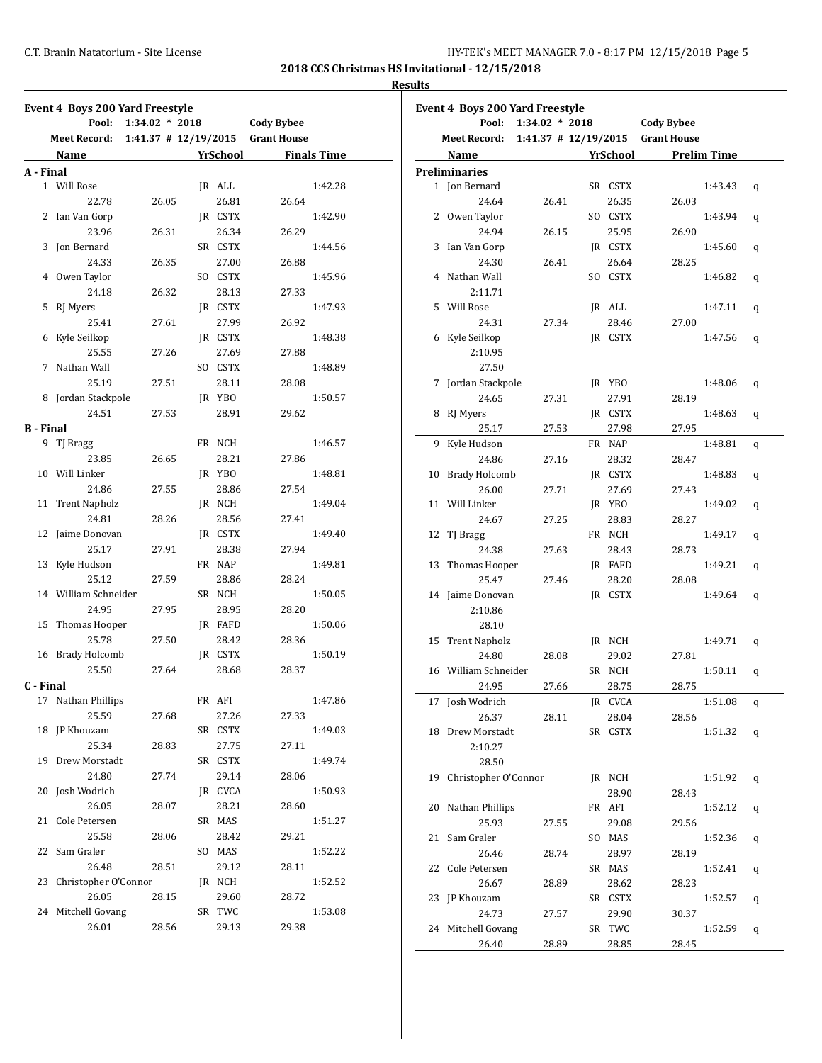**2018 CCS Christmas HS Invitational - 12/15/2018**

**Results**

## Event 4 Boys 200 Yard Freestyle

Pool: 1:34.02 * 2018 Cody Bybee
Meet Record: 1:41.37 # 12/19/2015 Grant House

| Name | | Yr | School | | Finals Time |
|---|---|---|---|---|---|
| **A - Final** | | | | | |
| 1 Will Rose | | JR | ALL | | 1:42.28 |
| 22.78 | 26.05 | | 26.81 | 26.64 | |
| 2 Ian Van Gorp | | JR | CSTX | | 1:42.90 |
| 23.96 | 26.31 | | 26.34 | 26.29 | |
| 3 Jon Bernard | | SR | CSTX | | 1:44.56 |
| 24.33 | 26.35 | | 27.00 | 26.88 | |
| 4 Owen Taylor | | SO | CSTX | | 1:45.96 |
| 24.18 | 26.32 | | 28.13 | 27.33 | |
| 5 RJ Myers | | JR | CSTX | | 1:47.93 |
| 25.41 | 27.61 | | 27.99 | 26.92 | |
| 6 Kyle Seilkop | | JR | CSTX | | 1:48.38 |
| 25.55 | 27.26 | | 27.69 | 27.88 | |
| 7 Nathan Wall | | SO | CSTX | | 1:48.89 |
| 25.19 | 27.51 | | 28.11 | 28.08 | |
| 8 Jordan Stackpole | | JR | YBO | | 1:50.57 |
| 24.51 | 27.53 | | 28.91 | 29.62 | |
| **B - Final** | | | | | |
| 9 TJ Bragg | | FR | NCH | | 1:46.57 |
| 23.85 | 26.65 | | 28.21 | 27.86 | |
| 10 Will Linker | | JR | YBO | | 1:48.81 |
| 24.86 | 27.55 | | 28.86 | 27.54 | |
| 11 Trent Napholz | | JR | NCH | | 1:49.04 |
| 24.81 | 28.26 | | 28.56 | 27.41 | |
| 12 Jaime Donovan | | JR | CSTX | | 1:49.40 |
| 25.17 | 27.91 | | 28.38 | 27.94 | |
| 13 Kyle Hudson | | FR | NAP | | 1:49.81 |
| 25.12 | 27.59 | | 28.86 | 28.24 | |
| 14 William Schneider | | SR | NCH | | 1:50.05 |
| 24.95 | 27.95 | | 28.95 | 28.20 | |
| 15 Thomas Hooper | | JR | FAFD | | 1:50.06 |
| 25.78 | 27.50 | | 28.42 | 28.36 | |
| 16 Brady Holcomb | | JR | CSTX | | 1:50.19 |
| 25.50 | 27.64 | | 28.68 | 28.37 | |
| **C - Final** | | | | | |
| 17 Nathan Phillips | | FR | AFI | | 1:47.86 |
| 25.59 | 27.68 | | 27.26 | 27.33 | |
| 18 JP Khouzam | | SR | CSTX | | 1:49.03 |
| 25.34 | 28.83 | | 27.75 | 27.11 | |
| 19 Drew Morstadt | | SR | CSTX | | 1:49.74 |
| 24.80 | 27.74 | | 29.14 | 28.06 | |
| 20 Josh Wodrich | | JR | CVCA | | 1:50.93 |
| 26.05 | 28.07 | | 28.21 | 28.60 | |
| 21 Cole Petersen | | SR | MAS | | 1:51.27 |
| 25.58 | 28.06 | | 28.42 | 29.21 | |
| 22 Sam Graler | | SO | MAS | | 1:52.22 |
| 26.48 | 28.51 | | 29.12 | 28.11 | |
| 23 Christopher O'Connor | | JR | NCH | | 1:52.52 |
| 26.05 | 28.15 | | 29.60 | 28.72 | |
| 24 Mitchell Govang | | SR | TWC | | 1:53.08 |
| 26.01 | 28.56 | | 29.13 | 29.38 | |

## Event 4 Boys 200 Yard Freestyle

Pool: 1:34.02 * 2018 Cody Bybee
Meet Record: 1:41.37 # 12/19/2015 Grant House

| Name | | Yr | School | | Prelim Time | |
|---|---|---|---|---|---|---|
| **Preliminaries** | | | | | | |
| 1 Jon Bernard | | SR | CSTX | | 1:43.43 | q |
| 24.64 | 26.41 | | 26.35 | 26.03 | | |
| 2 Owen Taylor | | SO | CSTX | | 1:43.94 | q |
| 24.94 | 26.15 | | 25.95 | 26.90 | | |
| 3 Ian Van Gorp | | JR | CSTX | | 1:45.60 | q |
| 24.30 | 26.41 | | 26.64 | 28.25 | | |
| 4 Nathan Wall | | SO | CSTX | | 1:46.82 | q |
| 2:11.71 | | | | | | |
| 5 Will Rose | | JR | ALL | | 1:47.11 | q |
| 24.31 | 27.34 | | 28.46 | 27.00 | | |
| 6 Kyle Seilkop | | JR | CSTX | | 1:47.56 | q |
| 2:10.95 | | | | | | |
| 27.50 | | | | | | |
| 7 Jordan Stackpole | | JR | YBO | | 1:48.06 | q |
| 24.65 | 27.31 | | 27.91 | 28.19 | | |
| 8 RJ Myers | | JR | CSTX | | 1:48.63 | q |
| 25.17 | 27.53 | | 27.98 | 27.95 | | |
| 9 Kyle Hudson | | FR | NAP | | 1:48.81 | q |
| 24.86 | 27.16 | | 28.32 | 28.47 | | |
| 10 Brady Holcomb | | JR | CSTX | | 1:48.83 | q |
| 26.00 | 27.71 | | 27.69 | 27.43 | | |
| 11 Will Linker | | JR | YBO | | 1:49.02 | q |
| 24.67 | 27.25 | | 28.83 | 28.27 | | |
| 12 TJ Bragg | | FR | NCH | | 1:49.17 | q |
| 24.38 | 27.63 | | 28.43 | 28.73 | | |
| 13 Thomas Hooper | | JR | FAFD | | 1:49.21 | q |
| 25.47 | 27.46 | | 28.20 | 28.08 | | |
| 14 Jaime Donovan | | JR | CSTX | | 1:49.64 | q |
| 2:10.86 | | | | | | |
| 28.10 | | | | | | |
| 15 Trent Napholz | | JR | NCH | | 1:49.71 | q |
| 24.80 | 28.08 | | 29.02 | 27.81 | | |
| 16 William Schneider | | SR | NCH | | 1:50.11 | q |
| 24.95 | 27.66 | | 28.75 | 28.75 | | |
| 17 Josh Wodrich | | JR | CVCA | | 1:51.08 | q |
| 26.37 | 28.11 | | 28.04 | 28.56 | | |
| 18 Drew Morstadt | | SR | CSTX | | 1:51.32 | q |
| 2:10.27 | | | | | | |
| 28.50 | | | | | | |
| 19 Christopher O'Connor | | JR | NCH | | 1:51.92 | q |
| | | | 28.90 | 28.43 | | |
| 20 Nathan Phillips | | FR | AFI | | 1:52.12 | q |
| 25.93 | 27.55 | | 29.08 | 29.56 | | |
| 21 Sam Graler | | SO | MAS | | 1:52.36 | q |
| 26.46 | 28.74 | | 28.97 | 28.19 | | |
| 22 Cole Petersen | | SR | MAS | | 1:52.41 | q |
| 26.67 | 28.89 | | 28.62 | 28.23 | | |
| 23 JP Khouzam | | SR | CSTX | | 1:52.57 | q |
| 24.73 | 27.57 | | 29.90 | 30.37 | | |
| 24 Mitchell Govang | | SR | TWC | | 1:52.59 | q |
| 26.40 | 28.89 | | 28.85 | 28.45 | | |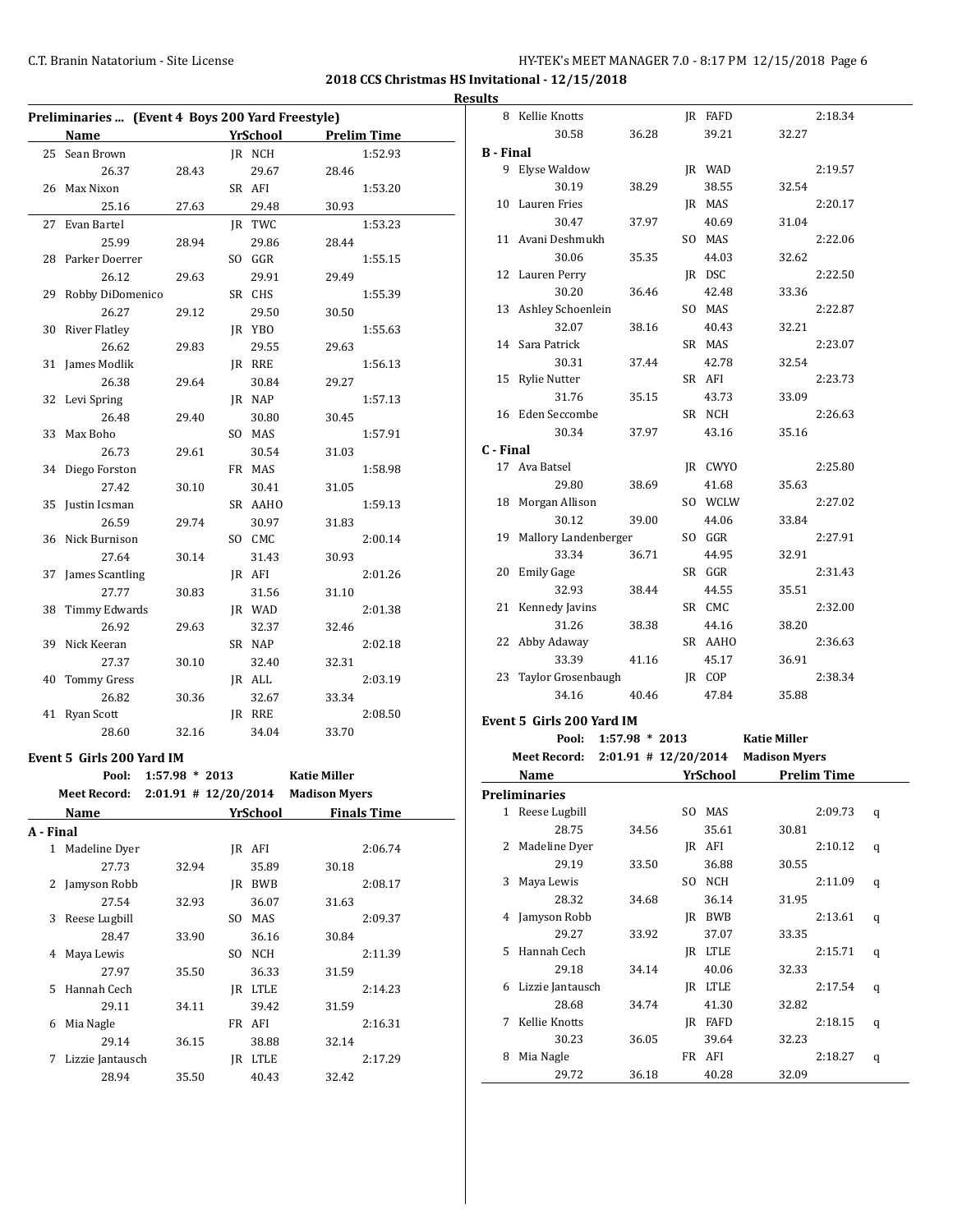## 2018 CCS Christmas HS Invitational - 12/15/2018

### Results

### Preliminaries ... (Event 4 Boys 200 Yard Freestyle)

| | Name | Yr | School | Prelim Time |
|---|---|---|---|---|
| 25 | Sean Brown | JR | NCH | 1:52.93 |
| | 26.37 | 28.43 | 29.67 | 28.46 |
| 26 | Max Nixon | SR | AFI | 1:53.20 |
| | 25.16 | 27.63 | 29.48 | 30.93 |
| 27 | Evan Bartel | JR | TWC | 1:53.23 |
| | 25.99 | 28.94 | 29.86 | 28.44 |
| 28 | Parker Doerrer | SO | GGR | 1:55.15 |
| | 26.12 | 29.63 | 29.91 | 29.49 |
| 29 | Robby DiDomenico | SR | CHS | 1:55.39 |
| | 26.27 | 29.12 | 29.50 | 30.50 |
| 30 | River Flatley | JR | YBO | 1:55.63 |
| | 26.62 | 29.83 | 29.55 | 29.63 |
| 31 | James Modlik | JR | RRE | 1:56.13 |
| | 26.38 | 29.64 | 30.84 | 29.27 |
| 32 | Levi Spring | JR | NAP | 1:57.13 |
| | 26.48 | 29.40 | 30.80 | 30.45 |
| 33 | Max Boho | SO | MAS | 1:57.91 |
| | 26.73 | 29.61 | 30.54 | 31.03 |
| 34 | Diego Forston | FR | MAS | 1:58.98 |
| | 27.42 | 30.10 | 30.41 | 31.05 |
| 35 | Justin Icsman | SR | AAHO | 1:59.13 |
| | 26.59 | 29.74 | 30.97 | 31.83 |
| 36 | Nick Burnison | SO | CMC | 2:00.14 |
| | 27.64 | 30.14 | 31.43 | 30.93 |
| 37 | James Scantling | JR | AFI | 2:01.26 |
| | 27.77 | 30.83 | 31.56 | 31.10 |
| 38 | Timmy Edwards | JR | WAD | 2:01.38 |
| | 26.92 | 29.63 | 32.37 | 32.46 |
| 39 | Nick Keeran | SR | NAP | 2:02.18 |
| | 27.37 | 30.10 | 32.40 | 32.31 |
| 40 | Tommy Gress | JR | ALL | 2:03.19 |
| | 26.82 | 30.36 | 32.67 | 33.34 |
| 41 | Ryan Scott | JR | RRE | 2:08.50 |
| | 28.60 | 32.16 | 34.04 | 33.70 |

### Event 5 Girls 200 Yard IM

Pool: 1:57.98 * 2013 Katie Miller
Meet Record: 2:01.91 # 12/20/2014 Madison Myers

| | Name | Yr | School | Finals Time |
|---|---|---|---|---|
| **A - Final** | | | | |
| 1 | Madeline Dyer | JR | AFI | 2:06.74 |
| | 27.73 | 32.94 | 35.89 | 30.18 |
| 2 | Jamyson Robb | JR | BWB | 2:08.17 |
| | 27.54 | 32.93 | 36.07 | 31.63 |
| 3 | Reese Lugbill | SO | MAS | 2:09.37 |
| | 28.47 | 33.90 | 36.16 | 30.84 |
| 4 | Maya Lewis | SO | NCH | 2:11.39 |
| | 27.97 | 35.50 | 36.33 | 31.59 |
| 5 | Hannah Cech | JR | LTLE | 2:14.23 |
| | 29.11 | 34.11 | 39.42 | 31.59 |
| 6 | Mia Nagle | FR | AFI | 2:16.31 |
| | 29.14 | 36.15 | 38.88 | 32.14 |
| 7 | Lizzie Jantausch | JR | LTLE | 2:17.29 |
| | 28.94 | 35.50 | 40.43 | 32.42 |
| 8 | Kellie Knotts | JR | FAFD | 2:18.34 |
| | 30.58 | 36.28 | 39.21 | 32.27 |
| **B - Final** | | | | |
| 9 | Elyse Waldow | JR | WAD | 2:19.57 |
| | 30.19 | 38.29 | 38.55 | 32.54 |
| 10 | Lauren Fries | JR | MAS | 2:20.17 |
| | 30.47 | 37.97 | 40.69 | 31.04 |
| 11 | Avani Deshmukh | SO | MAS | 2:22.06 |
| | 30.06 | 35.35 | 44.03 | 32.62 |
| 12 | Lauren Perry | JR | DSC | 2:22.50 |
| | 30.20 | 36.46 | 42.48 | 33.36 |
| 13 | Ashley Schoenlein | SO | MAS | 2:22.87 |
| | 32.07 | 38.16 | 40.43 | 32.21 |
| 14 | Sara Patrick | SR | MAS | 2:23.07 |
| | 30.31 | 37.44 | 42.78 | 32.54 |
| 15 | Rylie Nutter | SR | AFI | 2:23.73 |
| | 31.76 | 35.15 | 43.73 | 33.09 |
| 16 | Eden Seccombe | SR | NCH | 2:26.63 |
| | 30.34 | 37.97 | 43.16 | 35.16 |
| **C - Final** | | | | |
| 17 | Ava Batsel | JR | CWYO | 2:25.80 |
| | 29.80 | 38.69 | 41.68 | 35.63 |
| 18 | Morgan Allison | SO | WCLW | 2:27.02 |
| | 30.12 | 39.00 | 44.06 | 33.84 |
| 19 | Mallory Landenberger | SO | GGR | 2:27.91 |
| | 33.34 | 36.71 | 44.95 | 32.91 |
| 20 | Emily Gage | SR | GGR | 2:31.43 |
| | 32.93 | 38.44 | 44.55 | 35.51 |
| 21 | Kennedy Javins | SR | CMC | 2:32.00 |
| | 31.26 | 38.38 | 44.16 | 38.20 |
| 22 | Abby Adaway | SR | AAHO | 2:36.63 |
| | 33.39 | 41.16 | 45.17 | 36.91 |
| 23 | Taylor Grosenbaugh | JR | COP | 2:38.34 |
| | 34.16 | 40.46 | 47.84 | 35.88 |

### Event 5 Girls 200 Yard IM

Pool: 1:57.98 * 2013 Katie Miller
Meet Record: 2:01.91 # 12/20/2014 Madison Myers

| | Name | Yr | School | Prelim Time | |
|---|---|---|---|---|---|
| **Preliminaries** | | | | | |
| 1 | Reese Lugbill | SO | MAS | 2:09.73 | q |
| | 28.75 | 34.56 | 35.61 | 30.81 | |
| 2 | Madeline Dyer | JR | AFI | 2:10.12 | q |
| | 29.19 | 33.50 | 36.88 | 30.55 | |
| 3 | Maya Lewis | SO | NCH | 2:11.09 | q |
| | 28.32 | 34.68 | 36.14 | 31.95 | |
| 4 | Jamyson Robb | JR | BWB | 2:13.61 | q |
| | 29.27 | 33.92 | 37.07 | 33.35 | |
| 5 | Hannah Cech | JR | LTLE | 2:15.71 | q |
| | 29.18 | 34.14 | 40.06 | 32.33 | |
| 6 | Lizzie Jantausch | JR | LTLE | 2:17.54 | q |
| | 28.68 | 34.74 | 41.30 | 32.82 | |
| 7 | Kellie Knotts | JR | FAFD | 2:18.15 | q |
| | 30.23 | 36.05 | 39.64 | 32.23 | |
| 8 | Mia Nagle | FR | AFI | 2:18.27 | q |
| | 29.72 | 36.18 | 40.28 | 32.09 | |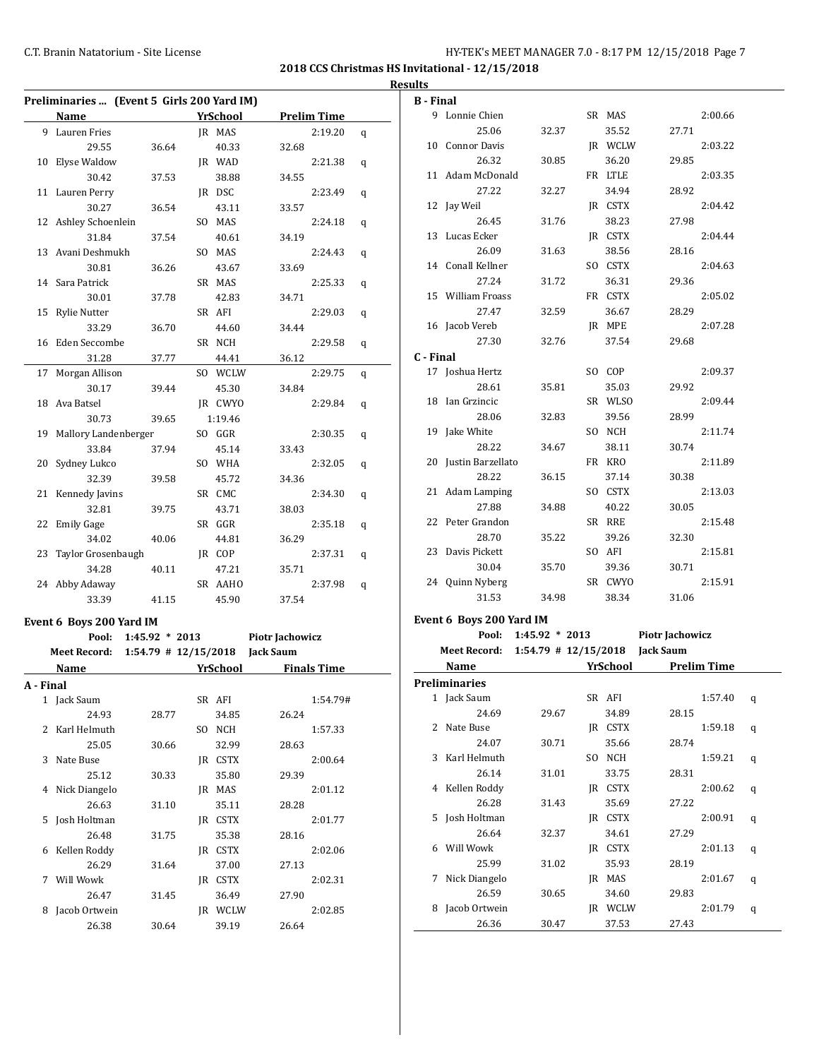# 2018 CCS Christmas HS Invitational - 12/15/2018

## Results

### Preliminaries ... (Event 5 Girls 200 Yard IM)

| | Name | | | YrSchool | Prelim Time | |
|---|---|---|---|---|---|---|
| 9 | Lauren Fries | | | JR MAS | 2:19.20 | q |
| | 29.55 | 36.64 | 40.33 | 32.68 | | |
| 10 | Elyse Waldow | | | JR WAD | 2:21.38 | q |
| | 30.42 | 37.53 | 38.88 | 34.55 | | |
| 11 | Lauren Perry | | | JR DSC | 2:23.49 | q |
| | 30.27 | 36.54 | 43.11 | 33.57 | | |
| 12 | Ashley Schoenlein | | | SO MAS | 2:24.18 | q |
| | 31.84 | 37.54 | 40.61 | 34.19 | | |
| 13 | Avani Deshmukh | | | SO MAS | 2:24.43 | q |
| | 30.81 | 36.26 | 43.67 | 33.69 | | |
| 14 | Sara Patrick | | | SR MAS | 2:25.33 | q |
| | 30.01 | 37.78 | 42.83 | 34.71 | | |
| 15 | Rylie Nutter | | | SR AFI | 2:29.03 | q |
| | 33.29 | 36.70 | 44.60 | 34.44 | | |
| 16 | Eden Seccombe | | | SR NCH | 2:29.58 | q |
| | 31.28 | 37.77 | 44.41 | 36.12 | | |
| 17 | Morgan Allison | | | SO WCLW | 2:29.75 | q |
| | 30.17 | 39.44 | 45.30 | 34.84 | | |
| 18 | Ava Batsel | | | JR CWYO | 2:29.84 | q |
| | 30.73 | 39.65 | 1:19.46 | | | |
| 19 | Mallory Landenberger | | | SO GGR | 2:30.35 | q |
| | 33.84 | 37.94 | 45.14 | 33.43 | | |
| 20 | Sydney Lukco | | | SO WHA | 2:32.05 | q |
| | 32.39 | 39.58 | 45.72 | 34.36 | | |
| 21 | Kennedy Javins | | | SR CMC | 2:34.30 | q |
| | 32.81 | 39.75 | 43.71 | 38.03 | | |
| 22 | Emily Gage | | | SR GGR | 2:35.18 | q |
| | 34.02 | 40.06 | 44.81 | 36.29 | | |
| 23 | Taylor Grosenbaugh | | | JR COP | 2:37.31 | q |
| | 34.28 | 40.11 | 47.21 | 35.71 | | |
| 24 | Abby Adaway | | | SR AAHO | 2:37.98 | q |
| | 33.39 | 41.15 | 45.90 | 37.54 | | |

### Event 6 Boys 200 Yard IM

**Pool:** 1:45.92 * 2013 Piotr Jachowicz
**Meet Record:** 1:54.79 # 12/15/2018 Jack Saum

| | Name | | | YrSchool | Finals Time |
|---|---|---|---|---|---|
| **A - Final** | | | | | |
| 1 | Jack Saum | | | SR AFI | 1:54.79# |
| | 24.93 | 28.77 | 34.85 | 26.24 | |
| 2 | Karl Helmuth | | | SO NCH | 1:57.33 |
| | 25.05 | 30.66 | 32.99 | 28.63 | |
| 3 | Nate Buse | | | JR CSTX | 2:00.64 |
| | 25.12 | 30.33 | 35.80 | 29.39 | |
| 4 | Nick Diangelo | | | JR MAS | 2:01.12 |
| | 26.63 | 31.10 | 35.11 | 28.28 | |
| 5 | Josh Holtman | | | JR CSTX | 2:01.77 |
| | 26.48 | 31.75 | 35.38 | 28.16 | |
| 6 | Kellen Roddy | | | JR CSTX | 2:02.06 |
| | 26.29 | 31.64 | 37.00 | 27.13 | |
| 7 | Will Wowk | | | JR CSTX | 2:02.31 |
| | 26.47 | 31.45 | 36.49 | 27.90 | |
| 8 | Jacob Ortwein | | | JR WCLW | 2:02.85 |
| | 26.38 | 30.64 | 39.19 | 26.64 | |
| **B - Final** | | | | | |
| 9 | Lonnie Chien | | | SR MAS | 2:00.66 |
| | 25.06 | 32.37 | 35.52 | 27.71 | |
| 10 | Connor Davis | | | JR WCLW | 2:03.22 |
| | 26.32 | 30.85 | 36.20 | 29.85 | |
| 11 | Adam McDonald | | | FR LTLE | 2:03.35 |
| | 27.22 | 32.27 | 34.94 | 28.92 | |
| 12 | Jay Weil | | | JR CSTX | 2:04.42 |
| | 26.45 | 31.76 | 38.23 | 27.98 | |
| 13 | Lucas Ecker | | | JR CSTX | 2:04.44 |
| | 26.09 | 31.63 | 38.56 | 28.16 | |
| 14 | Conall Kellner | | | SO CSTX | 2:04.63 |
| | 27.24 | 31.72 | 36.31 | 29.36 | |
| 15 | William Froass | | | FR CSTX | 2:05.02 |
| | 27.47 | 32.59 | 36.67 | 28.29 | |
| 16 | Jacob Vereb | | | JR MPE | 2:07.28 |
| | 27.30 | 32.76 | 37.54 | 29.68 | |
| **C - Final** | | | | | |
| 17 | Joshua Hertz | | | SO COP | 2:09.37 |
| | 28.61 | 35.81 | 35.03 | 29.92 | |
| 18 | Ian Grzincic | | | SR WLSO | 2:09.44 |
| | 28.06 | 32.83 | 39.56 | 28.99 | |
| 19 | Jake White | | | SO NCH | 2:11.74 |
| | 28.22 | 34.67 | 38.11 | 30.74 | |
| 20 | Justin Barzellato | | | FR KRO | 2:11.89 |
| | 28.22 | 36.15 | 37.14 | 30.38 | |
| 21 | Adam Lamping | | | SO CSTX | 2:13.03 |
| | 27.88 | 34.88 | 40.22 | 30.05 | |
| 22 | Peter Grandon | | | SR RRE | 2:15.48 |
| | 28.70 | 35.22 | 39.26 | 32.30 | |
| 23 | Davis Pickett | | | SO AFI | 2:15.81 |
| | 30.04 | 35.70 | 39.36 | 30.71 | |
| 24 | Quinn Nyberg | | | SR CWYO | 2:15.91 |
| | 31.53 | 34.98 | 38.34 | 31.06 | |

### Event 6 Boys 200 Yard IM

**Pool:** 1:45.92 * 2013 Piotr Jachowicz
**Meet Record:** 1:54.79 # 12/15/2018 Jack Saum

| | Name | | | YrSchool | Prelim Time | |
|---|---|---|---|---|---|---|
| **Preliminaries** | | | | | | |
| 1 | Jack Saum | | | SR AFI | 1:57.40 | q |
| | 24.69 | 29.67 | 34.89 | 28.15 | | |
| 2 | Nate Buse | | | JR CSTX | 1:59.18 | q |
| | 24.07 | 30.71 | 35.66 | 28.74 | | |
| 3 | Karl Helmuth | | | SO NCH | 1:59.21 | q |
| | 26.14 | 31.01 | 33.75 | 28.31 | | |
| 4 | Kellen Roddy | | | JR CSTX | 2:00.62 | q |
| | 26.28 | 31.43 | 35.69 | 27.22 | | |
| 5 | Josh Holtman | | | JR CSTX | 2:00.91 | q |
| | 26.64 | 32.37 | 34.61 | 27.29 | | |
| 6 | Will Wowk | | | JR CSTX | 2:01.13 | q |
| | 25.99 | 31.02 | 35.93 | 28.19 | | |
| 7 | Nick Diangelo | | | JR MAS | 2:01.67 | q |
| | 26.59 | 30.65 | 34.60 | 29.83 | | |
| 8 | Jacob Ortwein | | | JR WCLW | 2:01.79 | q |
| | 26.36 | 30.47 | 37.53 | 27.43 | | |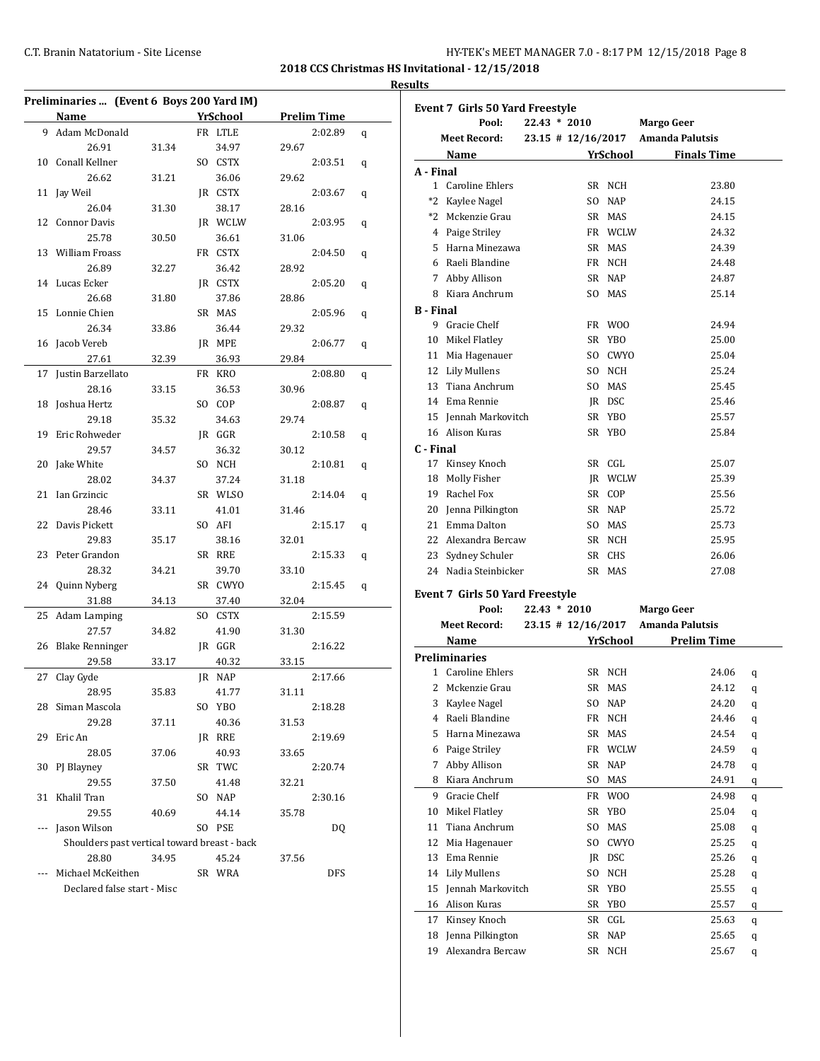# 2018 CCS Christmas HS Invitational - 12/15/2018

## Results

### Preliminaries ... (Event 6 Boys 200 Yard IM)

| | Name | Yr | School | Prelim Time | |
|---|---|---|---|---|---|
| 9 | Adam McDonald | FR | LTLE | 2:02.89 | q |
| | 26.91 31.34 34.97 29.67 | | | | |
| 10 | Conall Kellner | SO | CSTX | 2:03.51 | q |
| | 26.62 31.21 36.06 29.62 | | | | |
| 11 | Jay Weil | JR | CSTX | 2:03.67 | q |
| | 26.04 31.30 38.17 28.16 | | | | |
| 12 | Connor Davis | JR | WCLW | 2:03.95 | q |
| | 25.78 30.50 36.61 31.06 | | | | |
| 13 | William Froass | FR | CSTX | 2:04.50 | q |
| | 26.89 32.27 36.42 28.92 | | | | |
| 14 | Lucas Ecker | JR | CSTX | 2:05.20 | q |
| | 26.68 31.80 37.86 28.86 | | | | |
| 15 | Lonnie Chien | SR | MAS | 2:05.96 | q |
| | 26.34 33.86 36.44 29.32 | | | | |
| 16 | Jacob Vereb | JR | MPE | 2:06.77 | q |
| | 27.61 32.39 36.93 29.84 | | | | |
| 17 | Justin Barzellato | FR | KRO | 2:08.80 | q |
| | 28.16 33.15 36.53 30.96 | | | | |
| 18 | Joshua Hertz | SO | COP | 2:08.87 | q |
| | 29.18 35.32 34.63 29.74 | | | | |
| 19 | Eric Rohweder | JR | GGR | 2:10.58 | q |
| | 29.57 34.57 36.32 30.12 | | | | |
| 20 | Jake White | SO | NCH | 2:10.81 | q |
| | 28.02 34.37 37.24 31.18 | | | | |
| 21 | Ian Grzincic | SR | WLSO | 2:14.04 | q |
| | 28.46 33.11 41.01 31.46 | | | | |
| 22 | Davis Pickett | SO | AFI | 2:15.17 | q |
| | 29.83 35.17 38.16 32.01 | | | | |
| 23 | Peter Grandon | SR | RRE | 2:15.33 | q |
| | 28.32 34.21 39.70 33.10 | | | | |
| 24 | Quinn Nyberg | SR | CWYO | 2:15.45 | q |
| | 31.88 34.13 37.40 32.04 | | | | |
| 25 | Adam Lamping | SO | CSTX | 2:15.59 | |
| | 27.57 34.82 41.90 31.30 | | | | |
| 26 | Blake Renninger | JR | GGR | 2:16.22 | |
| | 29.58 33.17 40.32 33.15 | | | | |
| 27 | Clay Gyde | JR | NAP | 2:17.66 | |
| | 28.95 35.83 41.77 31.11 | | | | |
| 28 | Siman Mascola | SO | YBO | 2:18.28 | |
| | 29.28 37.11 40.36 31.53 | | | | |
| 29 | Eric An | JR | RRE | 2:19.69 | |
| | 28.05 37.06 40.93 33.65 | | | | |
| 30 | PJ Blayney | SR | TWC | 2:20.74 | |
| | 29.55 37.50 41.48 32.21 | | | | |
| 31 | Khalil Tran | SO | NAP | 2:30.16 | |
| | 29.55 40.69 44.14 35.78 | | | | |
| --- | Jason Wilson | SO | PSE | DQ | |
| | Shoulders past vertical toward breast - back | | | | |
| | 28.80 34.95 45.24 37.56 | | | | |
| --- | Michael McKeithen | SR | WRA | DFS | |
| | Declared false start - Misc | | | | |

### Event 7 Girls 50 Yard Freestyle

Pool: 22.43 * 2010 Margo Geer
Meet Record: 23.15 # 12/16/2017 Amanda Palutsis

| | Name | Yr | School | Finals Time |
|---|---|---|---|---|
| **A - Final** | | | | |
| 1 | Caroline Ehlers | SR | NCH | 23.80 |
| *2 | Kaylee Nagel | SO | NAP | 24.15 |
| *2 | Mckenzie Grau | SR | MAS | 24.15 |
| 4 | Paige Striley | FR | WCLW | 24.32 |
| 5 | Harna Minezawa | SR | MAS | 24.39 |
| 6 | Raeli Blandine | FR | NCH | 24.48 |
| 7 | Abby Allison | SR | NAP | 24.87 |
| 8 | Kiara Anchrum | SO | MAS | 25.14 |
| **B - Final** | | | | |
| 9 | Gracie Chelf | FR | WOO | 24.94 |
| 10 | Mikel Flatley | SR | YBO | 25.00 |
| 11 | Mia Hagenauer | SO | CWYO | 25.04 |
| 12 | Lily Mullens | SO | NCH | 25.24 |
| 13 | Tiana Anchrum | SO | MAS | 25.45 |
| 14 | Ema Rennie | JR | DSC | 25.46 |
| 15 | Jennah Markovitch | SR | YBO | 25.57 |
| 16 | Alison Kuras | SR | YBO | 25.84 |
| **C - Final** | | | | |
| 17 | Kinsey Knoch | SR | CGL | 25.07 |
| 18 | Molly Fisher | JR | WCLW | 25.39 |
| 19 | Rachel Fox | SR | COP | 25.56 |
| 20 | Jenna Pilkington | SR | NAP | 25.72 |
| 21 | Emma Dalton | SO | MAS | 25.73 |
| 22 | Alexandra Bercaw | SR | NCH | 25.95 |
| 23 | Sydney Schuler | SR | CHS | 26.06 |
| 24 | Nadia Steinbicker | SR | MAS | 27.08 |

### Event 7 Girls 50 Yard Freestyle

Pool: 22.43 * 2010 Margo Geer
Meet Record: 23.15 # 12/16/2017 Amanda Palutsis

| | Name | Yr | School | Prelim Time | |
|---|---|---|---|---|---|
| **Preliminaries** | | | | | |
| 1 | Caroline Ehlers | SR | NCH | 24.06 | q |
| 2 | Mckenzie Grau | SR | MAS | 24.12 | q |
| 3 | Kaylee Nagel | SO | NAP | 24.20 | q |
| 4 | Raeli Blandine | FR | NCH | 24.46 | q |
| 5 | Harna Minezawa | SR | MAS | 24.54 | q |
| 6 | Paige Striley | FR | WCLW | 24.59 | q |
| 7 | Abby Allison | SR | NAP | 24.78 | q |
| 8 | Kiara Anchrum | SO | MAS | 24.91 | q |
| 9 | Gracie Chelf | FR | WOO | 24.98 | q |
| 10 | Mikel Flatley | SR | YBO | 25.04 | q |
| 11 | Tiana Anchrum | SO | MAS | 25.08 | q |
| 12 | Mia Hagenauer | SO | CWYO | 25.25 | q |
| 13 | Ema Rennie | JR | DSC | 25.26 | q |
| 14 | Lily Mullens | SO | NCH | 25.28 | q |
| 15 | Jennah Markovitch | SR | YBO | 25.55 | q |
| 16 | Alison Kuras | SR | YBO | 25.57 | q |
| 17 | Kinsey Knoch | SR | CGL | 25.63 | q |
| 18 | Jenna Pilkington | SR | NAP | 25.65 | q |
| 19 | Alexandra Bercaw | SR | NCH | 25.67 | q |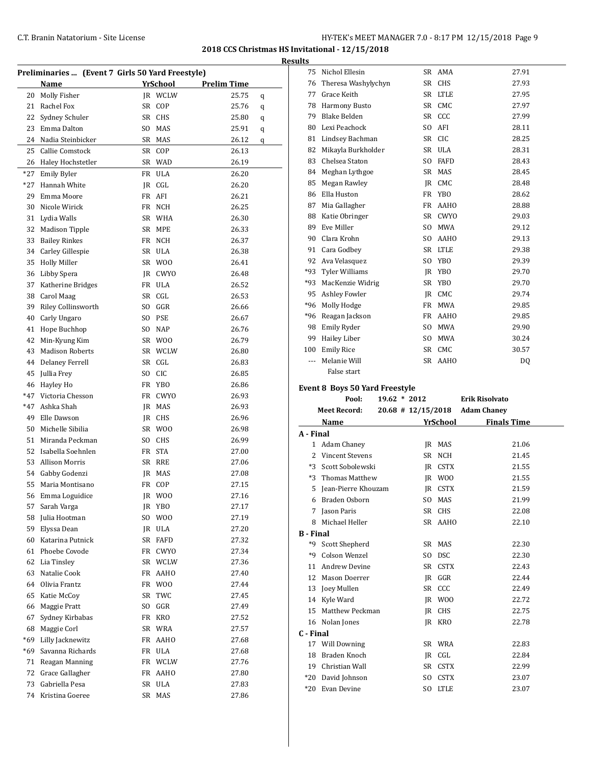**2018 CCS Christmas HS Invitational - 12/15/2018**

**Results**

### Preliminaries ... (Event 7 Girls 50 Yard Freestyle)

| | Name | Yr | School | Prelim Time | |
|---|---|---|---|---|---|
| 20 | Molly Fisher | JR | WCLW | 25.75 | q |
| 21 | Rachel Fox | SR | COP | 25.76 | q |
| 22 | Sydney Schuler | SR | CHS | 25.80 | q |
| 23 | Emma Dalton | SO | MAS | 25.91 | q |
| 24 | Nadia Steinbicker | SR | MAS | 26.12 | q |
| 25 | Callie Comstock | SR | COP | 26.13 | |
| 26 | Haley Hochstetler | SR | WAD | 26.19 | |
| *27 | Emily Byler | FR | ULA | 26.20 | |
| *27 | Hannah White | JR | CGL | 26.20 | |
| 29 | Emma Moore | FR | AFI | 26.21 | |
| 30 | Nicole Wirick | FR | NCH | 26.25 | |
| 31 | Lydia Walls | SR | WHA | 26.30 | |
| 32 | Madison Tipple | SR | MPE | 26.33 | |
| 33 | Bailey Rinkes | FR | NCH | 26.37 | |
| 34 | Carley Gillespie | SR | ULA | 26.38 | |
| 35 | Holly Miller | SR | WOO | 26.41 | |
| 36 | Libby Spera | JR | CWYO | 26.48 | |
| 37 | Katherine Bridges | FR | ULA | 26.52 | |
| 38 | Carol Maag | SR | CGL | 26.53 | |
| 39 | Riley Collinsworth | SO | GGR | 26.66 | |
| 40 | Carly Ungaro | SO | PSE | 26.67 | |
| 41 | Hope Buchhop | SO | NAP | 26.76 | |
| 42 | Min-Kyung Kim | SR | WOO | 26.79 | |
| 43 | Madison Roberts | SR | WCLW | 26.80 | |
| 44 | Delaney Ferrell | SR | CGL | 26.83 | |
| 45 | Jullia Frey | SO | CIC | 26.85 | |
| 46 | Hayley Ho | FR | YBO | 26.86 | |
| *47 | Victoria Chesson | FR | CWYO | 26.93 | |
| *47 | Ashka Shah | JR | MAS | 26.93 | |
| 49 | Elle Dawson | JR | CHS | 26.96 | |
| 50 | Michelle Sibilia | SR | WOO | 26.98 | |
| 51 | Miranda Peckman | SO | CHS | 26.99 | |
| 52 | Isabella Soehnlen | FR | STA | 27.00 | |
| 53 | Allison Morris | SR | RRE | 27.06 | |
| 54 | Gabby Godenzi | JR | MAS | 27.08 | |
| 55 | Maria Montisano | FR | COP | 27.15 | |
| 56 | Emma Loguidice | JR | WOO | 27.16 | |
| 57 | Sarah Varga | JR | YBO | 27.17 | |
| 58 | Julia Hootman | SO | WOO | 27.19 | |
| 59 | Elyssa Dean | JR | ULA | 27.20 | |
| 60 | Katarina Putnick | SR | FAFD | 27.32 | |
| 61 | Phoebe Covode | FR | CWYO | 27.34 | |
| 62 | Lia Tinsley | SR | WCLW | 27.36 | |
| 63 | Natalie Cook | FR | AAHO | 27.40 | |
| 64 | Olivia Frantz | FR | WOO | 27.44 | |
| 65 | Katie McCoy | SR | TWC | 27.45 | |
| 66 | Maggie Pratt | SO | GGR | 27.49 | |
| 67 | Sydney Kirbabas | FR | KRO | 27.52 | |
| 68 | Maggie Corl | SR | WRA | 27.57 | |
| *69 | Lilly Jacknewitz | FR | AAHO | 27.68 | |
| *69 | Savanna Richards | FR | ULA | 27.68 | |
| 71 | Reagan Manning | FR | WCLW | 27.76 | |
| 72 | Grace Gallagher | FR | AAHO | 27.80 | |
| 73 | Gabriella Pesa | SR | ULA | 27.83 | |
| 74 | Kristina Goeree | SR | MAS | 27.86 | |
| 75 | Nichol Ellesin | SR | AMA | 27.91 | |
| 76 | Theresa Washylychyn | SR | CHS | 27.93 | |
| 77 | Grace Keith | SR | LTLE | 27.95 | |
| 78 | Harmony Busto | SR | CMC | 27.97 | |
| 79 | Blake Belden | SR | CCC | 27.99 | |
| 80 | Lexi Peachock | SO | AFI | 28.11 | |
| 81 | Lindsey Bachman | SR | CIC | 28.25 | |
| 82 | Mikayla Burkholder | SR | ULA | 28.31 | |
| 83 | Chelsea Staton | SO | FAFD | 28.43 | |
| 84 | Meghan Lythgoe | SR | MAS | 28.45 | |
| 85 | Megan Rawley | JR | CMC | 28.48 | |
| 86 | Ella Huston | FR | YBO | 28.62 | |
| 87 | Mia Gallagher | FR | AAHO | 28.88 | |
| 88 | Katie Obringer | SR | CWYO | 29.03 | |
| 89 | Eve Miller | SO | MWA | 29.12 | |
| 90 | Clara Krohn | SO | AAHO | 29.13 | |
| 91 | Cara Godbey | SR | LTLE | 29.38 | |
| 92 | Ava Velasquez | SO | YBO | 29.39 | |
| *93 | Tyler Williams | JR | YBO | 29.70 | |
| *93 | MacKenzie Widrig | SR | YBO | 29.70 | |
| 95 | Ashley Fowler | JR | CMC | 29.74 | |
| *96 | Molly Hodge | FR | MWA | 29.85 | |
| *96 | Reagan Jackson | FR | AAHO | 29.85 | |
| 98 | Emily Ryder | SO | MWA | 29.90 | |
| 99 | Hailey Liber | SO | MWA | 30.24 | |
| 100 | Emily Rice | SR | CMC | 30.57 | |
| --- | Melanie Will | SR | AAHO | DQ | |
| | False start | | | | |

### Event 8 Boys 50 Yard Freestyle

| | | | |
|---|---|---|---|
| Pool: | 19.62 * 2012 | | Erik Risolvato |
| Meet Record: | 20.68 # 12/15/2018 | | Adam Chaney |

| | Name | Yr | School | Finals Time |
|---|---|---|---|---|
| **A - Final** | | | | |
| 1 | Adam Chaney | JR | MAS | 21.06 |
| 2 | Vincent Stevens | SR | NCH | 21.45 |
| *3 | Scott Sobolewski | JR | CSTX | 21.55 |
| *3 | Thomas Matthew | JR | WOO | 21.55 |
| 5 | Jean-Pierre Khouzam | JR | CSTX | 21.59 |
| 6 | Braden Osborn | SO | MAS | 21.99 |
| 7 | Jason Paris | SR | CHS | 22.08 |
| 8 | Michael Heller | SR | AAHO | 22.10 |
| **B - Final** | | | | |
| *9 | Scott Shepherd | SR | MAS | 22.30 |
| *9 | Colson Wenzel | SO | DSC | 22.30 |
| 11 | Andrew Devine | SR | CSTX | 22.43 |
| 12 | Mason Doerrer | JR | GGR | 22.44 |
| 13 | Joey Mullen | SR | CCC | 22.49 |
| 14 | Kyle Ward | JR | WOO | 22.72 |
| 15 | Matthew Peckman | JR | CHS | 22.75 |
| 16 | Nolan Jones | JR | KRO | 22.78 |
| **C - Final** | | | | |
| 17 | Will Downing | SR | WRA | 22.83 |
| 18 | Braden Knoch | JR | CGL | 22.84 |
| 19 | Christian Wall | SR | CSTX | 22.99 |
| *20 | David Johnson | SO | CSTX | 23.07 |
| *20 | Evan Devine | SO | LTLE | 23.07 |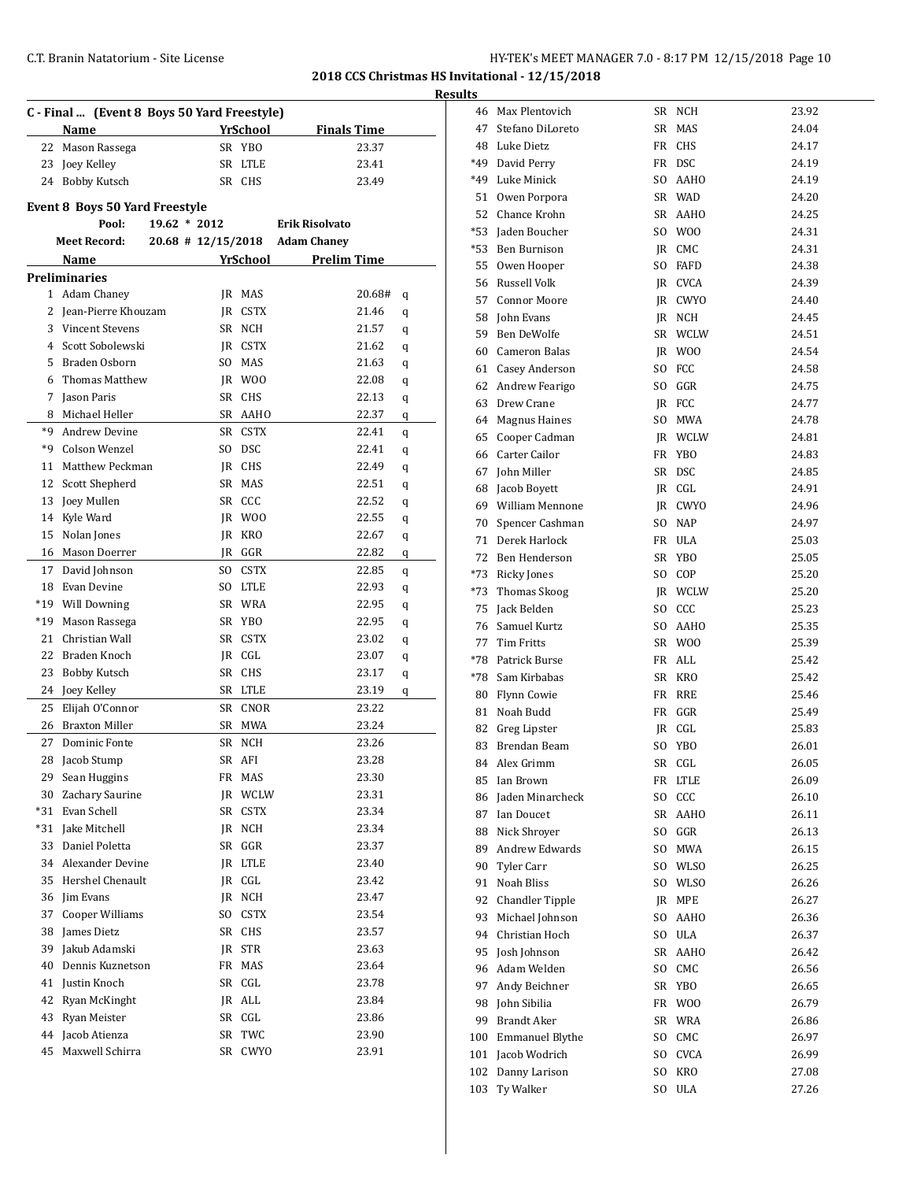## 2018 CCS Christmas HS Invitational - 12/15/2018

### Results

### C - Final ... (Event 8 Boys 50 Yard Freestyle)

| | Name | Yr | School | Finals Time |
|---|---|---|---|---|
| 22 | Mason Rassega | SR | YBO | 23.37 |
| 23 | Joey Kelley | SR | LTLE | 23.41 |
| 24 | Bobby Kutsch | SR | CHS | 23.49 |

### Event 8 Boys 50 Yard Freestyle

Pool: 19.62 * 2012 Erik Risolvato

Meet Record: 20.68 # 12/15/2018 Adam Chaney

**Preliminaries**

| | Name | Yr | School | Prelim Time | |
|---|---|---|---|---|---|
| 1 | Adam Chaney | JR | MAS | 20.68# | q |
| 2 | Jean-Pierre Khouzam | JR | CSTX | 21.46 | q |
| 3 | Vincent Stevens | SR | NCH | 21.57 | q |
| 4 | Scott Sobolewski | JR | CSTX | 21.62 | q |
| 5 | Braden Osborn | SO | MAS | 21.63 | q |
| 6 | Thomas Matthew | JR | WOO | 22.08 | q |
| 7 | Jason Paris | SR | CHS | 22.13 | q |
| 8 | Michael Heller | SR | AAHO | 22.37 | q |
| *9 | Andrew Devine | SR | CSTX | 22.41 | q |
| *9 | Colson Wenzel | SO | DSC | 22.41 | q |
| 11 | Matthew Peckman | JR | CHS | 22.49 | q |
| 12 | Scott Shepherd | SR | MAS | 22.51 | q |
| 13 | Joey Mullen | SR | CCC | 22.52 | q |
| 14 | Kyle Ward | JR | WOO | 22.55 | q |
| 15 | Nolan Jones | JR | KRO | 22.67 | q |
| 16 | Mason Doerrer | JR | GGR | 22.82 | q |
| 17 | David Johnson | SO | CSTX | 22.85 | q |
| 18 | Evan Devine | SO | LTLE | 22.93 | q |
| *19 | Will Downing | SR | WRA | 22.95 | q |
| *19 | Mason Rassega | SR | YBO | 22.95 | q |
| 21 | Christian Wall | SR | CSTX | 23.02 | q |
| 22 | Braden Knoch | JR | CGL | 23.07 | q |
| 23 | Bobby Kutsch | SR | CHS | 23.17 | q |
| 24 | Joey Kelley | SR | LTLE | 23.19 | q |
| 25 | Elijah O'Connor | SR | CNOR | 23.22 | |
| 26 | Braxton Miller | SR | MWA | 23.24 | |
| 27 | Dominic Fonte | SR | NCH | 23.26 | |
| 28 | Jacob Stump | SR | AFI | 23.28 | |
| 29 | Sean Huggins | FR | MAS | 23.30 | |
| 30 | Zachary Saurine | JR | WCLW | 23.31 | |
| *31 | Evan Schell | SR | CSTX | 23.34 | |
| *31 | Jake Mitchell | JR | NCH | 23.34 | |
| 33 | Daniel Poletta | SR | GGR | 23.37 | |
| 34 | Alexander Devine | JR | LTLE | 23.40 | |
| 35 | Hershel Chenault | JR | CGL | 23.42 | |
| 36 | Jim Evans | JR | NCH | 23.47 | |
| 37 | Cooper Williams | SO | CSTX | 23.54 | |
| 38 | James Dietz | SR | CHS | 23.57 | |
| 39 | Jakub Adamski | JR | STR | 23.63 | |
| 40 | Dennis Kuznetson | FR | MAS | 23.64 | |
| 41 | Justin Knoch | SR | CGL | 23.78 | |
| 42 | Ryan McKinght | JR | ALL | 23.84 | |
| 43 | Ryan Meister | SR | CGL | 23.86 | |
| 44 | Jacob Atienza | SR | TWC | 23.90 | |
| 45 | Maxwell Schirra | SR | CWYO | 23.91 | |
| 46 | Max Plentovich | SR | NCH | 23.92 | |
| 47 | Stefano DiLoreto | SR | MAS | 24.04 | |
| 48 | Luke Dietz | FR | CHS | 24.17 | |
| *49 | David Perry | FR | DSC | 24.19 | |
| *49 | Luke Minick | SO | AAHO | 24.19 | |
| 51 | Owen Porpora | SR | WAD | 24.20 | |
| 52 | Chance Krohn | SR | AAHO | 24.25 | |
| *53 | Jaden Boucher | SO | WOO | 24.31 | |
| *53 | Ben Burnison | JR | CMC | 24.31 | |
| 55 | Owen Hooper | SO | FAFD | 24.38 | |
| 56 | Russell Volk | JR | CVCA | 24.39 | |
| 57 | Connor Moore | JR | CWYO | 24.40 | |
| 58 | John Evans | JR | NCH | 24.45 | |
| 59 | Ben DeWolfe | SR | WCLW | 24.51 | |
| 60 | Cameron Balas | JR | WOO | 24.54 | |
| 61 | Casey Anderson | SO | FCC | 24.58 | |
| 62 | Andrew Fearigo | SO | GGR | 24.75 | |
| 63 | Drew Crane | JR | FCC | 24.77 | |
| 64 | Magnus Haines | SO | MWA | 24.78 | |
| 65 | Cooper Cadman | JR | WCLW | 24.81 | |
| 66 | Carter Cailor | FR | YBO | 24.83 | |
| 67 | John Miller | SR | DSC | 24.85 | |
| 68 | Jacob Boyett | JR | CGL | 24.91 | |
| 69 | William Mennone | JR | CWYO | 24.96 | |
| 70 | Spencer Cashman | SO | NAP | 24.97 | |
| 71 | Derek Harlock | FR | ULA | 25.03 | |
| 72 | Ben Henderson | SR | YBO | 25.05 | |
| *73 | Ricky Jones | SO | COP | 25.20 | |
| *73 | Thomas Skoog | JR | WCLW | 25.20 | |
| 75 | Jack Belden | SO | CCC | 25.23 | |
| 76 | Samuel Kurtz | SO | AAHO | 25.35 | |
| 77 | Tim Fritts | SR | WOO | 25.39 | |
| *78 | Patrick Burse | FR | ALL | 25.42 | |
| *78 | Sam Kirbabas | SR | KRO | 25.42 | |
| 80 | Flynn Cowie | FR | RRE | 25.46 | |
| 81 | Noah Budd | FR | GGR | 25.49 | |
| 82 | Greg Lipster | JR | CGL | 25.83 | |
| 83 | Brendan Beam | SO | YBO | 26.01 | |
| 84 | Alex Grimm | SR | CGL | 26.05 | |
| 85 | Ian Brown | FR | LTLE | 26.09 | |
| 86 | Jaden Minarcheck | SO | CCC | 26.10 | |
| 87 | Ian Doucet | SR | AAHO | 26.11 | |
| 88 | Nick Shroyer | SO | GGR | 26.13 | |
| 89 | Andrew Edwards | SO | MWA | 26.15 | |
| 90 | Tyler Carr | SO | WLSO | 26.25 | |
| 91 | Noah Bliss | SO | WLSO | 26.26 | |
| 92 | Chandler Tipple | JR | MPE | 26.27 | |
| 93 | Michael Johnson | SO | AAHO | 26.36 | |
| 94 | Christian Hoch | SO | ULA | 26.37 | |
| 95 | Josh Johnson | SR | AAHO | 26.42 | |
| 96 | Adam Welden | SO | CMC | 26.56 | |
| 97 | Andy Beichner | SR | YBO | 26.65 | |
| 98 | John Sibilia | FR | WOO | 26.79 | |
| 99 | Brandt Aker | SR | WRA | 26.86 | |
| 100 | Emmanuel Blythe | SO | CMC | 26.97 | |
| 101 | Jacob Wodrich | SO | CVCA | 26.99 | |
| 102 | Danny Larison | SO | KRO | 27.08 | |
| 103 | Ty Walker | SO | ULA | 27.26 | |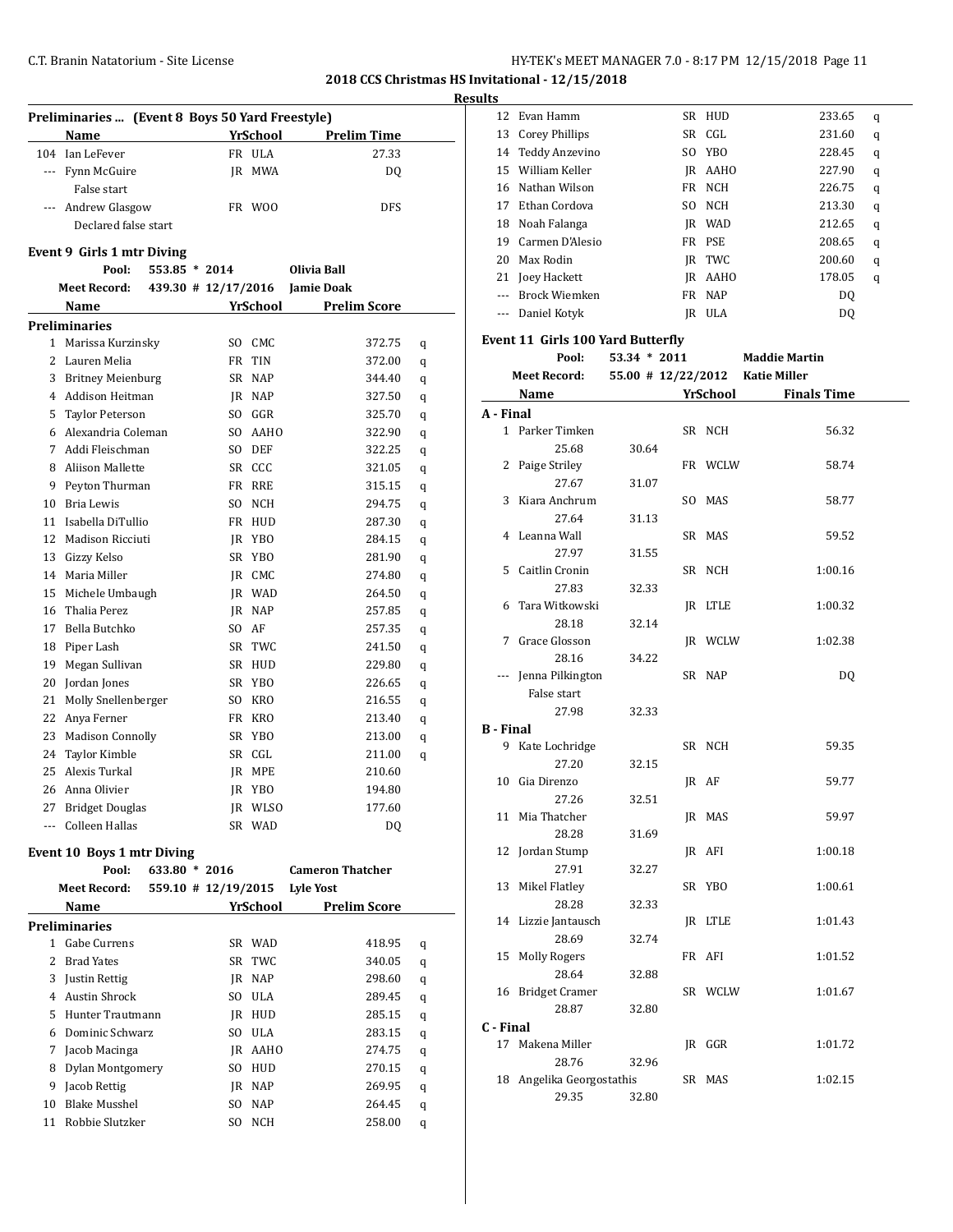**2018 CCS Christmas HS Invitational - 12/15/2018**

**Results**

### Preliminaries ... (Event 8 Boys 50 Yard Freestyle)

| | Name | Yr | School | Prelim Time |
|---|---|---|---|---|
| 104 | Ian LeFever | FR | ULA | 27.33 |
| --- | Fynn McGuire | JR | MWA | DQ |
| | False start | | | |
| --- | Andrew Glasgow | FR | WOO | DFS |
| | Declared false start | | | |

### Event 9 Girls 1 mtr Diving

Pool: 553.85 * 2014 Olivia Ball

Meet Record: 439.30 # 12/17/2016 Jamie Doak

**Preliminaries**

| | Name | Yr | School | Prelim Score | |
|---|---|---|---|---|---|
| 1 | Marissa Kurzinsky | SO | CMC | 372.75 | q |
| 2 | Lauren Melia | FR | TIN | 372.00 | q |
| 3 | Britney Meienburg | SR | NAP | 344.40 | q |
| 4 | Addison Heitman | JR | NAP | 327.50 | q |
| 5 | Taylor Peterson | SO | GGR | 325.70 | q |
| 6 | Alexandria Coleman | SO | AAHO | 322.90 | q |
| 7 | Addi Fleischman | SO | DEF | 322.25 | q |
| 8 | Aliison Mallette | SR | CCC | 321.05 | q |
| 9 | Peyton Thurman | FR | RRE | 315.15 | q |
| 10 | Bria Lewis | SO | NCH | 294.75 | q |
| 11 | Isabella DiTullio | FR | HUD | 287.30 | q |
| 12 | Madison Ricciuti | JR | YBO | 284.15 | q |
| 13 | Gizzy Kelso | SR | YBO | 281.90 | q |
| 14 | Maria Miller | JR | CMC | 274.80 | q |
| 15 | Michele Umbaugh | JR | WAD | 264.50 | q |
| 16 | Thalia Perez | JR | NAP | 257.85 | q |
| 17 | Bella Butchko | SO | AF | 257.35 | q |
| 18 | Piper Lash | SR | TWC | 241.50 | q |
| 19 | Megan Sullivan | SR | HUD | 229.80 | q |
| 20 | Jordan Jones | SR | YBO | 226.65 | q |
| 21 | Molly Snellenberger | SO | KRO | 216.55 | q |
| 22 | Anya Ferner | FR | KRO | 213.40 | q |
| 23 | Madison Connolly | SR | YBO | 213.00 | q |
| 24 | Taylor Kimble | SR | CGL | 211.00 | q |
| 25 | Alexis Turkal | JR | MPE | 210.60 | |
| 26 | Anna Olivier | JR | YBO | 194.80 | |
| 27 | Bridget Douglas | JR | WLSO | 177.60 | |
| --- | Colleen Hallas | SR | WAD | DQ | |

### Event 10 Boys 1 mtr Diving

Pool: 633.80 * 2016 Cameron Thatcher

Meet Record: 559.10 # 12/19/2015 Lyle Yost

**Preliminaries**

| | Name | Yr | School | Prelim Score | |
|---|---|---|---|---|---|
| 1 | Gabe Currens | SR | WAD | 418.95 | q |
| 2 | Brad Yates | SR | TWC | 340.05 | q |
| 3 | Justin Rettig | JR | NAP | 298.60 | q |
| 4 | Austin Shrock | SO | ULA | 289.45 | q |
| 5 | Hunter Trautmann | JR | HUD | 285.15 | q |
| 6 | Dominic Schwarz | SO | ULA | 283.15 | q |
| 7 | Jacob Macinga | JR | AAHO | 274.75 | q |
| 8 | Dylan Montgomery | SO | HUD | 270.15 | q |
| 9 | Jacob Rettig | JR | NAP | 269.95 | q |
| 10 | Blake Musshel | SO | NAP | 264.45 | q |
| 11 | Robbie Slutzker | SO | NCH | 258.00 | q |
| 12 | Evan Hamm | SR | HUD | 233.65 | q |
| 13 | Corey Phillips | SR | CGL | 231.60 | q |
| 14 | Teddy Anzevino | SO | YBO | 228.45 | q |
| 15 | William Keller | JR | AAHO | 227.90 | q |
| 16 | Nathan Wilson | FR | NCH | 226.75 | q |
| 17 | Ethan Cordova | SO | NCH | 213.30 | q |
| 18 | Noah Falanga | JR | WAD | 212.65 | q |
| 19 | Carmen D'Alesio | FR | PSE | 208.65 | q |
| 20 | Max Rodin | JR | TWC | 200.60 | q |
| 21 | Joey Hackett | JR | AAHO | 178.05 | q |
| --- | Brock Wiemken | FR | NAP | DQ | |
| --- | Daniel Kotyk | JR | ULA | DQ | |

### Event 11 Girls 100 Yard Butterfly

Pool: 53.34 * 2011 Maddie Martin

Meet Record: 55.00 # 12/22/2012 Katie Miller

**A - Final**

| | Name | Yr | School | Finals Time |
|---|---|---|---|---|
| 1 | Parker Timken | SR | NCH | 56.32 |
| | 25.68 30.64 | | | |
| 2 | Paige Striley | FR | WCLW | 58.74 |
| | 27.67 31.07 | | | |
| 3 | Kiara Anchrum | SO | MAS | 58.77 |
| | 27.64 31.13 | | | |
| 4 | Leanna Wall | SR | MAS | 59.52 |
| | 27.97 31.55 | | | |
| 5 | Caitlin Cronin | SR | NCH | 1:00.16 |
| | 27.83 32.33 | | | |
| 6 | Tara Witkowski | JR | LTLE | 1:00.32 |
| | 28.18 32.14 | | | |
| 7 | Grace Glosson | JR | WCLW | 1:02.38 |
| | 28.16 34.22 | | | |
| --- | Jenna Pilkington | SR | NAP | DQ |
| | False start | | | |
| | 27.98 32.33 | | | |

**B - Final**

| | Name | Yr | School | Finals Time |
|---|---|---|---|---|
| 9 | Kate Lochridge | SR | NCH | 59.35 |
| | 27.20 32.15 | | | |
| 10 | Gia Direnzo | JR | AF | 59.77 |
| | 27.26 32.51 | | | |
| 11 | Mia Thatcher | JR | MAS | 59.97 |
| | 28.28 31.69 | | | |
| 12 | Jordan Stump | JR | AFI | 1:00.18 |
| | 27.91 32.27 | | | |
| 13 | Mikel Flatley | SR | YBO | 1:00.61 |
| | 28.28 32.33 | | | |
| 14 | Lizzie Jantausch | JR | LTLE | 1:01.43 |
| | 28.69 32.74 | | | |
| 15 | Molly Rogers | FR | AFI | 1:01.52 |
| | 28.64 32.88 | | | |
| 16 | Bridget Cramer | SR | WCLW | 1:01.67 |
| | 28.87 32.80 | | | |

**C - Final**

| | Name | Yr | School | Finals Time |
|---|---|---|---|---|
| 17 | Makena Miller | JR | GGR | 1:01.72 |
| | 28.76 32.96 | | | |
| 18 | Angelika Georgostathis | SR | MAS | 1:02.15 |
| | 29.35 32.80 | | | |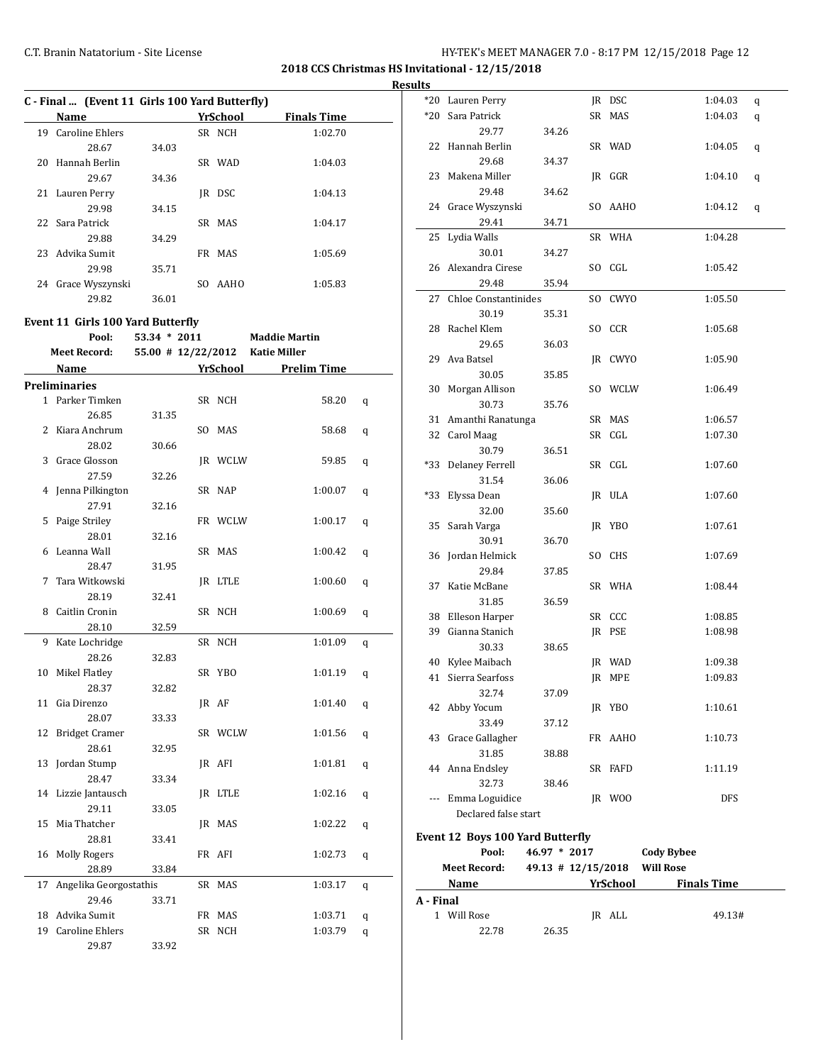**2018 CCS Christmas HS Invitational - 12/15/2018**

**Results**

### C - Final ... (Event 11 Girls 100 Yard Butterfly)

| | Name | Yr | School | Finals Time |
|---|---|---|---|---|
| 19 | Caroline Ehlers | SR | NCH | 1:02.70 |
| | 28.67 | 34.03 | | |
| 20 | Hannah Berlin | SR | WAD | 1:04.03 |
| | 29.67 | 34.36 | | |
| 21 | Lauren Perry | JR | DSC | 1:04.13 |
| | 29.98 | 34.15 | | |
| 22 | Sara Patrick | SR | MAS | 1:04.17 |
| | 29.88 | 34.29 | | |
| 23 | Advika Sumit | FR | MAS | 1:05.69 |
| | 29.98 | 35.71 | | |
| 24 | Grace Wyszynski | SO | AAHO | 1:05.83 |
| | 29.82 | 36.01 | | |

### Event 11 Girls 100 Yard Butterfly

Pool: 53.34 * 2011 Maddie Martin

Meet Record: 55.00 # 12/22/2012 Katie Miller

**Preliminaries**

| | Name | Yr | School | Prelim Time | |
|---|---|---|---|---|---|
| 1 | Parker Timken | SR | NCH | 58.20 | q |
| | 26.85 | 31.35 | | | |
| 2 | Kiara Anchrum | SO | MAS | 58.68 | q |
| | 28.02 | 30.66 | | | |
| 3 | Grace Glosson | JR | WCLW | 59.85 | q |
| | 27.59 | 32.26 | | | |
| 4 | Jenna Pilkington | SR | NAP | 1:00.07 | q |
| | 27.91 | 32.16 | | | |
| 5 | Paige Striley | FR | WCLW | 1:00.17 | q |
| | 28.01 | 32.16 | | | |
| 6 | Leanna Wall | SR | MAS | 1:00.42 | q |
| | 28.47 | 31.95 | | | |
| 7 | Tara Witkowski | JR | LTLE | 1:00.60 | q |
| | 28.19 | 32.41 | | | |
| 8 | Caitlin Cronin | SR | NCH | 1:00.69 | q |
| | 28.10 | 32.59 | | | |
| 9 | Kate Lochridge | SR | NCH | 1:01.09 | q |
| | 28.26 | 32.83 | | | |
| 10 | Mikel Flatley | SR | YBO | 1:01.19 | q |
| | 28.37 | 32.82 | | | |
| 11 | Gia Direnzo | JR | AF | 1:01.40 | q |
| | 28.07 | 33.33 | | | |
| 12 | Bridget Cramer | SR | WCLW | 1:01.56 | q |
| | 28.61 | 32.95 | | | |
| 13 | Jordan Stump | JR | AFI | 1:01.81 | q |
| | 28.47 | 33.34 | | | |
| 14 | Lizzie Jantausch | JR | LTLE | 1:02.16 | q |
| | 29.11 | 33.05 | | | |
| 15 | Mia Thatcher | JR | MAS | 1:02.22 | q |
| | 28.81 | 33.41 | | | |
| 16 | Molly Rogers | FR | AFI | 1:02.73 | q |
| | 28.89 | 33.84 | | | |
| 17 | Angelika Georgostathis | SR | MAS | 1:03.17 | q |
| | 29.46 | 33.71 | | | |
| 18 | Advika Sumit | FR | MAS | 1:03.71 | q |
| 19 | Caroline Ehlers | SR | NCH | 1:03.79 | q |
| | 29.87 | 33.92 | | | |
| *20 | Lauren Perry | JR | DSC | 1:04.03 | q |
| *20 | Sara Patrick | SR | MAS | 1:04.03 | q |
| | 29.77 | 34.26 | | | |
| 22 | Hannah Berlin | SR | WAD | 1:04.05 | q |
| | 29.68 | 34.37 | | | |
| 23 | Makena Miller | JR | GGR | 1:04.10 | q |
| | 29.48 | 34.62 | | | |
| 24 | Grace Wyszynski | SO | AAHO | 1:04.12 | q |
| | 29.41 | 34.71 | | | |
| 25 | Lydia Walls | SR | WHA | 1:04.28 | |
| | 30.01 | 34.27 | | | |
| 26 | Alexandra Cirese | SO | CGL | 1:05.42 | |
| | 29.48 | 35.94 | | | |
| 27 | Chloe Constantinides | SO | CWYO | 1:05.50 | |
| | 30.19 | 35.31 | | | |
| 28 | Rachel Klem | SO | CCR | 1:05.68 | |
| | 29.65 | 36.03 | | | |
| 29 | Ava Batsel | JR | CWYO | 1:05.90 | |
| | 30.05 | 35.85 | | | |
| 30 | Morgan Allison | SO | WCLW | 1:06.49 | |
| | 30.73 | 35.76 | | | |
| 31 | Amanthi Ranatunga | SR | MAS | 1:06.57 | |
| 32 | Carol Maag | SR | CGL | 1:07.30 | |
| | 30.79 | 36.51 | | | |
| *33 | Delaney Ferrell | SR | CGL | 1:07.60 | |
| | 31.54 | 36.06 | | | |
| *33 | Elyssa Dean | JR | ULA | 1:07.60 | |
| | 32.00 | 35.60 | | | |
| 35 | Sarah Varga | JR | YBO | 1:07.61 | |
| | 30.91 | 36.70 | | | |
| 36 | Jordan Helmick | SO | CHS | 1:07.69 | |
| | 29.84 | 37.85 | | | |
| 37 | Katie McBane | SR | WHA | 1:08.44 | |
| | 31.85 | 36.59 | | | |
| 38 | Elleson Harper | SR | CCC | 1:08.85 | |
| 39 | Gianna Stanich | JR | PSE | 1:08.98 | |
| | 30.33 | 38.65 | | | |
| 40 | Kylee Maibach | JR | WAD | 1:09.38 | |
| 41 | Sierra Searfoss | JR | MPE | 1:09.83 | |
| | 32.74 | 37.09 | | | |
| 42 | Abby Yocum | JR | YBO | 1:10.61 | |
| | 33.49 | 37.12 | | | |
| 43 | Grace Gallagher | FR | AAHO | 1:10.73 | |
| | 31.85 | 38.88 | | | |
| 44 | Anna Endsley | SR | FAFD | 1:11.19 | |
| | 32.73 | 38.46 | | | |
| --- | Emma Loguidice | JR | WOO | DFS | |
| | Declared false start | | | | |

### Event 12 Boys 100 Yard Butterfly

Pool: 46.97 * 2017 Cody Bybee

Meet Record: 49.13 # 12/15/2018 Will Rose

**A - Final**

| | Name | Yr | School | Finals Time |
|---|---|---|---|---|
| 1 | Will Rose | JR | ALL | 49.13# |
| | 22.78 | 26.35 | | |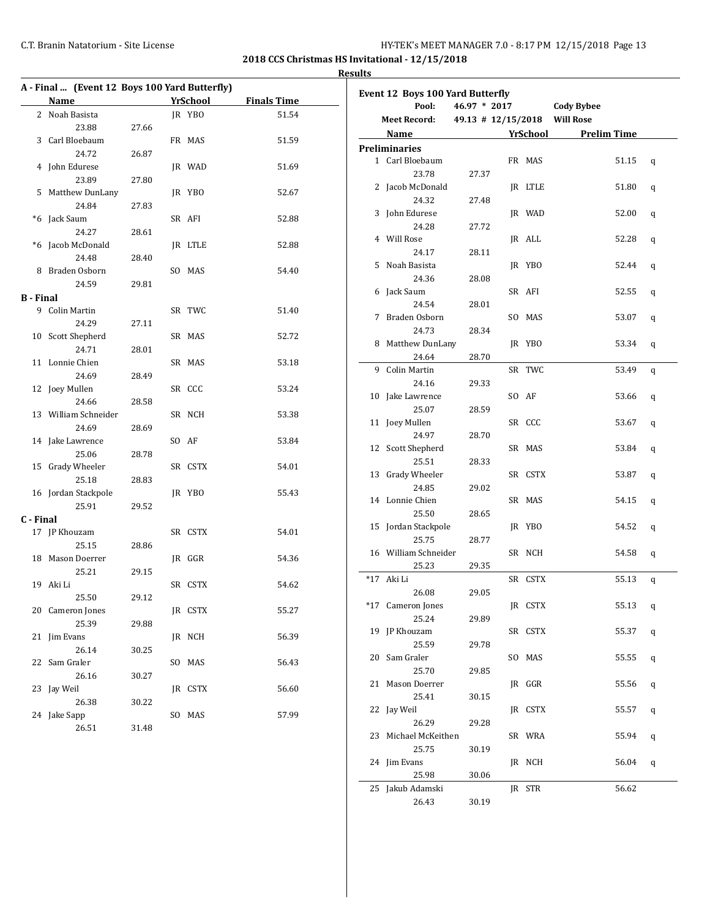**2018 CCS Christmas HS Invitational - 12/15/2018**

**Results**

### A - Final ... (Event 12 Boys 100 Yard Butterfly)

| Place | Name | Yr | School | Finals Time | Split 1 | Split 2 |
|---|---|---|---|---|---|---|
| 2 | Noah Basista | JR | YBO | 51.54 | 23.88 | 27.66 |
| 3 | Carl Bloebaum | FR | MAS | 51.59 | 24.72 | 26.87 |
| 4 | John Edurese | JR | WAD | 51.69 | 23.89 | 27.80 |
| 5 | Matthew DunLany | JR | YBO | 52.67 | 24.84 | 27.83 |
| *6 | Jack Saum | SR | AFI | 52.88 | 24.27 | 28.61 |
| *6 | Jacob McDonald | JR | LTLE | 52.88 | 24.48 | 28.40 |
| 8 | Braden Osborn | SO | MAS | 54.40 | 24.59 | 29.81 |

### B - Final

| Place | Name | Yr | School | Finals Time | Split 1 | Split 2 |
|---|---|---|---|---|---|---|
| 9 | Colin Martin | SR | TWC | 51.40 | 24.29 | 27.11 |
| 10 | Scott Shepherd | SR | MAS | 52.72 | 24.71 | 28.01 |
| 11 | Lonnie Chien | SR | MAS | 53.18 | 24.69 | 28.49 |
| 12 | Joey Mullen | SR | CCC | 53.24 | 24.66 | 28.58 |
| 13 | William Schneider | SR | NCH | 53.38 | 24.69 | 28.69 |
| 14 | Jake Lawrence | SO | AF | 53.84 | 25.06 | 28.78 |
| 15 | Grady Wheeler | SR | CSTX | 54.01 | 25.18 | 28.83 |
| 16 | Jordan Stackpole | JR | YBO | 55.43 | 25.91 | 29.52 |

### C - Final

| Place | Name | Yr | School | Finals Time | Split 1 | Split 2 |
|---|---|---|---|---|---|---|
| 17 | JP Khouzam | SR | CSTX | 54.01 | 25.15 | 28.86 |
| 18 | Mason Doerrer | JR | GGR | 54.36 | 25.21 | 29.15 |
| 19 | Aki Li | SR | CSTX | 54.62 | 25.50 | 29.12 |
| 20 | Cameron Jones | JR | CSTX | 55.27 | 25.39 | 29.88 |
| 21 | Jim Evans | JR | NCH | 56.39 | 26.14 | 30.25 |
| 22 | Sam Graler | SO | MAS | 56.43 | 26.16 | 30.27 |
| 23 | Jay Weil | JR | CSTX | 56.60 | 26.38 | 30.22 |
| 24 | Jake Sapp | SO | MAS | 57.99 | 26.51 | 31.48 |

### Event 12 Boys 100 Yard Butterfly

Pool: 46.97 * 2017 Cody Bybee

Meet Record: 49.13 # 12/15/2018 Will Rose

#### Preliminaries

| Place | Name | Yr | School | Prelim Time | | Split 1 | Split 2 |
|---|---|---|---|---|---|---|---|
| 1 | Carl Bloebaum | FR | MAS | 51.15 | q | 23.78 | 27.37 |
| 2 | Jacob McDonald | JR | LTLE | 51.80 | q | 24.32 | 27.48 |
| 3 | John Edurese | JR | WAD | 52.00 | q | 24.28 | 27.72 |
| 4 | Will Rose | JR | ALL | 52.28 | q | 24.17 | 28.11 |
| 5 | Noah Basista | JR | YBO | 52.44 | q | 24.36 | 28.08 |
| 6 | Jack Saum | SR | AFI | 52.55 | q | 24.54 | 28.01 |
| 7 | Braden Osborn | SO | MAS | 53.07 | q | 24.73 | 28.34 |
| 8 | Matthew DunLany | JR | YBO | 53.34 | q | 24.64 | 28.70 |
| 9 | Colin Martin | SR | TWC | 53.49 | q | 24.16 | 29.33 |
| 10 | Jake Lawrence | SO | AF | 53.66 | q | 25.07 | 28.59 |
| 11 | Joey Mullen | SR | CCC | 53.67 | q | 24.97 | 28.70 |
| 12 | Scott Shepherd | SR | MAS | 53.84 | q | 25.51 | 28.33 |
| 13 | Grady Wheeler | SR | CSTX | 53.87 | q | 24.85 | 29.02 |
| 14 | Lonnie Chien | SR | MAS | 54.15 | q | 25.50 | 28.65 |
| 15 | Jordan Stackpole | JR | YBO | 54.52 | q | 25.75 | 28.77 |
| 16 | William Schneider | SR | NCH | 54.58 | q | 25.23 | 29.35 |
| *17 | Aki Li | SR | CSTX | 55.13 | q | 26.08 | 29.05 |
| *17 | Cameron Jones | JR | CSTX | 55.13 | q | 25.24 | 29.89 |
| 19 | JP Khouzam | SR | CSTX | 55.37 | q | 25.59 | 29.78 |
| 20 | Sam Graler | SO | MAS | 55.55 | q | 25.70 | 29.85 |
| 21 | Mason Doerrer | JR | GGR | 55.56 | q | 25.41 | 30.15 |
| 22 | Jay Weil | JR | CSTX | 55.57 | q | 26.29 | 29.28 |
| 23 | Michael McKeithen | SR | WRA | 55.94 | q | 25.75 | 30.19 |
| 24 | Jim Evans | JR | NCH | 56.04 | q | 25.98 | 30.06 |
| 25 | Jakub Adamski | JR | STR | 56.62 | | 26.43 | 30.19 |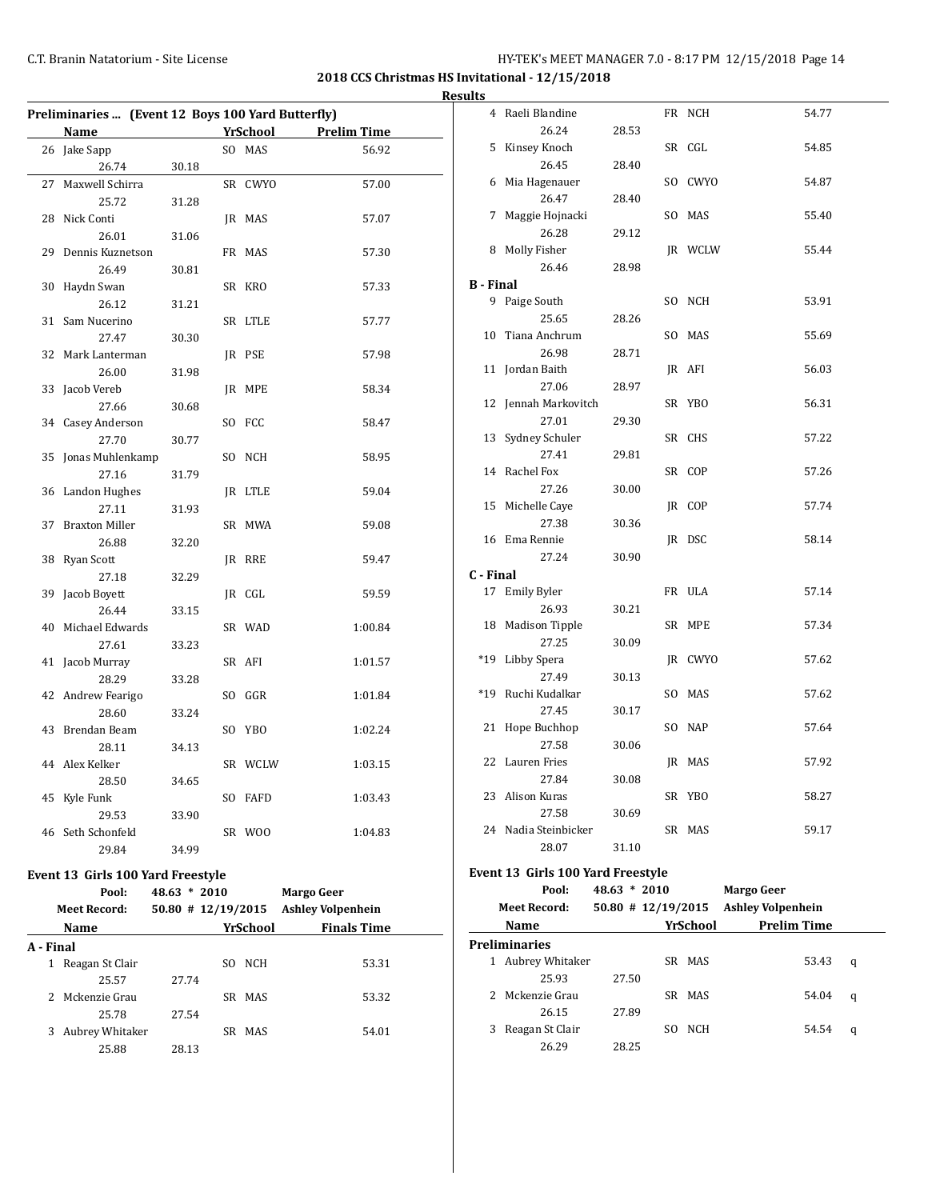## 2018 CCS Christmas HS Invitational - 12/15/2018

### Results

#### Preliminaries ... (Event 12 Boys 100 Yard Butterfly)

| | Name | | Yr | School | Prelim Time |
|---|---|---|---|---|---|
| 26 | Jake Sapp | | SO | MAS | 56.92 |
| | 26.74 | 30.18 | | | |
| 27 | Maxwell Schirra | | SR | CWYO | 57.00 |
| | 25.72 | 31.28 | | | |
| 28 | Nick Conti | | JR | MAS | 57.07 |
| | 26.01 | 31.06 | | | |
| 29 | Dennis Kuznetson | | FR | MAS | 57.30 |
| | 26.49 | 30.81 | | | |
| 30 | Haydn Swan | | SR | KRO | 57.33 |
| | 26.12 | 31.21 | | | |
| 31 | Sam Nucerino | | SR | LTLE | 57.77 |
| | 27.47 | 30.30 | | | |
| 32 | Mark Lanterman | | JR | PSE | 57.98 |
| | 26.00 | 31.98 | | | |
| 33 | Jacob Vereb | | JR | MPE | 58.34 |
| | 27.66 | 30.68 | | | |
| 34 | Casey Anderson | | SO | FCC | 58.47 |
| | 27.70 | 30.77 | | | |
| 35 | Jonas Muhlenkamp | | SO | NCH | 58.95 |
| | 27.16 | 31.79 | | | |
| 36 | Landon Hughes | | JR | LTLE | 59.04 |
| | 27.11 | 31.93 | | | |
| 37 | Braxton Miller | | SR | MWA | 59.08 |
| | 26.88 | 32.20 | | | |
| 38 | Ryan Scott | | JR | RRE | 59.47 |
| | 27.18 | 32.29 | | | |
| 39 | Jacob Boyett | | JR | CGL | 59.59 |
| | 26.44 | 33.15 | | | |
| 40 | Michael Edwards | | SR | WAD | 1:00.84 |
| | 27.61 | 33.23 | | | |
| 41 | Jacob Murray | | SR | AFI | 1:01.57 |
| | 28.29 | 33.28 | | | |
| 42 | Andrew Fearigo | | SO | GGR | 1:01.84 |
| | 28.60 | 33.24 | | | |
| 43 | Brendan Beam | | SO | YBO | 1:02.24 |
| | 28.11 | 34.13 | | | |
| 44 | Alex Kelker | | SR | WCLW | 1:03.15 |
| | 28.50 | 34.65 | | | |
| 45 | Kyle Funk | | SO | FAFD | 1:03.43 |
| | 29.53 | 33.90 | | | |
| 46 | Seth Schonfeld | | SR | WOO | 1:04.83 |
| | 29.84 | 34.99 | | | |

#### Event 13 Girls 100 Yard Freestyle

Pool: 48.63 * 2010 Margo Geer
Meet Record: 50.80 # 12/19/2015 Ashley Volpenhein

| | Name | | Yr | School | Finals Time |
|---|---|---|---|---|---|
| **A - Final** | | | | | |
| 1 | Reagan St Clair | | SO | NCH | 53.31 |
| | 25.57 | 27.74 | | | |
| 2 | Mckenzie Grau | | SR | MAS | 53.32 |
| | 25.78 | 27.54 | | | |
| 3 | Aubrey Whitaker | | SR | MAS | 54.01 |
| | 25.88 | 28.13 | | | |
| 4 | Raeli Blandine | | FR | NCH | 54.77 |
| | 26.24 | 28.53 | | | |
| 5 | Kinsey Knoch | | SR | CGL | 54.85 |
| | 26.45 | 28.40 | | | |
| 6 | Mia Hagenauer | | SO | CWYO | 54.87 |
| | 26.47 | 28.40 | | | |
| 7 | Maggie Hojnacki | | SO | MAS | 55.40 |
| | 26.28 | 29.12 | | | |
| 8 | Molly Fisher | | JR | WCLW | 55.44 |
| | 26.46 | 28.98 | | | |
| **B - Final** | | | | | |
| 9 | Paige South | | SO | NCH | 53.91 |
| | 25.65 | 28.26 | | | |
| 10 | Tiana Anchrum | | SO | MAS | 55.69 |
| | 26.98 | 28.71 | | | |
| 11 | Jordan Baith | | JR | AFI | 56.03 |
| | 27.06 | 28.97 | | | |
| 12 | Jennah Markovitch | | SR | YBO | 56.31 |
| | 27.01 | 29.30 | | | |
| 13 | Sydney Schuler | | SR | CHS | 57.22 |
| | 27.41 | 29.81 | | | |
| 14 | Rachel Fox | | SR | COP | 57.26 |
| | 27.26 | 30.00 | | | |
| 15 | Michelle Caye | | JR | COP | 57.74 |
| | 27.38 | 30.36 | | | |
| 16 | Ema Rennie | | JR | DSC | 58.14 |
| | 27.24 | 30.90 | | | |
| **C - Final** | | | | | |
| 17 | Emily Byler | | FR | ULA | 57.14 |
| | 26.93 | 30.21 | | | |
| 18 | Madison Tipple | | SR | MPE | 57.34 |
| | 27.25 | 30.09 | | | |
| *19 | Libby Spera | | JR | CWYO | 57.62 |
| | 27.49 | 30.13 | | | |
| *19 | Ruchi Kudalkar | | SO | MAS | 57.62 |
| | 27.45 | 30.17 | | | |
| 21 | Hope Buchhop | | SO | NAP | 57.64 |
| | 27.58 | 30.06 | | | |
| 22 | Lauren Fries | | JR | MAS | 57.92 |
| | 27.84 | 30.08 | | | |
| 23 | Alison Kuras | | SR | YBO | 58.27 |
| | 27.58 | 30.69 | | | |
| 24 | Nadia Steinbicker | | SR | MAS | 59.17 |
| | 28.07 | 31.10 | | | |

#### Event 13 Girls 100 Yard Freestyle

Pool: 48.63 * 2010 Margo Geer
Meet Record: 50.80 # 12/19/2015 Ashley Volpenhein

| | Name | | Yr | School | Prelim Time | |
|---|---|---|---|---|---|---|
| **Preliminaries** | | | | | | |
| 1 | Aubrey Whitaker | | SR | MAS | 53.43 | q |
| | 25.93 | 27.50 | | | | |
| 2 | Mckenzie Grau | | SR | MAS | 54.04 | q |
| | 26.15 | 27.89 | | | | |
| 3 | Reagan St Clair | | SO | NCH | 54.54 | q |
| | 26.29 | 28.25 | | | | |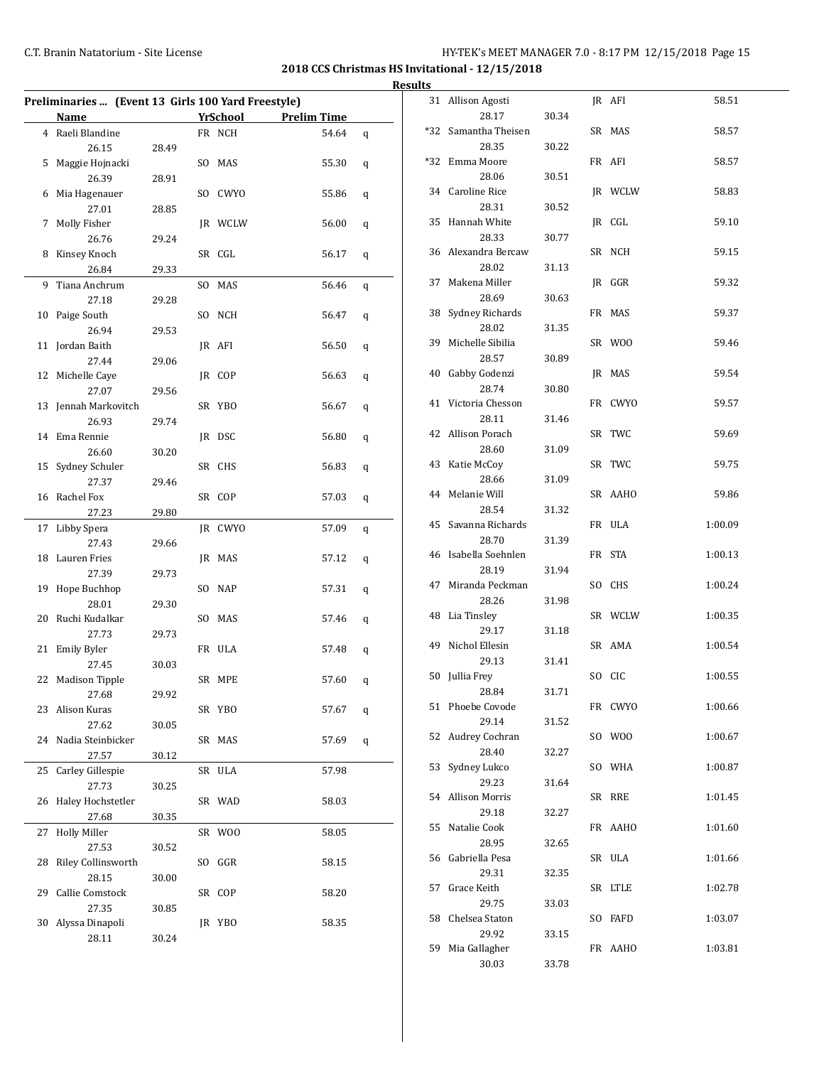## 2018 CCS Christmas HS Invitational - 12/15/2018

### Results

**Preliminaries ... (Event 13 Girls 100 Yard Freestyle)**

| | Name | Yr | School | Prelim Time | |
|---|---|---|---|---|---|
| 4 | Raeli Blandine | FR | NCH | 54.64 | q |
| | 26.15 28.49 | | | | |
| 5 | Maggie Hojnacki | SO | MAS | 55.30 | q |
| | 26.39 28.91 | | | | |
| 6 | Mia Hagenauer | SO | CWYO | 55.86 | q |
| | 27.01 28.85 | | | | |
| 7 | Molly Fisher | JR | WCLW | 56.00 | q |
| | 26.76 29.24 | | | | |
| 8 | Kinsey Knoch | SR | CGL | 56.17 | q |
| | 26.84 29.33 | | | | |
| 9 | Tiana Anchrum | SO | MAS | 56.46 | q |
| | 27.18 29.28 | | | | |
| 10 | Paige South | SO | NCH | 56.47 | q |
| | 26.94 29.53 | | | | |
| 11 | Jordan Baith | JR | AFI | 56.50 | q |
| | 27.44 29.06 | | | | |
| 12 | Michelle Caye | JR | COP | 56.63 | q |
| | 27.07 29.56 | | | | |
| 13 | Jennah Markovitch | SR | YBO | 56.67 | q |
| | 26.93 29.74 | | | | |
| 14 | Ema Rennie | JR | DSC | 56.80 | q |
| | 26.60 30.20 | | | | |
| 15 | Sydney Schuler | SR | CHS | 56.83 | q |
| | 27.37 29.46 | | | | |
| 16 | Rachel Fox | SR | COP | 57.03 | q |
| | 27.23 29.80 | | | | |
| 17 | Libby Spera | JR | CWYO | 57.09 | q |
| | 27.43 29.66 | | | | |
| 18 | Lauren Fries | JR | MAS | 57.12 | q |
| | 27.39 29.73 | | | | |
| 19 | Hope Buchhop | SO | NAP | 57.31 | q |
| | 28.01 29.30 | | | | |
| 20 | Ruchi Kudalkar | SO | MAS | 57.46 | q |
| | 27.73 29.73 | | | | |
| 21 | Emily Byler | FR | ULA | 57.48 | q |
| | 27.45 30.03 | | | | |
| 22 | Madison Tipple | SR | MPE | 57.60 | q |
| | 27.68 29.92 | | | | |
| 23 | Alison Kuras | SR | YBO | 57.67 | q |
| | 27.62 30.05 | | | | |
| 24 | Nadia Steinbicker | SR | MAS | 57.69 | q |
| | 27.57 30.12 | | | | |
| 25 | Carley Gillespie | SR | ULA | 57.98 | |
| | 27.73 30.25 | | | | |
| 26 | Haley Hochstetler | SR | WAD | 58.03 | |
| | 27.68 30.35 | | | | |
| 27 | Holly Miller | SR | WOO | 58.05 | |
| | 27.53 30.52 | | | | |
| 28 | Riley Collinsworth | SO | GGR | 58.15 | |
| | 28.15 30.00 | | | | |
| 29 | Callie Comstock | SR | COP | 58.20 | |
| | 27.35 30.85 | | | | |
| 30 | Alyssa Dinapoli | JR | YBO | 58.35 | |
| | 28.11 30.24 | | | | |
| 31 | Allison Agosti | JR | AFI | 58.51 | |
| | 28.17 30.34 | | | | |
| *32 | Samantha Theisen | SR | MAS | 58.57 | |
| | 28.35 30.22 | | | | |
| *32 | Emma Moore | FR | AFI | 58.57 | |
| | 28.06 30.51 | | | | |
| 34 | Caroline Rice | JR | WCLW | 58.83 | |
| | 28.31 30.52 | | | | |
| 35 | Hannah White | JR | CGL | 59.10 | |
| | 28.33 30.77 | | | | |
| 36 | Alexandra Bercaw | SR | NCH | 59.15 | |
| | 28.02 31.13 | | | | |
| 37 | Makena Miller | JR | GGR | 59.32 | |
| | 28.69 30.63 | | | | |
| 38 | Sydney Richards | FR | MAS | 59.37 | |
| | 28.02 31.35 | | | | |
| 39 | Michelle Sibilia | SR | WOO | 59.46 | |
| | 28.57 30.89 | | | | |
| 40 | Gabby Godenzi | JR | MAS | 59.54 | |
| | 28.74 30.80 | | | | |
| 41 | Victoria Chesson | FR | CWYO | 59.57 | |
| | 28.11 31.46 | | | | |
| 42 | Allison Porach | SR | TWC | 59.69 | |
| | 28.60 31.09 | | | | |
| 43 | Katie McCoy | SR | TWC | 59.75 | |
| | 28.66 31.09 | | | | |
| 44 | Melanie Will | SR | AAHO | 59.86 | |
| | 28.54 31.32 | | | | |
| 45 | Savanna Richards | FR | ULA | 1:00.09 | |
| | 28.70 31.39 | | | | |
| 46 | Isabella Soehnlen | FR | STA | 1:00.13 | |
| | 28.19 31.94 | | | | |
| 47 | Miranda Peckman | SO | CHS | 1:00.24 | |
| | 28.26 31.98 | | | | |
| 48 | Lia Tinsley | SR | WCLW | 1:00.35 | |
| | 29.17 31.18 | | | | |
| 49 | Nichol Ellesin | SR | AMA | 1:00.54 | |
| | 29.13 31.41 | | | | |
| 50 | Jullia Frey | SO | CIC | 1:00.55 | |
| | 28.84 31.71 | | | | |
| 51 | Phoebe Covode | FR | CWYO | 1:00.66 | |
| | 29.14 31.52 | | | | |
| 52 | Audrey Cochran | SO | WOO | 1:00.67 | |
| | 28.40 32.27 | | | | |
| 53 | Sydney Lukco | SO | WHA | 1:00.87 | |
| | 29.23 31.64 | | | | |
| 54 | Allison Morris | SR | RRE | 1:01.45 | |
| | 29.18 32.27 | | | | |
| 55 | Natalie Cook | FR | AAHO | 1:01.60 | |
| | 28.95 32.65 | | | | |
| 56 | Gabriella Pesa | SR | ULA | 1:01.66 | |
| | 29.31 32.35 | | | | |
| 57 | Grace Keith | SR | LTLE | 1:02.78 | |
| | 29.75 33.03 | | | | |
| 58 | Chelsea Staton | SO | FAFD | 1:03.07 | |
| | 29.92 33.15 | | | | |
| 59 | Mia Gallagher | FR | AAHO | 1:03.81 | |
| | 30.03 33.78 | | | | |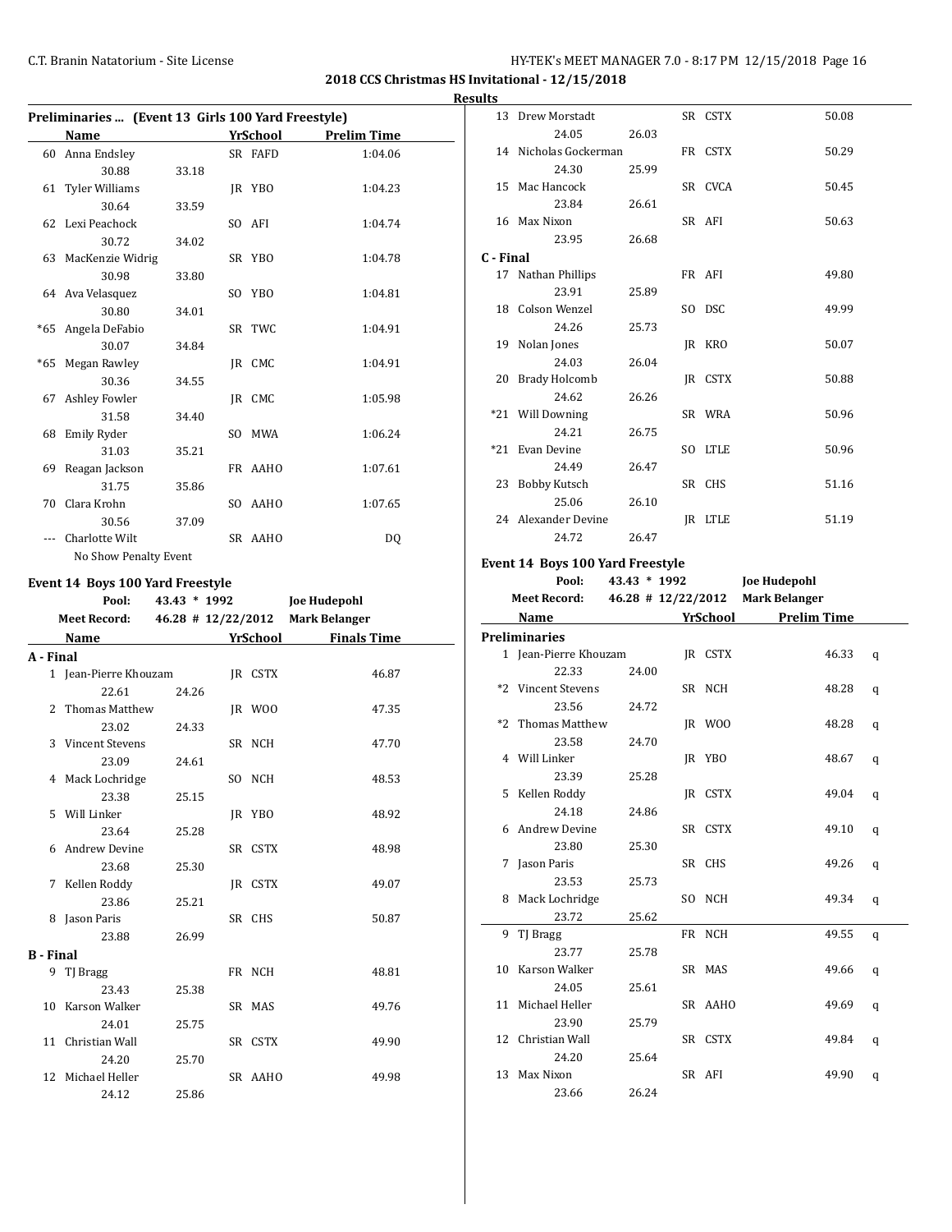## 2018 CCS Christmas HS Invitational - 12/15/2018

### Results

**Preliminaries ... (Event 13 Girls 100 Yard Freestyle)**

| | Name | Yr | School | Prelim Time |
|---|---|---|---|---|
| 60 | Anna Endsley | SR | FAFD | 1:04.06 |
| | 30.88 | 33.18 | | |
| 61 | Tyler Williams | JR | YBO | 1:04.23 |
| | 30.64 | 33.59 | | |
| 62 | Lexi Peachock | SO | AFI | 1:04.74 |
| | 30.72 | 34.02 | | |
| 63 | MacKenzie Widrig | SR | YBO | 1:04.78 |
| | 30.98 | 33.80 | | |
| 64 | Ava Velasquez | SO | YBO | 1:04.81 |
| | 30.80 | 34.01 | | |
| *65 | Angela DeFabio | SR | TWC | 1:04.91 |
| | 30.07 | 34.84 | | |
| *65 | Megan Rawley | JR | CMC | 1:04.91 |
| | 30.36 | 34.55 | | |
| 67 | Ashley Fowler | JR | CMC | 1:05.98 |
| | 31.58 | 34.40 | | |
| 68 | Emily Ryder | SO | MWA | 1:06.24 |
| | 31.03 | 35.21 | | |
| 69 | Reagan Jackson | FR | AAHO | 1:07.61 |
| | 31.75 | 35.86 | | |
| 70 | Clara Krohn | SO | AAHO | 1:07.65 |
| | 30.56 | 37.09 | | |
| --- | Charlotte Wilt | SR | AAHO | DQ |
| | No Show Penalty Event | | | |

**Event 14 Boys 100 Yard Freestyle**

Pool: 43.43 * 1992 Joe Hudepohl
Meet Record: 46.28 # 12/22/2012 Mark Belanger

| | Name | Yr | School | Finals Time |
|---|---|---|---|---|
| **A - Final** | | | | |
| 1 | Jean-Pierre Khouzam | JR | CSTX | 46.87 |
| | 22.61 | 24.26 | | |
| 2 | Thomas Matthew | JR | WOO | 47.35 |
| | 23.02 | 24.33 | | |
| 3 | Vincent Stevens | SR | NCH | 47.70 |
| | 23.09 | 24.61 | | |
| 4 | Mack Lochridge | SO | NCH | 48.53 |
| | 23.38 | 25.15 | | |
| 5 | Will Linker | JR | YBO | 48.92 |
| | 23.64 | 25.28 | | |
| 6 | Andrew Devine | SR | CSTX | 48.98 |
| | 23.68 | 25.30 | | |
| 7 | Kellen Roddy | JR | CSTX | 49.07 |
| | 23.86 | 25.21 | | |
| 8 | Jason Paris | SR | CHS | 50.87 |
| | 23.88 | 26.99 | | |
| **B - Final** | | | | |
| 9 | TJ Bragg | FR | NCH | 48.81 |
| | 23.43 | 25.38 | | |
| 10 | Karson Walker | SR | MAS | 49.76 |
| | 24.01 | 25.75 | | |
| 11 | Christian Wall | SR | CSTX | 49.90 |
| | 24.20 | 25.70 | | |
| 12 | Michael Heller | SR | AAHO | 49.98 |
| | 24.12 | 25.86 | | |
| 13 | Drew Morstadt | SR | CSTX | 50.08 |
| | 24.05 | 26.03 | | |
| 14 | Nicholas Gockerman | FR | CSTX | 50.29 |
| | 24.30 | 25.99 | | |
| 15 | Mac Hancock | SR | CVCA | 50.45 |
| | 23.84 | 26.61 | | |
| 16 | Max Nixon | SR | AFI | 50.63 |
| | 23.95 | 26.68 | | |
| **C - Final** | | | | |
| 17 | Nathan Phillips | FR | AFI | 49.80 |
| | 23.91 | 25.89 | | |
| 18 | Colson Wenzel | SO | DSC | 49.99 |
| | 24.26 | 25.73 | | |
| 19 | Nolan Jones | JR | KRO | 50.07 |
| | 24.03 | 26.04 | | |
| 20 | Brady Holcomb | JR | CSTX | 50.88 |
| | 24.62 | 26.26 | | |
| *21 | Will Downing | SR | WRA | 50.96 |
| | 24.21 | 26.75 | | |
| *21 | Evan Devine | SO | LTLE | 50.96 |
| | 24.49 | 26.47 | | |
| 23 | Bobby Kutsch | SR | CHS | 51.16 |
| | 25.06 | 26.10 | | |
| 24 | Alexander Devine | JR | LTLE | 51.19 |
| | 24.72 | 26.47 | | |

**Event 14 Boys 100 Yard Freestyle**

Pool: 43.43 * 1992 Joe Hudepohl
Meet Record: 46.28 # 12/22/2012 Mark Belanger

| | Name | Yr | School | Prelim Time | |
|---|---|---|---|---|---|
| **Preliminaries** | | | | | |
| 1 | Jean-Pierre Khouzam | JR | CSTX | 46.33 | q |
| | 22.33 | 24.00 | | | |
| *2 | Vincent Stevens | SR | NCH | 48.28 | q |
| | 23.56 | 24.72 | | | |
| *2 | Thomas Matthew | JR | WOO | 48.28 | q |
| | 23.58 | 24.70 | | | |
| 4 | Will Linker | JR | YBO | 48.67 | q |
| | 23.39 | 25.28 | | | |
| 5 | Kellen Roddy | JR | CSTX | 49.04 | q |
| | 24.18 | 24.86 | | | |
| 6 | Andrew Devine | SR | CSTX | 49.10 | q |
| | 23.80 | 25.30 | | | |
| 7 | Jason Paris | SR | CHS | 49.26 | q |
| | 23.53 | 25.73 | | | |
| 8 | Mack Lochridge | SO | NCH | 49.34 | q |
| | 23.72 | 25.62 | | | |
| 9 | TJ Bragg | FR | NCH | 49.55 | q |
| | 23.77 | 25.78 | | | |
| 10 | Karson Walker | SR | MAS | 49.66 | q |
| | 24.05 | 25.61 | | | |
| 11 | Michael Heller | SR | AAHO | 49.69 | q |
| | 23.90 | 25.79 | | | |
| 12 | Christian Wall | SR | CSTX | 49.84 | q |
| | 24.20 | 25.64 | | | |
| 13 | Max Nixon | SR | AFI | 49.90 | q |
| | 23.66 | 26.24 | | | |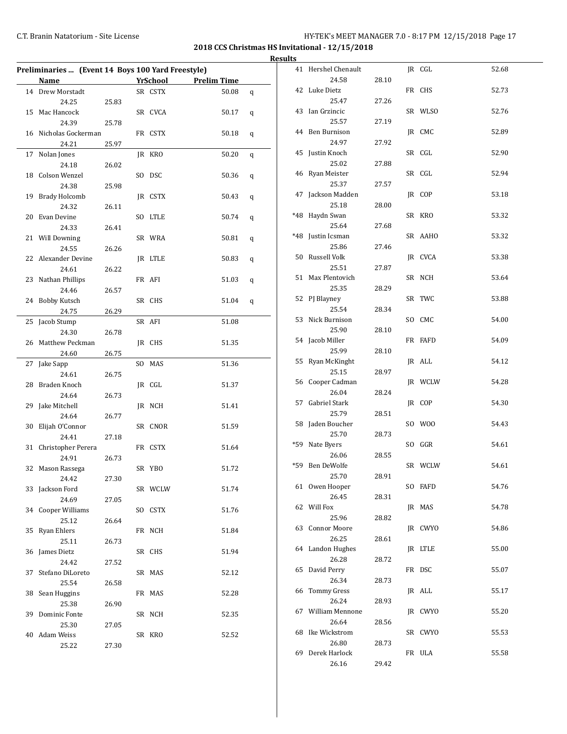**2018 CCS Christmas HS Invitational - 12/15/2018**

**Results**

**Preliminaries ... (Event 14 Boys 100 Yard Freestyle)**

| | Name | Yr | School | Prelim Time | |
|---|---|---|---|---|---|
| 14 | Drew Morstadt | SR | CSTX | 50.08 | q |
| | 24.25 25.83 | | | | |
| 15 | Mac Hancock | SR | CVCA | 50.17 | q |
| | 24.39 25.78 | | | | |
| 16 | Nicholas Gockerman | FR | CSTX | 50.18 | q |
| | 24.21 25.97 | | | | |
| 17 | Nolan Jones | JR | KRO | 50.20 | q |
| | 24.18 26.02 | | | | |
| 18 | Colson Wenzel | SO | DSC | 50.36 | q |
| | 24.38 25.98 | | | | |
| 19 | Brady Holcomb | JR | CSTX | 50.43 | q |
| | 24.32 26.11 | | | | |
| 20 | Evan Devine | SO | LTLE | 50.74 | q |
| | 24.33 26.41 | | | | |
| 21 | Will Downing | SR | WRA | 50.81 | q |
| | 24.55 26.26 | | | | |
| 22 | Alexander Devine | JR | LTLE | 50.83 | q |
| | 24.61 26.22 | | | | |
| 23 | Nathan Phillips | FR | AFI | 51.03 | q |
| | 24.46 26.57 | | | | |
| 24 | Bobby Kutsch | SR | CHS | 51.04 | q |
| | 24.75 26.29 | | | | |
| 25 | Jacob Stump | SR | AFI | 51.08 | |
| | 24.30 26.78 | | | | |
| 26 | Matthew Peckman | JR | CHS | 51.35 | |
| | 24.60 26.75 | | | | |
| 27 | Jake Sapp | SO | MAS | 51.36 | |
| | 24.61 26.75 | | | | |
| 28 | Braden Knoch | JR | CGL | 51.37 | |
| | 24.64 26.73 | | | | |
| 29 | Jake Mitchell | JR | NCH | 51.41 | |
| | 24.64 26.77 | | | | |
| 30 | Elijah O'Connor | SR | CNOR | 51.59 | |
| | 24.41 27.18 | | | | |
| 31 | Christopher Perera | FR | CSTX | 51.64 | |
| | 24.91 26.73 | | | | |
| 32 | Mason Rassega | SR | YBO | 51.72 | |
| | 24.42 27.30 | | | | |
| 33 | Jackson Ford | SR | WCLW | 51.74 | |
| | 24.69 27.05 | | | | |
| 34 | Cooper Williams | SO | CSTX | 51.76 | |
| | 25.12 26.64 | | | | |
| 35 | Ryan Ehlers | FR | NCH | 51.84 | |
| | 25.11 26.73 | | | | |
| 36 | James Dietz | SR | CHS | 51.94 | |
| | 24.42 27.52 | | | | |
| 37 | Stefano DiLoreto | SR | MAS | 52.12 | |
| | 25.54 26.58 | | | | |
| 38 | Sean Huggins | FR | MAS | 52.28 | |
| | 25.38 26.90 | | | | |
| 39 | Dominic Fonte | SR | NCH | 52.35 | |
| | 25.30 27.05 | | | | |
| 40 | Adam Weiss | SR | KRO | 52.52 | |
| | 25.22 27.30 | | | | |
| 41 | Hershel Chenault | JR | CGL | 52.68 | |
| | 24.58 28.10 | | | | |
| 42 | Luke Dietz | FR | CHS | 52.73 | |
| | 25.47 27.26 | | | | |
| 43 | Ian Grzincic | SR | WLSO | 52.76 | |
| | 25.57 27.19 | | | | |
| 44 | Ben Burnison | JR | CMC | 52.89 | |
| | 24.97 27.92 | | | | |
| 45 | Justin Knoch | SR | CGL | 52.90 | |
| | 25.02 27.88 | | | | |
| 46 | Ryan Meister | SR | CGL | 52.94 | |
| | 25.37 27.57 | | | | |
| 47 | Jackson Madden | JR | COP | 53.18 | |
| | 25.18 28.00 | | | | |
| *48 | Haydn Swan | SR | KRO | 53.32 | |
| | 25.64 27.68 | | | | |
| *48 | Justin Icsman | SR | AAHO | 53.32 | |
| | 25.86 27.46 | | | | |
| 50 | Russell Volk | JR | CVCA | 53.38 | |
| | 25.51 27.87 | | | | |
| 51 | Max Plentovich | SR | NCH | 53.64 | |
| | 25.35 28.29 | | | | |
| 52 | PJ Blayney | SR | TWC | 53.88 | |
| | 25.54 28.34 | | | | |
| 53 | Nick Burnison | SO | CMC | 54.00 | |
| | 25.90 28.10 | | | | |
| 54 | Jacob Miller | FR | FAFD | 54.09 | |
| | 25.99 28.10 | | | | |
| 55 | Ryan McKinght | JR | ALL | 54.12 | |
| | 25.15 28.97 | | | | |
| 56 | Cooper Cadman | JR | WCLW | 54.28 | |
| | 26.04 28.24 | | | | |
| 57 | Gabriel Stark | JR | COP | 54.30 | |
| | 25.79 28.51 | | | | |
| 58 | Jaden Boucher | SO | WOO | 54.43 | |
| | 25.70 28.73 | | | | |
| *59 | Nate Byers | SO | GGR | 54.61 | |
| | 26.06 28.55 | | | | |
| *59 | Ben DeWolfe | SR | WCLW | 54.61 | |
| | 25.70 28.91 | | | | |
| 61 | Owen Hooper | SO | FAFD | 54.76 | |
| | 26.45 28.31 | | | | |
| 62 | Will Fox | JR | MAS | 54.78 | |
| | 25.96 28.82 | | | | |
| 63 | Connor Moore | JR | CWYO | 54.86 | |
| | 26.25 28.61 | | | | |
| 64 | Landon Hughes | JR | LTLE | 55.00 | |
| | 26.28 28.72 | | | | |
| 65 | David Perry | FR | DSC | 55.07 | |
| | 26.34 28.73 | | | | |
| 66 | Tommy Gress | JR | ALL | 55.17 | |
| | 26.24 28.93 | | | | |
| 67 | William Mennone | JR | CWYO | 55.20 | |
| | 26.64 28.56 | | | | |
| 68 | Ike Wickstrom | SR | CWYO | 55.53 | |
| | 26.80 28.73 | | | | |
| 69 | Derek Harlock | FR | ULA | 55.58 | |
| | 26.16 29.42 | | | | |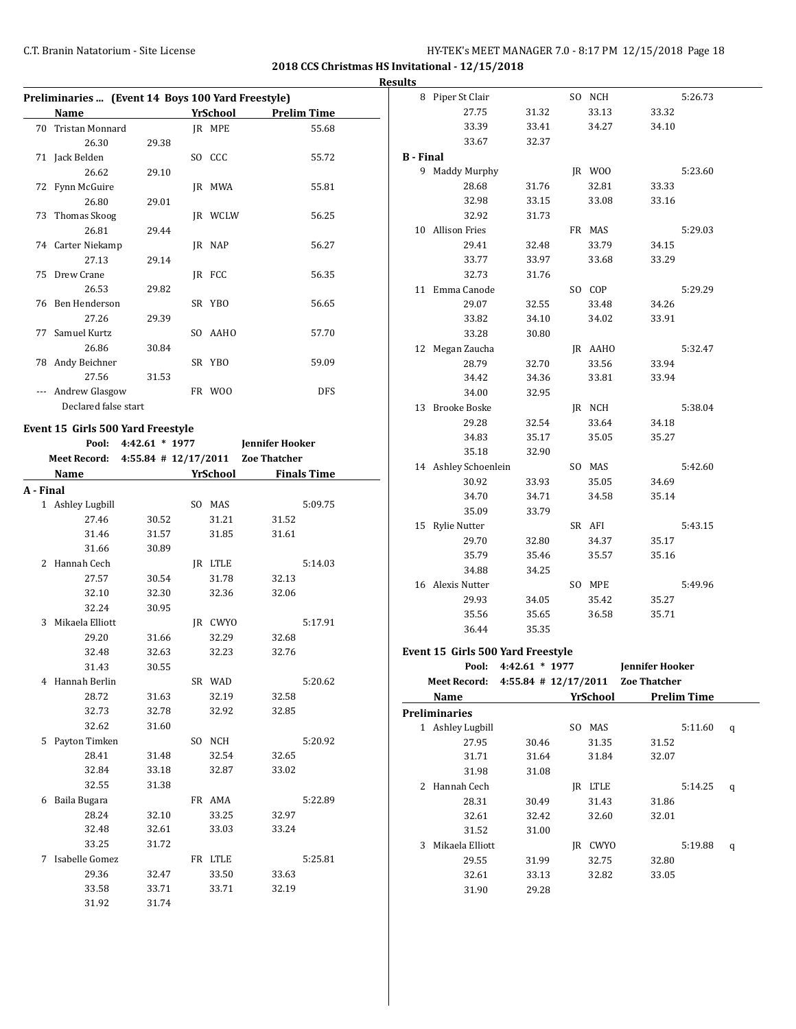## 2018 CCS Christmas HS Invitational - 12/15/2018

### Results

#### Preliminaries ... (Event 14 Boys 100 Yard Freestyle)

| | Name | Yr | School | Prelim Time |
|---|---|---|---|---|
| 70 | Tristan Monnard | JR | MPE | 55.68 |
| | 26.30 29.38 | | | |
| 71 | Jack Belden | SO | CCC | 55.72 |
| | 26.62 29.10 | | | |
| 72 | Fynn McGuire | JR | MWA | 55.81 |
| | 26.80 29.01 | | | |
| 73 | Thomas Skoog | JR | WCLW | 56.25 |
| | 26.81 29.44 | | | |
| 74 | Carter Niekamp | JR | NAP | 56.27 |
| | 27.13 29.14 | | | |
| 75 | Drew Crane | JR | FCC | 56.35 |
| | 26.53 29.82 | | | |
| 76 | Ben Henderson | SR | YBO | 56.65 |
| | 27.26 29.39 | | | |
| 77 | Samuel Kurtz | SO | AAHO | 57.70 |
| | 26.86 30.84 | | | |
| 78 | Andy Beichner | SR | YBO | 59.09 |
| | 27.56 31.53 | | | |
| --- | Andrew Glasgow | FR | WOO | DFS |
| | Declared false start | | | |

#### Event 15 Girls 500 Yard Freestyle

Pool: 4:42.61 * 1977 Jennifer Hooker
Meet Record: 4:55.84 # 12/17/2011 Zoe Thatcher

| | Name | Yr | School | Finals Time |
|---|---|---|---|---|
| **A - Final** | | | | |
| 1 | Ashley Lugbill | SO | MAS | 5:09.75 |
| | 27.46 30.52 31.21 31.52 | | | |
| | 31.46 31.57 31.85 31.61 | | | |
| | 31.66 30.89 | | | |
| 2 | Hannah Cech | JR | LTLE | 5:14.03 |
| | 27.57 30.54 31.78 32.13 | | | |
| | 32.10 32.30 32.36 32.06 | | | |
| | 32.24 30.95 | | | |
| 3 | Mikaela Elliott | JR | CWYO | 5:17.91 |
| | 29.20 31.66 32.29 32.68 | | | |
| | 32.48 32.63 32.23 32.76 | | | |
| | 31.43 30.55 | | | |
| 4 | Hannah Berlin | SR | WAD | 5:20.62 |
| | 28.72 31.63 32.19 32.58 | | | |
| | 32.73 32.78 32.92 32.85 | | | |
| | 32.62 31.60 | | | |
| 5 | Payton Timken | SO | NCH | 5:20.92 |
| | 28.41 31.48 32.54 32.65 | | | |
| | 32.84 33.18 32.87 33.02 | | | |
| | 32.55 31.38 | | | |
| 6 | Baila Bugara | FR | AMA | 5:22.89 |
| | 28.24 32.10 33.25 32.97 | | | |
| | 32.48 32.61 33.03 33.24 | | | |
| | 33.25 31.72 | | | |
| 7 | Isabelle Gomez | FR | LTLE | 5:25.81 |
| | 29.36 32.47 33.50 33.63 | | | |
| | 33.58 33.71 33.71 32.19 | | | |
| | 31.92 31.74 | | | |
| 8 | Piper St Clair | SO | NCH | 5:26.73 |
| | 27.75 31.32 33.13 33.32 | | | |
| | 33.39 33.41 34.27 34.10 | | | |
| | 33.67 32.37 | | | |
| **B - Final** | | | | |
| 9 | Maddy Murphy | JR | WOO | 5:23.60 |
| | 28.68 31.76 32.81 33.33 | | | |
| | 32.98 33.15 33.08 33.16 | | | |
| | 32.92 31.73 | | | |
| 10 | Allison Fries | FR | MAS | 5:29.03 |
| | 29.41 32.48 33.79 34.15 | | | |
| | 33.77 33.97 33.68 33.29 | | | |
| | 32.73 31.76 | | | |
| 11 | Emma Canode | SO | COP | 5:29.29 |
| | 29.07 32.55 33.48 34.26 | | | |
| | 33.82 34.10 34.02 33.91 | | | |
| | 33.28 30.80 | | | |
| 12 | Megan Zaucha | JR | AAHO | 5:32.47 |
| | 28.79 32.70 33.56 33.94 | | | |
| | 34.42 34.36 33.81 33.94 | | | |
| | 34.00 32.95 | | | |
| 13 | Brooke Boske | JR | NCH | 5:38.04 |
| | 29.28 32.54 33.64 34.18 | | | |
| | 34.83 35.17 35.05 35.27 | | | |
| | 35.18 32.90 | | | |
| 14 | Ashley Schoenlein | SO | MAS | 5:42.60 |
| | 30.92 33.93 35.05 34.69 | | | |
| | 34.70 34.71 34.58 35.14 | | | |
| | 35.09 33.79 | | | |
| 15 | Rylie Nutter | SR | AFI | 5:43.15 |
| | 29.70 32.80 34.37 35.17 | | | |
| | 35.79 35.46 35.57 35.16 | | | |
| | 34.88 34.25 | | | |
| 16 | Alexis Nutter | SO | MPE | 5:49.96 |
| | 29.93 34.05 35.42 35.27 | | | |
| | 35.56 35.65 36.58 35.71 | | | |
| | 36.44 35.35 | | | |

#### Event 15 Girls 500 Yard Freestyle

Pool: 4:42.61 * 1977 Jennifer Hooker
Meet Record: 4:55.84 # 12/17/2011 Zoe Thatcher

| | Name | Yr | School | Prelim Time | |
|---|---|---|---|---|---|
| **Preliminaries** | | | | | |
| 1 | Ashley Lugbill | SO | MAS | 5:11.60 | q |
| | 27.95 30.46 31.35 31.52 | | | | |
| | 31.71 31.64 31.84 32.07 | | | | |
| | 31.98 31.08 | | | | |
| 2 | Hannah Cech | JR | LTLE | 5:14.25 | q |
| | 28.31 30.49 31.43 31.86 | | | | |
| | 32.61 32.42 32.60 32.01 | | | | |
| | 31.52 31.00 | | | | |
| 3 | Mikaela Elliott | JR | CWYO | 5:19.88 | q |
| | 29.55 31.99 32.75 32.80 | | | | |
| | 32.61 33.13 32.82 33.05 | | | | |
| | 31.90 29.28 | | | | |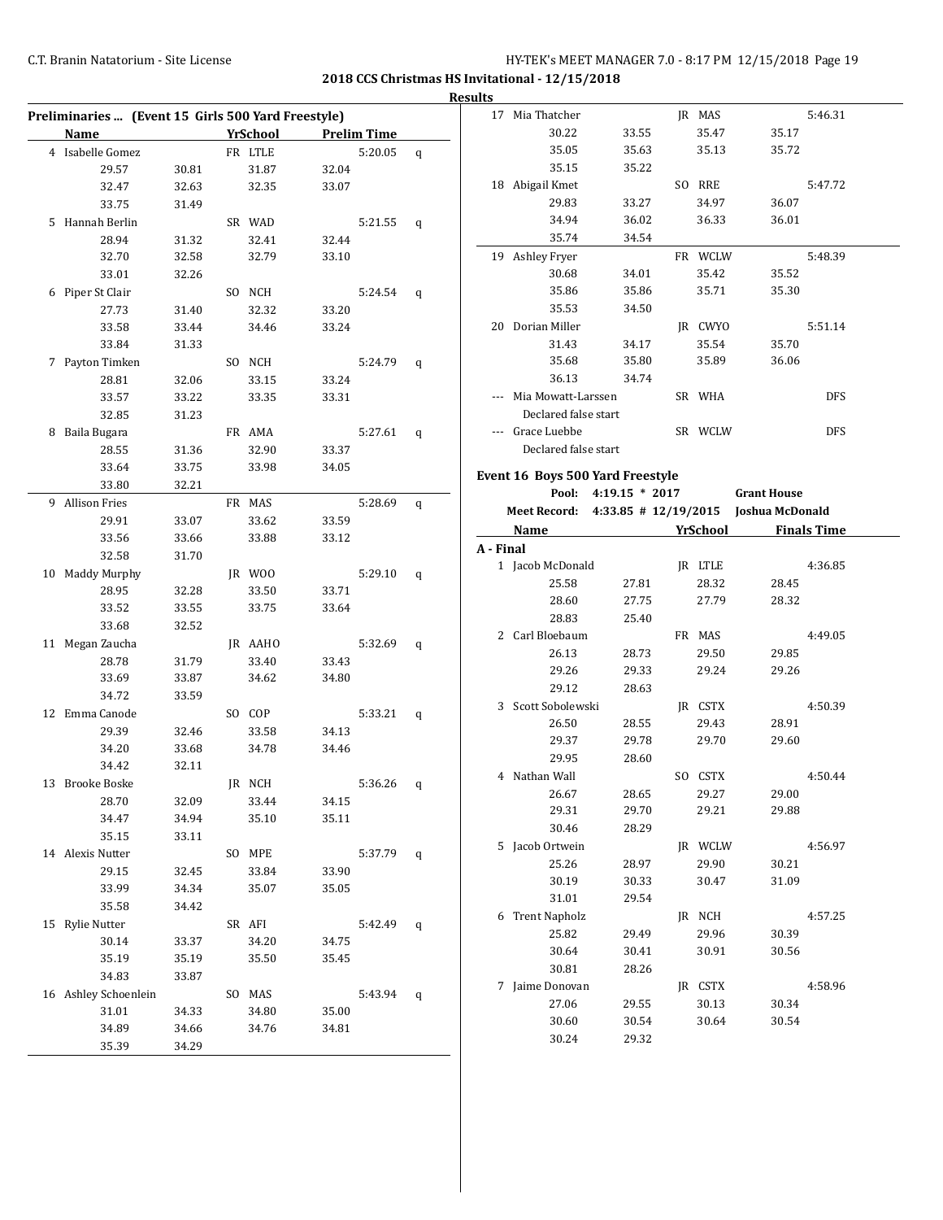**2018 CCS Christmas HS Invitational - 12/15/2018**

**Results**

**Preliminaries ... (Event 15 Girls 500 Yard Freestyle)**

| | Name | Yr | School | Prelim Time | |
|---|---|---|---|---|---|
| 4 | Isabelle Gomez | FR | LTLE | 5:20.05 | q |
| | 29.57 30.81 31.87 32.04 32.47 32.63 32.35 33.07 33.75 31.49 | | | | |
| 5 | Hannah Berlin | SR | WAD | 5:21.55 | q |
| | 28.94 31.32 32.41 32.44 32.70 32.58 32.79 33.10 33.01 32.26 | | | | |
| 6 | Piper St Clair | SO | NCH | 5:24.54 | q |
| | 27.73 31.40 32.32 33.20 33.58 33.44 34.46 33.24 33.84 31.33 | | | | |
| 7 | Payton Timken | SO | NCH | 5:24.79 | q |
| | 28.81 32.06 33.15 33.24 33.57 33.22 33.35 33.31 32.85 31.23 | | | | |
| 8 | Baila Bugara | FR | AMA | 5:27.61 | q |
| | 28.55 31.36 32.90 33.37 33.64 33.75 33.98 34.05 33.80 32.21 | | | | |
| 9 | Allison Fries | FR | MAS | 5:28.69 | q |
| | 29.91 33.07 33.62 33.59 33.56 33.66 33.88 33.12 32.58 31.70 | | | | |
| 10 | Maddy Murphy | JR | WOO | 5:29.10 | q |
| | 28.95 32.28 33.50 33.71 33.52 33.55 33.75 33.64 33.68 32.52 | | | | |
| 11 | Megan Zaucha | JR | AAHO | 5:32.69 | q |
| | 28.78 31.79 33.40 33.43 33.69 33.87 34.62 34.80 34.72 33.59 | | | | |
| 12 | Emma Canode | SO | COP | 5:33.21 | q |
| | 29.39 32.46 33.58 34.13 34.20 33.68 34.78 34.46 34.42 32.11 | | | | |
| 13 | Brooke Boske | JR | NCH | 5:36.26 | q |
| | 28.70 32.09 33.44 34.15 34.47 34.94 35.10 35.11 35.15 33.11 | | | | |
| 14 | Alexis Nutter | SO | MPE | 5:37.79 | q |
| | 29.15 32.45 33.84 33.90 33.99 34.34 35.07 35.05 35.58 34.42 | | | | |
| 15 | Rylie Nutter | SR | AFI | 5:42.49 | q |
| | 30.14 33.37 34.20 34.75 35.19 35.19 35.50 35.45 34.83 33.87 | | | | |
| 16 | Ashley Schoenlein | SO | MAS | 5:43.94 | q |
| | 31.01 34.33 34.80 35.00 34.89 34.66 34.76 34.81 35.39 34.29 | | | | |
| 17 | Mia Thatcher | JR | MAS | 5:46.31 | |
| | 30.22 33.55 35.47 35.17 35.05 35.63 35.13 35.72 35.15 35.22 | | | | |
| 18 | Abigail Kmet | SO | RRE | 5:47.72 | |
| | 29.83 33.27 34.97 36.07 34.94 36.02 36.33 36.01 35.74 34.54 | | | | |
| 19 | Ashley Fryer | FR | WCLW | 5:48.39 | |
| | 30.68 34.01 35.42 35.52 35.86 35.86 35.71 35.30 35.53 34.50 | | | | |
| 20 | Dorian Miller | JR | CWYO | 5:51.14 | |
| | 31.43 34.17 35.54 35.70 35.68 35.80 35.89 36.06 36.13 34.74 | | | | |
| --- | Mia Mowatt-Larssen | SR | WHA | DFS | |
| | Declared false start | | | | |
| --- | Grace Luebbe | SR | WCLW | DFS | |
| | Declared false start | | | | |

**Event 16 Boys 500 Yard Freestyle**

Pool: 4:19.15 * 2017 Grant House

Meet Record: 4:33.85 # 12/19/2015 Joshua McDonald

**A - Final**

| | Name | Yr | School | Finals Time |
|---|---|---|---|---|
| 1 | Jacob McDonald | JR | LTLE | 4:36.85 |
| | 25.58 27.81 28.32 28.45 28.60 27.75 27.79 28.32 28.83 25.40 | | | |
| 2 | Carl Bloebaum | FR | MAS | 4:49.05 |
| | 26.13 28.73 29.50 29.85 29.26 29.33 29.24 29.26 29.12 28.63 | | | |
| 3 | Scott Sobolewski | JR | CSTX | 4:50.39 |
| | 26.50 28.55 29.43 28.91 29.37 29.78 29.70 29.60 29.95 28.60 | | | |
| 4 | Nathan Wall | SO | CSTX | 4:50.44 |
| | 26.67 28.65 29.27 29.00 29.31 29.70 29.21 29.88 30.46 28.29 | | | |
| 5 | Jacob Ortwein | JR | WCLW | 4:56.97 |
| | 25.26 28.97 29.90 30.21 30.19 30.33 30.47 31.09 31.01 29.54 | | | |
| 6 | Trent Napholz | JR | NCH | 4:57.25 |
| | 25.82 29.49 29.96 30.39 30.64 30.41 30.91 30.56 30.81 28.26 | | | |
| 7 | Jaime Donovan | JR | CSTX | 4:58.96 |
| | 27.06 29.55 30.13 30.34 30.60 30.54 30.64 30.54 30.24 29.32 | | | |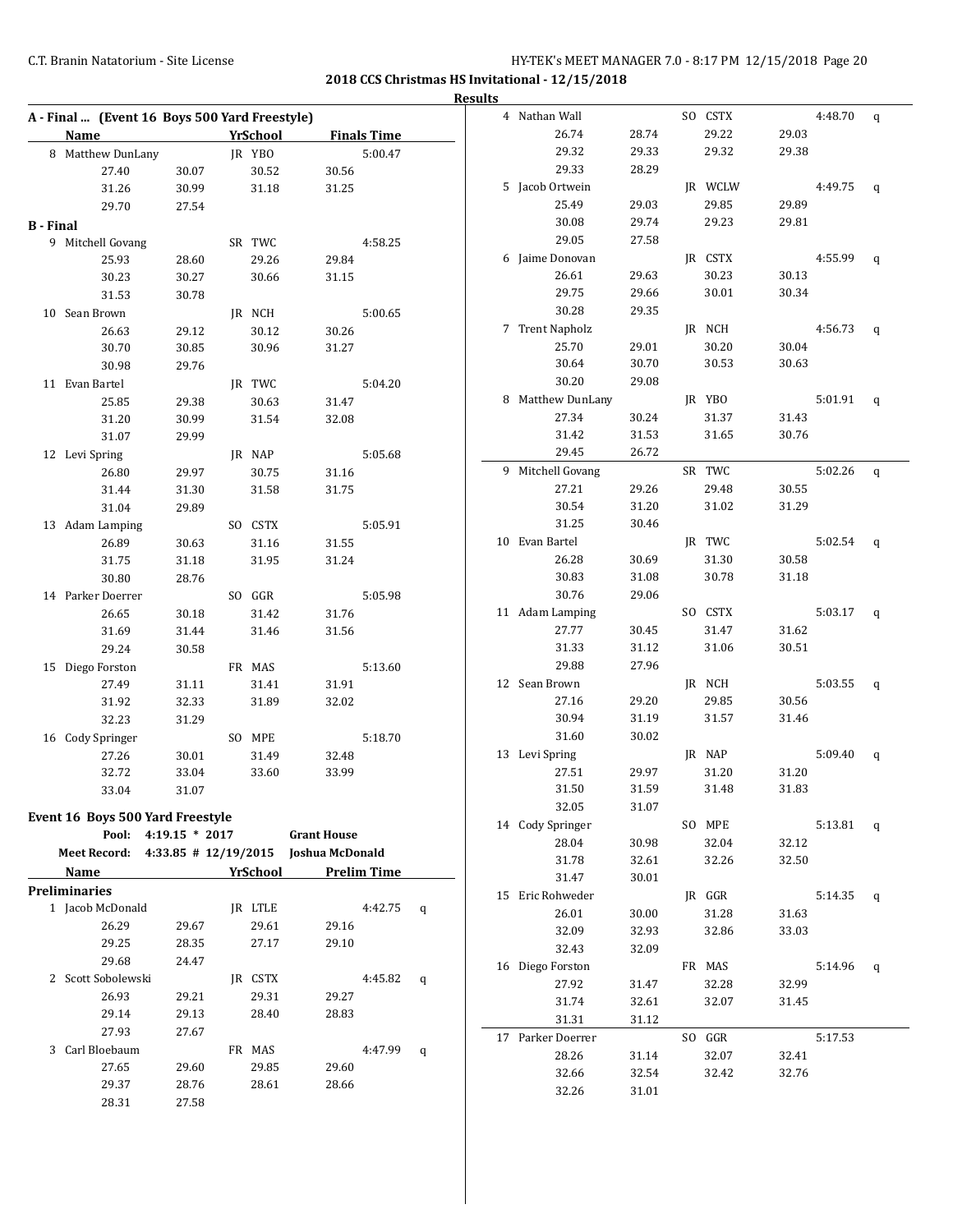## 2018 CCS Christmas HS Invitational - 12/15/2018

### Results

### A - Final ... (Event 16 Boys 500 Yard Freestyle)

| Name | | YrSchool | | Finals Time |
|---|---|---|---|---|
| 8 Matthew DunLany | | JR YBO | | 5:00.47 |
| 27.40 | 30.07 | 30.52 | 30.56 | |
| 31.26 | 30.99 | 31.18 | 31.25 | |
| 29.70 | 27.54 | | | |

### B - Final

| Name | | YrSchool | | Finals Time |
|---|---|---|---|---|
| 9 Mitchell Govang | | SR TWC | | 4:58.25 |
| 25.93 | 28.60 | 29.26 | 29.84 | |
| 30.23 | 30.27 | 30.66 | 31.15 | |
| 31.53 | 30.78 | | | |
| 10 Sean Brown | | JR NCH | | 5:00.65 |
| 26.63 | 29.12 | 30.12 | 30.26 | |
| 30.70 | 30.85 | 30.96 | 31.27 | |
| 30.98 | 29.76 | | | |
| 11 Evan Bartel | | JR TWC | | 5:04.20 |
| 25.85 | 29.38 | 30.63 | 31.47 | |
| 31.20 | 30.99 | 31.54 | 32.08 | |
| 31.07 | 29.99 | | | |
| 12 Levi Spring | | JR NAP | | 5:05.68 |
| 26.80 | 29.97 | 30.75 | 31.16 | |
| 31.44 | 31.30 | 31.58 | 31.75 | |
| 31.04 | 29.89 | | | |
| 13 Adam Lamping | | SO CSTX | | 5:05.91 |
| 26.89 | 30.63 | 31.16 | 31.55 | |
| 31.75 | 31.18 | 31.95 | 31.24 | |
| 30.80 | 28.76 | | | |
| 14 Parker Doerrer | | SO GGR | | 5:05.98 |
| 26.65 | 30.18 | 31.42 | 31.76 | |
| 31.69 | 31.44 | 31.46 | 31.56 | |
| 29.24 | 30.58 | | | |
| 15 Diego Forston | | FR MAS | | 5:13.60 |
| 27.49 | 31.11 | 31.41 | 31.91 | |
| 31.92 | 32.33 | 31.89 | 32.02 | |
| 32.23 | 31.29 | | | |
| 16 Cody Springer | | SO MPE | | 5:18.70 |
| 27.26 | 30.01 | 31.49 | 32.48 | |
| 32.72 | 33.04 | 33.60 | 33.99 | |
| 33.04 | 31.07 | | | |

### Event 16 Boys 500 Yard Freestyle

**Pool:** 4:19.15 * 2017 Grant House

**Meet Record:** 4:33.85 # 12/19/2015 Joshua McDonald

### Preliminaries

| Name | | YrSchool | | Prelim Time | |
|---|---|---|---|---|---|
| 1 Jacob McDonald | | JR LTLE | | 4:42.75 | q |
| 26.29 | 29.67 | 29.61 | 29.16 | | |
| 29.25 | 28.35 | 27.17 | 29.10 | | |
| 29.68 | 24.47 | | | | |
| 2 Scott Sobolewski | | JR CSTX | | 4:45.82 | q |
| 26.93 | 29.21 | 29.31 | 29.27 | | |
| 29.14 | 29.13 | 28.40 | 28.83 | | |
| 27.93 | 27.67 | | | | |
| 3 Carl Bloebaum | | FR MAS | | 4:47.99 | q |
| 27.65 | 29.60 | 29.85 | 29.60 | | |
| 29.37 | 28.76 | 28.61 | 28.66 | | |
| 28.31 | 27.58 | | | | |
| 4 Nathan Wall | | SO CSTX | | 4:48.70 | q |
| 26.74 | 28.74 | 29.22 | 29.03 | | |
| 29.32 | 29.33 | 29.32 | 29.38 | | |
| 29.33 | 28.29 | | | | |
| 5 Jacob Ortwein | | JR WCLW | | 4:49.75 | q |
| 25.49 | 29.03 | 29.85 | 29.89 | | |
| 30.08 | 29.74 | 29.23 | 29.81 | | |
| 29.05 | 27.58 | | | | |
| 6 Jaime Donovan | | JR CSTX | | 4:55.99 | q |
| 26.61 | 29.63 | 30.23 | 30.13 | | |
| 29.75 | 29.66 | 30.01 | 30.34 | | |
| 30.28 | 29.35 | | | | |
| 7 Trent Napholz | | JR NCH | | 4:56.73 | q |
| 25.70 | 29.01 | 30.20 | 30.04 | | |
| 30.64 | 30.70 | 30.53 | 30.63 | | |
| 30.20 | 29.08 | | | | |
| 8 Matthew DunLany | | JR YBO | | 5:01.91 | q |
| 27.34 | 30.24 | 31.37 | 31.43 | | |
| 31.42 | 31.53 | 31.65 | 30.76 | | |
| 29.45 | 26.72 | | | | |
| 9 Mitchell Govang | | SR TWC | | 5:02.26 | q |
| 27.21 | 29.26 | 29.48 | 30.55 | | |
| 30.54 | 31.20 | 31.02 | 31.29 | | |
| 31.25 | 30.46 | | | | |
| 10 Evan Bartel | | JR TWC | | 5:02.54 | q |
| 26.28 | 30.69 | 31.30 | 30.58 | | |
| 30.83 | 31.08 | 30.78 | 31.18 | | |
| 30.76 | 29.06 | | | | |
| 11 Adam Lamping | | SO CSTX | | 5:03.17 | q |
| 27.77 | 30.45 | 31.47 | 31.62 | | |
| 31.33 | 31.12 | 31.06 | 30.51 | | |
| 29.88 | 27.96 | | | | |
| 12 Sean Brown | | JR NCH | | 5:03.55 | q |
| 27.16 | 29.20 | 29.85 | 30.56 | | |
| 30.94 | 31.19 | 31.57 | 31.46 | | |
| 31.60 | 30.02 | | | | |
| 13 Levi Spring | | JR NAP | | 5:09.40 | q |
| 27.51 | 29.97 | 31.20 | 31.20 | | |
| 31.50 | 31.59 | 31.48 | 31.83 | | |
| 32.05 | 31.07 | | | | |
| 14 Cody Springer | | SO MPE | | 5:13.81 | q |
| 28.04 | 30.98 | 32.04 | 32.12 | | |
| 31.78 | 32.61 | 32.26 | 32.50 | | |
| 31.47 | 30.01 | | | | |
| 15 Eric Rohweder | | JR GGR | | 5:14.35 | q |
| 26.01 | 30.00 | 31.28 | 31.63 | | |
| 32.09 | 32.93 | 32.86 | 33.03 | | |
| 32.43 | 32.09 | | | | |
| 16 Diego Forston | | FR MAS | | 5:14.96 | q |
| 27.92 | 31.47 | 32.28 | 32.99 | | |
| 31.74 | 32.61 | 32.07 | 31.45 | | |
| 31.31 | 31.12 | | | | |
| 17 Parker Doerrer | | SO GGR | | 5:17.53 | |
| 28.26 | 31.14 | 32.07 | 32.41 | | |
| 32.66 | 32.54 | 32.42 | 32.76 | | |
| 32.26 | 31.01 | | | | |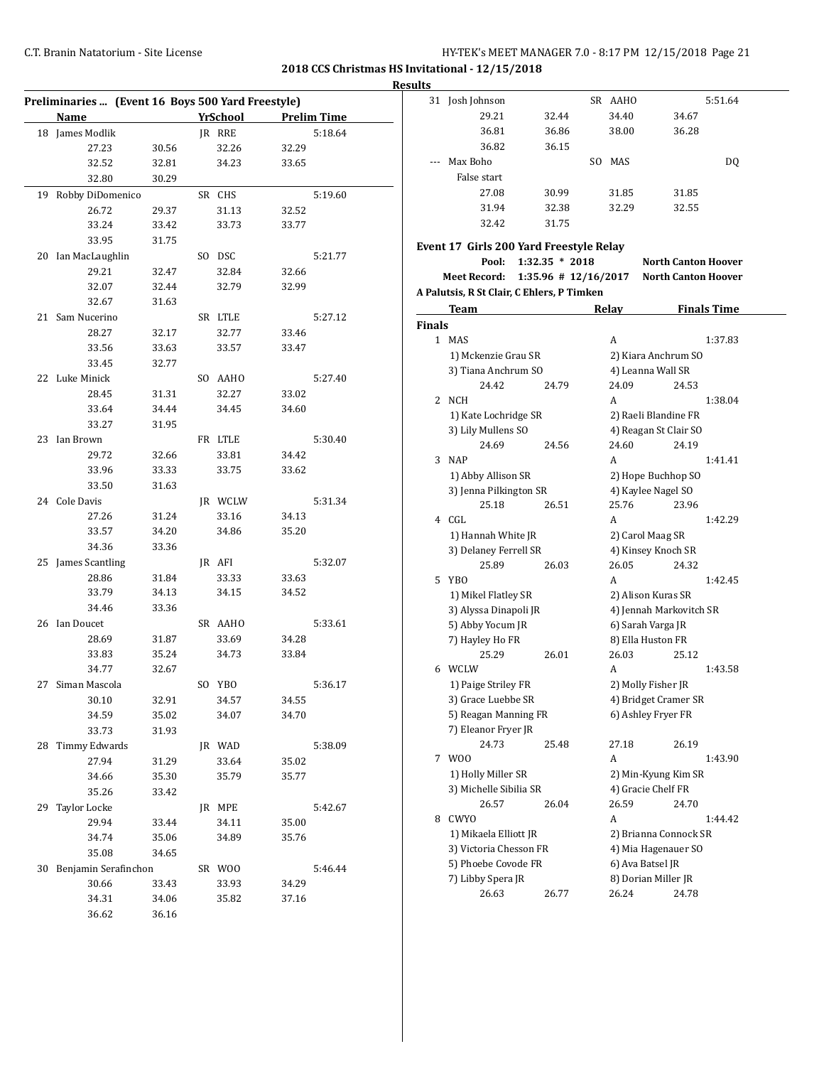## 2018 CCS Christmas HS Invitational - 12/15/2018

### Results

**Preliminaries ... (Event 16 Boys 500 Yard Freestyle)**

| | Name | Yr | School | Prelim Time |
|---|---|---|---|---|
| 18 | James Modlik | JR | RRE | 5:18.64 |
| | 27.23 30.56 32.26 32.29 | | | |
| | 32.52 32.81 34.23 33.65 | | | |
| | 32.80 30.29 | | | |
| 19 | Robby DiDomenico | SR | CHS | 5:19.60 |
| | 26.72 29.37 31.13 32.52 | | | |
| | 33.24 33.42 33.73 33.77 | | | |
| | 33.95 31.75 | | | |
| 20 | Ian MacLaughlin | SO | DSC | 5:21.77 |
| | 29.21 32.47 32.84 32.66 | | | |
| | 32.07 32.44 32.79 32.99 | | | |
| | 32.67 31.63 | | | |
| 21 | Sam Nucerino | SR | LTLE | 5:27.12 |
| | 28.27 32.17 32.77 33.46 | | | |
| | 33.56 33.63 33.57 33.47 | | | |
| | 33.45 32.77 | | | |
| 22 | Luke Minick | SO | AAHO | 5:27.40 |
| | 28.45 31.31 32.27 33.02 | | | |
| | 33.64 34.44 34.45 34.60 | | | |
| | 33.27 31.95 | | | |
| 23 | Ian Brown | FR | LTLE | 5:30.40 |
| | 29.72 32.66 33.81 34.42 | | | |
| | 33.96 33.33 33.75 33.62 | | | |
| | 33.50 31.63 | | | |
| 24 | Cole Davis | JR | WCLW | 5:31.34 |
| | 27.26 31.24 33.16 34.13 | | | |
| | 33.57 34.20 34.86 35.20 | | | |
| | 34.36 33.36 | | | |
| 25 | James Scantling | JR | AFI | 5:32.07 |
| | 28.86 31.84 33.33 33.63 | | | |
| | 33.79 34.13 34.15 34.52 | | | |
| | 34.46 33.36 | | | |
| 26 | Ian Doucet | SR | AAHO | 5:33.61 |
| | 28.69 31.87 33.69 34.28 | | | |
| | 33.83 35.24 34.73 33.84 | | | |
| | 34.77 32.67 | | | |
| 27 | Siman Mascola | SO | YBO | 5:36.17 |
| | 30.10 32.91 34.57 34.55 | | | |
| | 34.59 35.02 34.07 34.70 | | | |
| | 33.73 31.93 | | | |
| 28 | Timmy Edwards | JR | WAD | 5:38.09 |
| | 27.94 31.29 33.64 35.02 | | | |
| | 34.66 35.30 35.79 35.77 | | | |
| | 35.26 33.42 | | | |
| 29 | Taylor Locke | JR | MPE | 5:42.67 |
| | 29.94 33.44 34.11 35.00 | | | |
| | 34.74 35.06 34.89 35.76 | | | |
| | 35.08 34.65 | | | |
| 30 | Benjamin Serafinchon | SR | WOO | 5:46.44 |
| | 30.66 33.43 33.93 34.29 | | | |
| | 34.31 34.06 35.82 37.16 | | | |
| | 36.62 36.16 | | | |
| 31 | Josh Johnson | SR | AAHO | 5:51.64 |
| | 29.21 32.44 34.40 34.67 | | | |
| | 36.81 36.86 38.00 36.28 | | | |
| | 36.82 36.15 | | | |
| --- | Max Boho | SO | MAS | DQ |
| | False start | | | |
| | 27.08 30.99 31.85 31.85 | | | |
| | 31.94 32.38 32.29 32.55 | | | |
| | 32.42 31.75 | | | |

**Event 17 Girls 200 Yard Freestyle Relay**

Pool: 1:32.35 * 2018 North Canton Hoover
Meet Record: 1:35.96 # 12/16/2017 North Canton Hoover
A Palutsis, R St Clair, C Ehlers, P Timken

| | Team | Relay | Finals Time |
|---|---|---|---|
| **Finals** | | | |
| 1 | MAS | A | 1:37.83 |
| | 1) Mckenzie Grau SR; 2) Kiara Anchrum SO; 3) Tiana Anchrum SO; 4) Leanna Wall SR | | |
| | 24.42 24.79 24.09 24.53 | | |
| 2 | NCH | A | 1:38.04 |
| | 1) Kate Lochridge SR; 2) Raeli Blandine FR; 3) Lily Mullens SO; 4) Reagan St Clair SO | | |
| | 24.69 24.56 24.60 24.19 | | |
| 3 | NAP | A | 1:41.41 |
| | 1) Abby Allison SR; 2) Hope Buchhop SO; 3) Jenna Pilkington SR; 4) Kaylee Nagel SO | | |
| | 25.18 26.51 25.76 23.96 | | |
| 4 | CGL | A | 1:42.29 |
| | 1) Hannah White JR; 2) Carol Maag SR; 3) Delaney Ferrell SR; 4) Kinsey Knoch SR | | |
| | 25.89 26.03 26.05 24.32 | | |
| 5 | YBO | A | 1:42.45 |
| | 1) Mikel Flatley SR; 2) Alison Kuras SR; 3) Alyssa Dinapoli JR; 4) Jennah Markovitch SR; 5) Abby Yocum JR; 6) Sarah Varga JR; 7) Hayley Ho FR; 8) Ella Huston FR | | |
| | 25.29 26.01 26.03 25.12 | | |
| 6 | WCLW | A | 1:43.58 |
| | 1) Paige Striley FR; 2) Molly Fisher JR; 3) Grace Luebbe SR; 4) Bridget Cramer SR; 5) Reagan Manning FR; 6) Ashley Fryer FR; 7) Eleanor Fryer JR | | |
| | 24.73 25.48 27.18 26.19 | | |
| 7 | WOO | A | 1:43.90 |
| | 1) Holly Miller SR; 2) Min-Kyung Kim SR; 3) Michelle Sibilia SR; 4) Gracie Chelf FR | | |
| | 26.57 26.04 26.59 24.70 | | |
| 8 | CWYO | A | 1:44.42 |
| | 1) Mikaela Elliott JR; 2) Brianna Connock SR; 3) Victoria Chesson FR; 4) Mia Hagenauer SO; 5) Phoebe Covode FR; 6) Ava Batsel JR; 7) Libby Spera JR; 8) Dorian Miller JR | | |
| | 26.63 26.77 26.24 24.78 | | |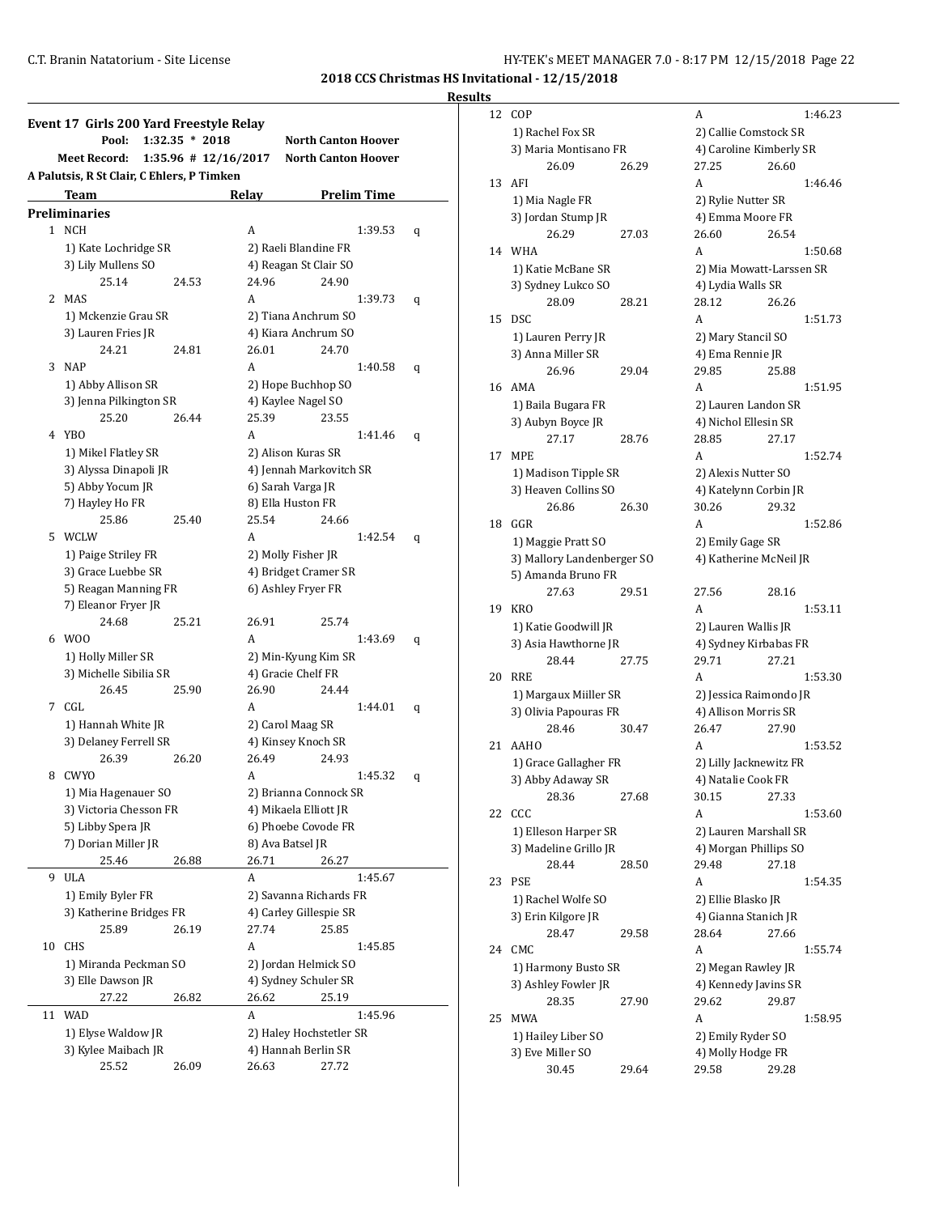## 2018 CCS Christmas HS Invitational - 12/15/2018

### Results

**Event 17 Girls 200 Yard Freestyle Relay**

Pool: 1:32.35 * 2018 North Canton Hoover
Meet Record: 1:35.96 # 12/16/2017 North Canton Hoover
A Palutsis, R St Clair, C Ehlers, P Timken

| | Team | Relay | Prelim Time | |
|---|---|---|---|---|

**Preliminaries**

1 NCH — A — 1:39.53 q
1) Kate Lochridge SR; 2) Raeli Blandine FR; 3) Lily Mullens SO; 4) Reagan St Clair SO
25.14 24.53 24.96 24.90

2 MAS — A — 1:39.73 q
1) Mckenzie Grau SR; 2) Tiana Anchrum SO; 3) Lauren Fries JR; 4) Kiara Anchrum SO
24.21 24.81 26.01 24.70

3 NAP — A — 1:40.58 q
1) Abby Allison SR; 2) Hope Buchhop SO; 3) Jenna Pilkington SR; 4) Kaylee Nagel SO
25.20 26.44 25.39 23.55

4 YBO — A — 1:41.46 q
1) Mikel Flatley SR; 2) Alison Kuras SR; 3) Alyssa Dinapoli JR; 4) Jennah Markovitch SR; 5) Abby Yocum JR; 6) Sarah Varga JR; 7) Hayley Ho FR; 8) Ella Huston FR
25.86 25.40 25.54 24.66

5 WCLW — A — 1:42.54 q
1) Paige Striley FR; 2) Molly Fisher JR; 3) Grace Luebbe SR; 4) Bridget Cramer SR; 5) Reagan Manning FR; 6) Ashley Fryer FR; 7) Eleanor Fryer JR
24.68 25.21 26.91 25.74

6 WOO — A — 1:43.69 q
1) Holly Miller SR; 2) Min-Kyung Kim SR; 3) Michelle Sibilia SR; 4) Gracie Chelf FR
26.45 25.90 26.90 24.44

7 CGL — A — 1:44.01 q
1) Hannah White JR; 2) Carol Maag SR; 3) Delaney Ferrell SR; 4) Kinsey Knoch SR
26.39 26.20 26.49 24.93

8 CWYO — A — 1:45.32 q
1) Mia Hagenauer SO; 2) Brianna Connock SR; 3) Victoria Chesson FR; 4) Mikaela Elliott JR; 5) Libby Spera JR; 6) Phoebe Covode FR; 7) Dorian Miller JR; 8) Ava Batsel JR
25.46 26.88 26.71 26.27

9 ULA — A — 1:45.67
1) Emily Byler FR; 2) Savanna Richards FR; 3) Katherine Bridges FR; 4) Carley Gillespie SR
25.89 26.19 27.74 25.85

10 CHS — A — 1:45.85
1) Miranda Peckman SO; 2) Jordan Helmick SO; 3) Elle Dawson JR; 4) Sydney Schuler SR
27.22 26.82 26.62 25.19

11 WAD — A — 1:45.96
1) Elyse Waldow JR; 2) Haley Hochstetler SR; 3) Kylee Maibach JR; 4) Hannah Berlin SR
25.52 26.09 26.63 27.72

12 COP — A — 1:46.23
1) Rachel Fox SR; 2) Callie Comstock SR; 3) Maria Montisano FR; 4) Caroline Kimberly SR
26.09 26.29 27.25 26.60

13 AFI — A — 1:46.46
1) Mia Nagle FR; 2) Rylie Nutter SR; 3) Jordan Stump JR; 4) Emma Moore FR
26.29 27.03 26.60 26.54

14 WHA — A — 1:50.68
1) Katie McBane SR; 2) Mia Mowatt-Larssen SR; 3) Sydney Lukco SO; 4) Lydia Walls SR
28.09 28.21 28.12 26.26

15 DSC — A — 1:51.73
1) Lauren Perry JR; 2) Mary Stancil SO; 3) Anna Miller SR; 4) Ema Rennie JR
26.96 29.04 29.85 25.88

16 AMA — A — 1:51.95
1) Baila Bugara FR; 2) Lauren Landon SR; 3) Aubyn Boyce JR; 4) Nichol Ellesin SR
27.17 28.76 28.85 27.17

17 MPE — A — 1:52.74
1) Madison Tipple SR; 2) Alexis Nutter SO; 3) Heaven Collins SO; 4) Katelynn Corbin JR
26.86 26.30 30.26 29.32

18 GGR — A — 1:52.86
1) Maggie Pratt SO; 2) Emily Gage SR; 3) Mallory Landenberger SO; 4) Katherine McNeil JR; 5) Amanda Bruno FR
27.63 29.51 27.56 28.16

19 KRO — A — 1:53.11
1) Katie Goodwill JR; 2) Lauren Wallis JR; 3) Asia Hawthorne JR; 4) Sydney Kirbabas FR
28.44 27.75 29.71 27.21

20 RRE — A — 1:53.30
1) Margaux Miiller SR; 2) Jessica Raimondo JR; 3) Olivia Papouras FR; 4) Allison Morris SR
28.46 30.47 26.47 27.90

21 AAHO — A — 1:53.52
1) Grace Gallagher FR; 2) Lilly Jacknewitz FR; 3) Abby Adaway SR; 4) Natalie Cook FR
28.36 27.68 30.15 27.33

22 CCC — A — 1:53.60
1) Elleson Harper SR; 2) Lauren Marshall SR; 3) Madeline Grillo JR; 4) Morgan Phillips SO
28.44 28.50 29.48 27.18

23 PSE — A — 1:54.35
1) Rachel Wolfe SO; 2) Ellie Blasko JR; 3) Erin Kilgore JR; 4) Gianna Stanich JR
28.47 29.58 28.64 27.66

24 CMC — A — 1:55.74
1) Harmony Busto SR; 2) Megan Rawley JR; 3) Ashley Fowler JR; 4) Kennedy Javins SR
28.35 27.90 29.62 29.87

25 MWA — A — 1:58.95
1) Hailey Liber SO; 2) Emily Ryder SO; 3) Eve Miller SO; 4) Molly Hodge FR
30.45 29.64 29.58 29.28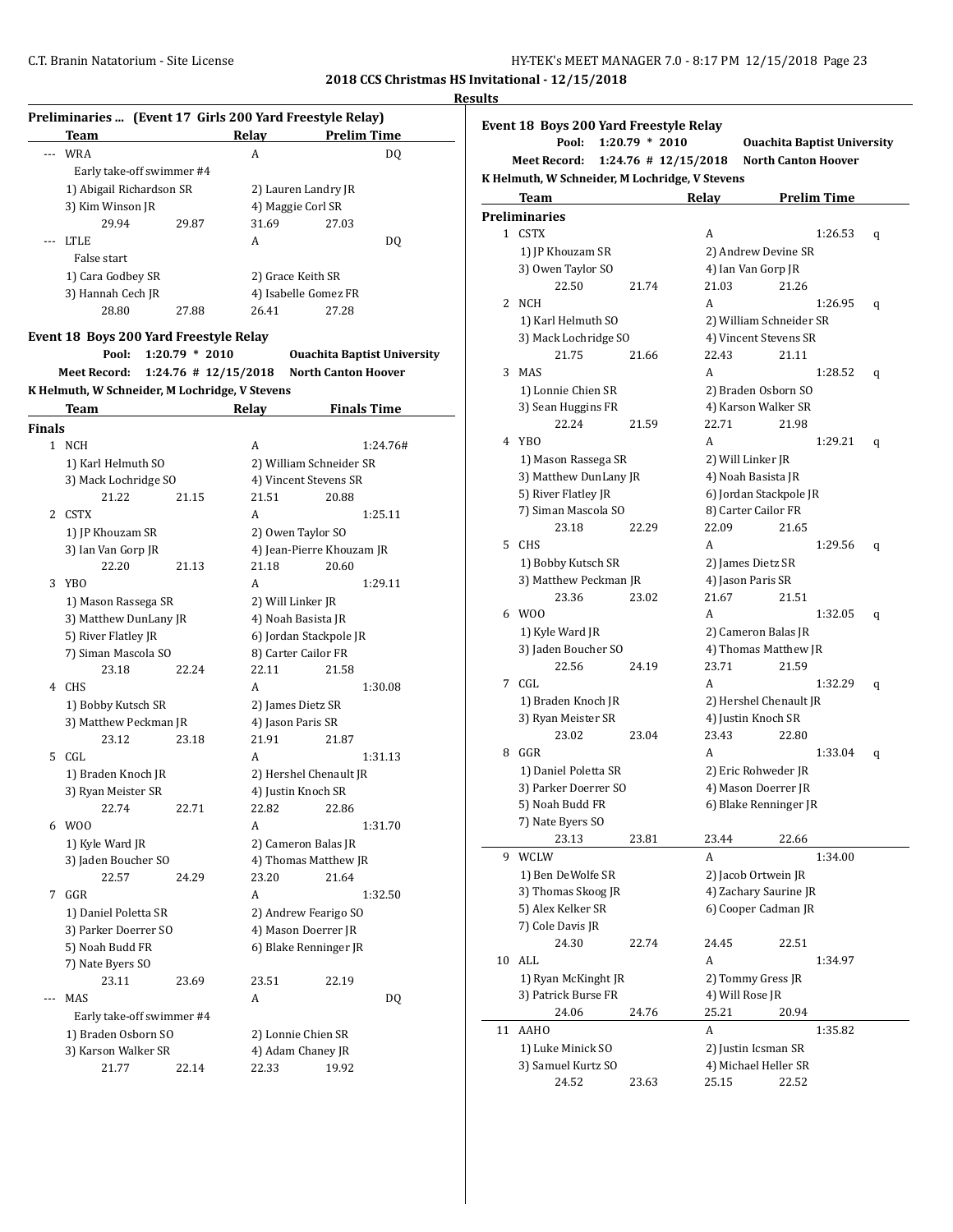**2018 CCS Christmas HS Invitational - 12/15/2018**

**Results**

### Preliminaries ... (Event 17 Girls 200 Yard Freestyle Relay)

| | Team | Relay | Prelim Time |
|---|---|---|---|
| --- | WRA | A | DQ |

Early take-off swimmer #4

1) Abigail Richardson SR — 2) Lauren Landry JR
3) Kim Winson JR — 4) Maggie Corl SR

29.94 29.87 31.69 27.03

| | Team | Relay | Prelim Time |
|---|---|---|---|
| --- | LTLE | A | DQ |

False start

1) Cara Godbey SR — 2) Grace Keith SR
3) Hannah Cech JR — 4) Isabelle Gomez FR

28.80 27.88 26.41 27.28

### Event 18 Boys 200 Yard Freestyle Relay

**Pool:** 1:20.79 * 2010 **Ouachita Baptist University**
**Meet Record:** 1:24.76 # 12/15/2018 **North Canton Hoover**
**K Helmuth, W Schneider, M Lochridge, V Stevens**

| | Team | Relay | Finals Time |
|---|---|---|---|

**Finals**

1 NCH — A — 1:24.76#
1) Karl Helmuth SO — 2) William Schneider SR
3) Mack Lochridge SO — 4) Vincent Stevens SR
21.22 21.15 21.51 20.88

2 CSTX — A — 1:25.11
1) JP Khouzam SR — 2) Owen Taylor SO
3) Ian Van Gorp JR — 4) Jean-Pierre Khouzam JR
22.20 21.13 21.18 20.60

3 YBO — A — 1:29.11
1) Mason Rassega SR — 2) Will Linker JR
3) Matthew DunLany JR — 4) Noah Basista JR
5) River Flatley JR — 6) Jordan Stackpole JR
7) Siman Mascola SO — 8) Carter Cailor FR
23.18 22.24 22.11 21.58

4 CHS — A — 1:30.08
1) Bobby Kutsch SR — 2) James Dietz SR
3) Matthew Peckman JR — 4) Jason Paris SR
23.12 23.18 21.91 21.87

5 CGL — A — 1:31.13
1) Braden Knoch JR — 2) Hershel Chenault JR
3) Ryan Meister SR — 4) Justin Knoch SR
22.74 22.71 22.82 22.86

6 WOO — A — 1:31.70
1) Kyle Ward JR — 2) Cameron Balas JR
3) Jaden Boucher SO — 4) Thomas Matthew JR
22.57 24.29 23.20 21.64

7 GGR — A — 1:32.50
1) Daniel Poletta SR — 2) Andrew Fearigo SO
3) Parker Doerrer SO — 4) Mason Doerrer JR
5) Noah Budd FR — 6) Blake Renninger JR
7) Nate Byers SO
23.11 23.69 23.51 22.19

--- MAS — A — DQ
Early take-off swimmer #4
1) Braden Osborn SO — 2) Lonnie Chien SR
3) Karson Walker SR — 4) Adam Chaney JR
21.77 22.14 22.33 19.92

### Event 18 Boys 200 Yard Freestyle Relay

**Pool:** 1:20.79 * 2010 **Ouachita Baptist University**
**Meet Record:** 1:24.76 # 12/15/2018 **North Canton Hoover**
**K Helmuth, W Schneider, M Lochridge, V Stevens**

| | Team | Relay | Prelim Time |
|---|---|---|---|

**Preliminaries**

1 CSTX — A — 1:26.53 q
1) JP Khouzam SR — 2) Andrew Devine SR
3) Owen Taylor SO — 4) Ian Van Gorp JR
22.50 21.74 21.03 21.26

2 NCH — A — 1:26.95 q
1) Karl Helmuth SO — 2) William Schneider SR
3) Mack Lochridge SO — 4) Vincent Stevens SR
21.75 21.66 22.43 21.11

3 MAS — A — 1:28.52 q
1) Lonnie Chien SR — 2) Braden Osborn SO
3) Sean Huggins FR — 4) Karson Walker SR
22.24 21.59 22.71 21.98

4 YBO — A — 1:29.21 q
1) Mason Rassega SR — 2) Will Linker JR
3) Matthew DunLany JR — 4) Noah Basista JR
5) River Flatley JR — 6) Jordan Stackpole JR
7) Siman Mascola SO — 8) Carter Cailor FR
23.18 22.29 22.09 21.65

5 CHS — A — 1:29.56 q
1) Bobby Kutsch SR — 2) James Dietz SR
3) Matthew Peckman JR — 4) Jason Paris SR
23.36 23.02 21.67 21.51

6 WOO — A — 1:32.05 q
1) Kyle Ward JR — 2) Cameron Balas JR
3) Jaden Boucher SO — 4) Thomas Matthew JR
22.56 24.19 23.71 21.59

7 CGL — A — 1:32.29 q
1) Braden Knoch JR — 2) Hershel Chenault JR
3) Ryan Meister SR — 4) Justin Knoch SR
23.02 23.04 23.43 22.80

8 GGR — A — 1:33.04 q
1) Daniel Poletta SR — 2) Eric Rohweder JR
3) Parker Doerrer SO — 4) Mason Doerrer JR
5) Noah Budd FR — 6) Blake Renninger JR
7) Nate Byers SO
23.13 23.81 23.44 22.66

---

9 WCLW — A — 1:34.00
1) Ben DeWolfe SR — 2) Jacob Ortwein JR
3) Thomas Skoog JR — 4) Zachary Saurine JR
5) Alex Kelker SR — 6) Cooper Cadman JR
7) Cole Davis JR
24.30 22.74 24.45 22.51

10 ALL — A — 1:34.97
1) Ryan McKinght JR — 2) Tommy Gress JR
3) Patrick Burse FR — 4) Will Rose JR
24.06 24.76 25.21 20.94

---

11 AAHO — A — 1:35.82
1) Luke Minick SO — 2) Justin Icsman SR
3) Samuel Kurtz SO — 4) Michael Heller SR
24.52 23.63 25.15 22.52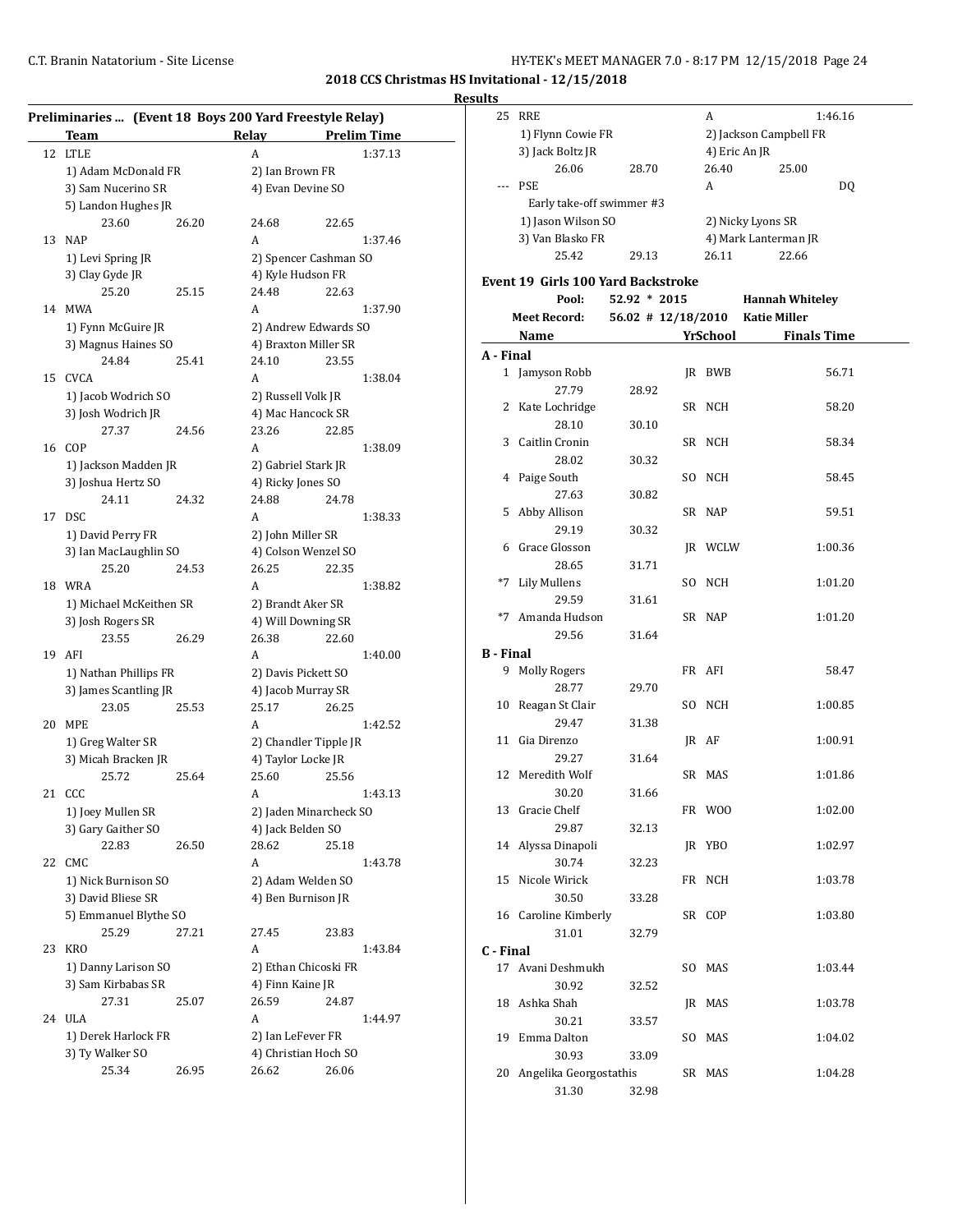## 2018 CCS Christmas HS Invitational - 12/15/2018

### Results

#### Preliminaries ... (Event 18 Boys 200 Yard Freestyle Relay)

| | Team | Relay | Prelim Time |
|---|---|---|---|
| 12 | LTLE | A | 1:37.13 |
| | 1) Adam McDonald FR | 2) Ian Brown FR | |
| | 3) Sam Nucerino SR | 4) Evan Devine SO | |
| | 5) Landon Hughes JR | | |
| | 23.60 26.20 | 24.68 22.65 | |
| 13 | NAP | A | 1:37.46 |
| | 1) Levi Spring JR | 2) Spencer Cashman SO | |
| | 3) Clay Gyde JR | 4) Kyle Hudson FR | |
| | 25.20 25.15 | 24.48 22.63 | |
| 14 | MWA | A | 1:37.90 |
| | 1) Fynn McGuire JR | 2) Andrew Edwards SO | |
| | 3) Magnus Haines SO | 4) Braxton Miller SR | |
| | 24.84 25.41 | 24.10 23.55 | |
| 15 | CVCA | A | 1:38.04 |
| | 1) Jacob Wodrich SO | 2) Russell Volk JR | |
| | 3) Josh Wodrich JR | 4) Mac Hancock SR | |
| | 27.37 24.56 | 23.26 22.85 | |
| 16 | COP | A | 1:38.09 |
| | 1) Jackson Madden JR | 2) Gabriel Stark JR | |
| | 3) Joshua Hertz SO | 4) Ricky Jones SO | |
| | 24.11 24.32 | 24.88 24.78 | |
| 17 | DSC | A | 1:38.33 |
| | 1) David Perry FR | 2) John Miller SR | |
| | 3) Ian MacLaughlin SO | 4) Colson Wenzel SO | |
| | 25.20 24.53 | 26.25 22.35 | |
| 18 | WRA | A | 1:38.82 |
| | 1) Michael McKeithen SR | 2) Brandt Aker SR | |
| | 3) Josh Rogers SR | 4) Will Downing SR | |
| | 23.55 26.29 | 26.38 22.60 | |
| 19 | AFI | A | 1:40.00 |
| | 1) Nathan Phillips FR | 2) Davis Pickett SO | |
| | 3) James Scantling JR | 4) Jacob Murray SR | |
| | 23.05 25.53 | 25.17 26.25 | |
| 20 | MPE | A | 1:42.52 |
| | 1) Greg Walter SR | 2) Chandler Tipple JR | |
| | 3) Micah Bracken JR | 4) Taylor Locke JR | |
| | 25.72 25.64 | 25.60 25.56 | |
| 21 | CCC | A | 1:43.13 |
| | 1) Joey Mullen SR | 2) Jaden Minarcheck SO | |
| | 3) Gary Gaither SO | 4) Jack Belden SO | |
| | 22.83 26.50 | 28.62 25.18 | |
| 22 | CMC | A | 1:43.78 |
| | 1) Nick Burnison SO | 2) Adam Welden SO | |
| | 3) David Bliese SR | 4) Ben Burnison JR | |
| | 5) Emmanuel Blythe SO | | |
| | 25.29 27.21 | 27.45 23.83 | |
| 23 | KRO | A | 1:43.84 |
| | 1) Danny Larison SO | 2) Ethan Chicoski FR | |
| | 3) Sam Kirbabas SR | 4) Finn Kaine JR | |
| | 27.31 25.07 | 26.59 24.87 | |
| 24 | ULA | A | 1:44.97 |
| | 1) Derek Harlock FR | 2) Ian LeFever FR | |
| | 3) Ty Walker SO | 4) Christian Hoch SO | |
| | 25.34 26.95 | 26.62 26.06 | |
| 25 | RRE | A | 1:46.16 |
| | 1) Flynn Cowie FR | 2) Jackson Campbell FR | |
| | 3) Jack Boltz JR | 4) Eric An JR | |
| | 26.06 28.70 | 26.40 25.00 | |
| --- | PSE | A | DQ |
| | Early take-off swimmer #3 | | |
| | 1) Jason Wilson SO | 2) Nicky Lyons SR | |
| | 3) Van Blasko FR | 4) Mark Lanterman JR | |
| | 25.42 29.13 | 26.11 22.66 | |

#### Event 19 Girls 100 Yard Backstroke

**Pool:** 52.92 * 2015 **Hannah Whiteley**
**Meet Record:** 56.02 # 12/18/2010 **Katie Miller**

| | Name | Yr | School | Finals Time |
|---|---|---|---|---|
| **A - Final** | | | | |
| 1 | Jamyson Robb | JR | BWB | 56.71 |
| | 27.79 28.92 | | | |
| 2 | Kate Lochridge | SR | NCH | 58.20 |
| | 28.10 30.10 | | | |
| 3 | Caitlin Cronin | SR | NCH | 58.34 |
| | 28.02 30.32 | | | |
| 4 | Paige South | SO | NCH | 58.45 |
| | 27.63 30.82 | | | |
| 5 | Abby Allison | SR | NAP | 59.51 |
| | 29.19 30.32 | | | |
| 6 | Grace Glosson | JR | WCLW | 1:00.36 |
| | 28.65 31.71 | | | |
| *7 | Lily Mullens | SO | NCH | 1:01.20 |
| | 29.59 31.61 | | | |
| *7 | Amanda Hudson | SR | NAP | 1:01.20 |
| | 29.56 31.64 | | | |
| **B - Final** | | | | |
| 9 | Molly Rogers | FR | AFI | 58.47 |
| | 28.77 29.70 | | | |
| 10 | Reagan St Clair | SO | NCH | 1:00.85 |
| | 29.47 31.38 | | | |
| 11 | Gia Direnzo | JR | AF | 1:00.91 |
| | 29.27 31.64 | | | |
| 12 | Meredith Wolf | SR | MAS | 1:01.86 |
| | 30.20 31.66 | | | |
| 13 | Gracie Chelf | FR | WOO | 1:02.00 |
| | 29.87 32.13 | | | |
| 14 | Alyssa Dinapoli | JR | YBO | 1:02.97 |
| | 30.74 32.23 | | | |
| 15 | Nicole Wirick | FR | NCH | 1:03.78 |
| | 30.50 33.28 | | | |
| 16 | Caroline Kimberly | SR | COP | 1:03.80 |
| | 31.01 32.79 | | | |
| **C - Final** | | | | |
| 17 | Avani Deshmukh | SO | MAS | 1:03.44 |
| | 30.92 32.52 | | | |
| 18 | Ashka Shah | JR | MAS | 1:03.78 |
| | 30.21 33.57 | | | |
| 19 | Emma Dalton | SO | MAS | 1:04.02 |
| | 30.93 33.09 | | | |
| 20 | Angelika Georgostathis | SR | MAS | 1:04.28 |
| | 31.30 32.98 | | | |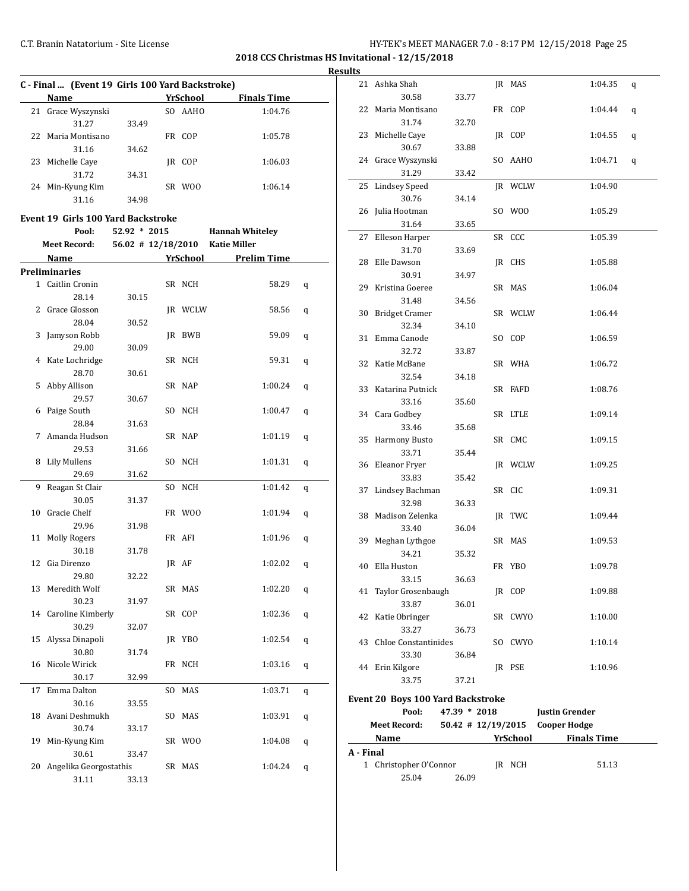## 2018 CCS Christmas HS Invitational - 12/15/2018

### Results

**C - Final ... (Event 19 Girls 100 Yard Backstroke)**

| | Name | Yr | School | Finals Time |
|---|---|---|---|---|
| 21 | Grace Wyszynski | SO | AAHO | 1:04.76 |
| | 31.27 | 33.49 | | |
| 22 | Maria Montisano | FR | COP | 1:05.78 |
| | 31.16 | 34.62 | | |
| 23 | Michelle Caye | JR | COP | 1:06.03 |
| | 31.72 | 34.31 | | |
| 24 | Min-Kyung Kim | SR | WOO | 1:06.14 |
| | 31.16 | 34.98 | | |

### Event 19 Girls 100 Yard Backstroke

| | | | |
|---|---|---|---|
| Pool: | 52.92 * 2015 | Hannah Whiteley | |
| Meet Record: | 56.02 # 12/18/2010 | Katie Miller | |

**Preliminaries**

| | Name | Yr | School | Prelim Time | |
|---|---|---|---|---|---|
| 1 | Caitlin Cronin | SR | NCH | 58.29 | q |
| | 28.14 | 30.15 | | | |
| 2 | Grace Glosson | JR | WCLW | 58.56 | q |
| | 28.04 | 30.52 | | | |
| 3 | Jamyson Robb | JR | BWB | 59.09 | q |
| | 29.00 | 30.09 | | | |
| 4 | Kate Lochridge | SR | NCH | 59.31 | q |
| | 28.70 | 30.61 | | | |
| 5 | Abby Allison | SR | NAP | 1:00.24 | q |
| | 29.57 | 30.67 | | | |
| 6 | Paige South | SO | NCH | 1:00.47 | q |
| | 28.84 | 31.63 | | | |
| 7 | Amanda Hudson | SR | NAP | 1:01.19 | q |
| | 29.53 | 31.66 | | | |
| 8 | Lily Mullens | SO | NCH | 1:01.31 | q |
| | 29.69 | 31.62 | | | |
| 9 | Reagan St Clair | SO | NCH | 1:01.42 | q |
| | 30.05 | 31.37 | | | |
| 10 | Gracie Chelf | FR | WOO | 1:01.94 | q |
| | 29.96 | 31.98 | | | |
| 11 | Molly Rogers | FR | AFI | 1:01.96 | q |
| | 30.18 | 31.78 | | | |
| 12 | Gia Direnzo | JR | AF | 1:02.02 | q |
| | 29.80 | 32.22 | | | |
| 13 | Meredith Wolf | SR | MAS | 1:02.20 | q |
| | 30.23 | 31.97 | | | |
| 14 | Caroline Kimberly | SR | COP | 1:02.36 | q |
| | 30.29 | 32.07 | | | |
| 15 | Alyssa Dinapoli | JR | YBO | 1:02.54 | q |
| | 30.80 | 31.74 | | | |
| 16 | Nicole Wirick | FR | NCH | 1:03.16 | q |
| | 30.17 | 32.99 | | | |
| 17 | Emma Dalton | SO | MAS | 1:03.71 | q |
| | 30.16 | 33.55 | | | |
| 18 | Avani Deshmukh | SO | MAS | 1:03.91 | q |
| | 30.74 | 33.17 | | | |
| 19 | Min-Kyung Kim | SR | WOO | 1:04.08 | q |
| | 30.61 | 33.47 | | | |
| 20 | Angelika Georgostathis | SR | MAS | 1:04.24 | q |
| | 31.11 | 33.13 | | | |
| 21 | Ashka Shah | JR | MAS | 1:04.35 | q |
| | 30.58 | 33.77 | | | |
| 22 | Maria Montisano | FR | COP | 1:04.44 | q |
| | 31.74 | 32.70 | | | |
| 23 | Michelle Caye | JR | COP | 1:04.55 | q |
| | 30.67 | 33.88 | | | |
| 24 | Grace Wyszynski | SO | AAHO | 1:04.71 | q |
| | 31.29 | 33.42 | | | |
| 25 | Lindsey Speed | JR | WCLW | 1:04.90 | |
| | 30.76 | 34.14 | | | |
| 26 | Julia Hootman | SO | WOO | 1:05.29 | |
| | 31.64 | 33.65 | | | |
| 27 | Elleson Harper | SR | CCC | 1:05.39 | |
| | 31.70 | 33.69 | | | |
| 28 | Elle Dawson | JR | CHS | 1:05.88 | |
| | 30.91 | 34.97 | | | |
| 29 | Kristina Goeree | SR | MAS | 1:06.04 | |
| | 31.48 | 34.56 | | | |
| 30 | Bridget Cramer | SR | WCLW | 1:06.44 | |
| | 32.34 | 34.10 | | | |
| 31 | Emma Canode | SO | COP | 1:06.59 | |
| | 32.72 | 33.87 | | | |
| 32 | Katie McBane | SR | WHA | 1:06.72 | |
| | 32.54 | 34.18 | | | |
| 33 | Katarina Putnick | SR | FAFD | 1:08.76 | |
| | 33.16 | 35.60 | | | |
| 34 | Cara Godbey | SR | LTLE | 1:09.14 | |
| | 33.46 | 35.68 | | | |
| 35 | Harmony Busto | SR | CMC | 1:09.15 | |
| | 33.71 | 35.44 | | | |
| 36 | Eleanor Fryer | JR | WCLW | 1:09.25 | |
| | 33.83 | 35.42 | | | |
| 37 | Lindsey Bachman | SR | CIC | 1:09.31 | |
| | 32.98 | 36.33 | | | |
| 38 | Madison Zelenka | JR | TWC | 1:09.44 | |
| | 33.40 | 36.04 | | | |
| 39 | Meghan Lythgoe | SR | MAS | 1:09.53 | |
| | 34.21 | 35.32 | | | |
| 40 | Ella Huston | FR | YBO | 1:09.78 | |
| | 33.15 | 36.63 | | | |
| 41 | Taylor Grosenbaugh | JR | COP | 1:09.88 | |
| | 33.87 | 36.01 | | | |
| 42 | Katie Obringer | SR | CWYO | 1:10.00 | |
| | 33.27 | 36.73 | | | |
| 43 | Chloe Constantinides | SO | CWYO | 1:10.14 | |
| | 33.30 | 36.84 | | | |
| 44 | Erin Kilgore | JR | PSE | 1:10.96 | |
| | 33.75 | 37.21 | | | |

### Event 20 Boys 100 Yard Backstroke

| | | |
|---|---|---|
| Pool: | 47.39 * 2018 | Justin Grender |
| Meet Record: | 50.42 # 12/19/2015 | Cooper Hodge |

**A - Final**

| | Name | Yr | School | Finals Time |
|---|---|---|---|---|
| 1 | Christopher O'Connor | JR | NCH | 51.13 |
| | 25.04 | 26.09 | | |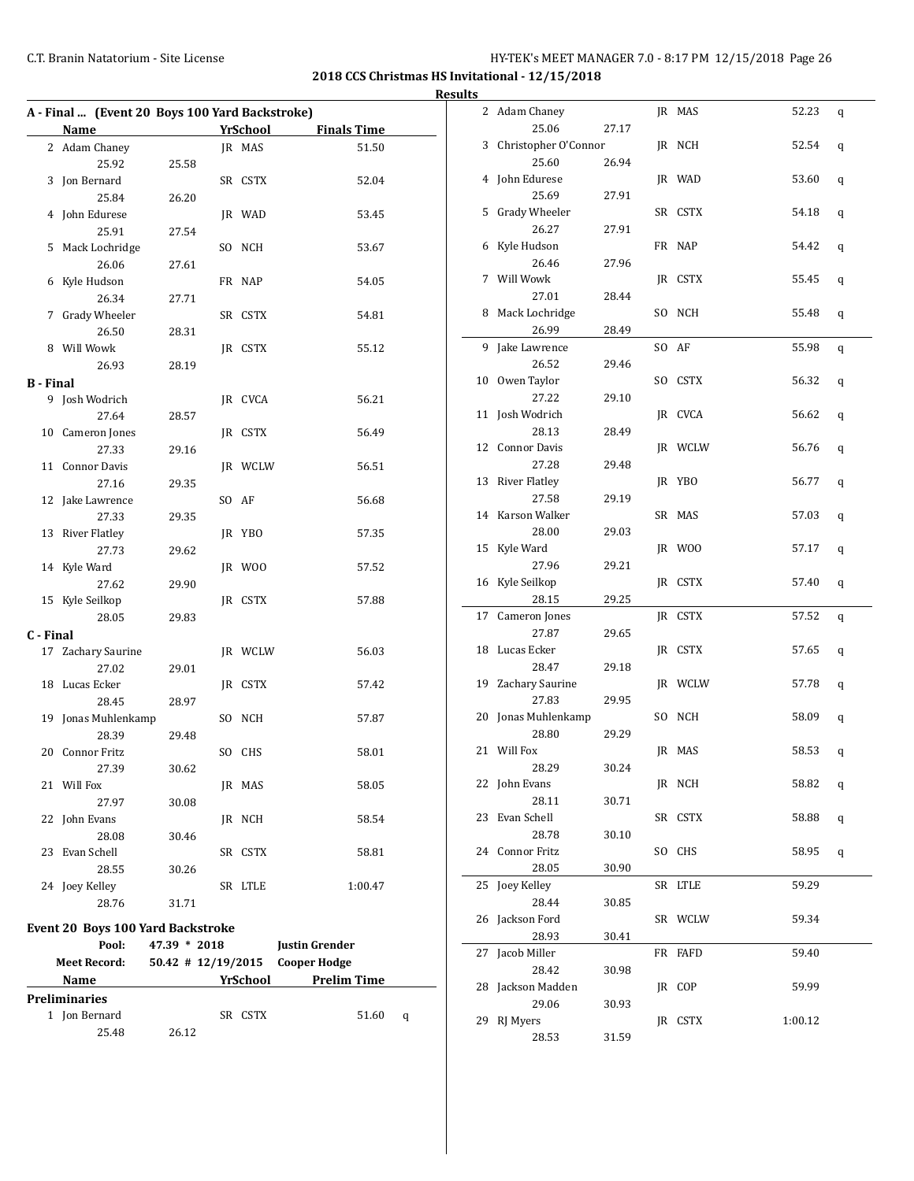**2018 CCS Christmas HS Invitational - 12/15/2018**

**Results**

### A - Final ... (Event 20 Boys 100 Yard Backstroke)

| | Name | | Yr | School | Finals Time |
|---|---|---|---|---|---|
| 2 | Adam Chaney | | JR | MAS | 51.50 |
| | 25.92 | 25.58 | | | |
| 3 | Jon Bernard | | SR | CSTX | 52.04 |
| | 25.84 | 26.20 | | | |
| 4 | John Edurese | | JR | WAD | 53.45 |
| | 25.91 | 27.54 | | | |
| 5 | Mack Lochridge | | SO | NCH | 53.67 |
| | 26.06 | 27.61 | | | |
| 6 | Kyle Hudson | | FR | NAP | 54.05 |
| | 26.34 | 27.71 | | | |
| 7 | Grady Wheeler | | SR | CSTX | 54.81 |
| | 26.50 | 28.31 | | | |
| 8 | Will Wowk | | JR | CSTX | 55.12 |
| | 26.93 | 28.19 | | | |
| **B - Final** | | | | | |
| 9 | Josh Wodrich | | JR | CVCA | 56.21 |
| | 27.64 | 28.57 | | | |
| 10 | Cameron Jones | | JR | CSTX | 56.49 |
| | 27.33 | 29.16 | | | |
| 11 | Connor Davis | | JR | WCLW | 56.51 |
| | 27.16 | 29.35 | | | |
| 12 | Jake Lawrence | | SO | AF | 56.68 |
| | 27.33 | 29.35 | | | |
| 13 | River Flatley | | JR | YBO | 57.35 |
| | 27.73 | 29.62 | | | |
| 14 | Kyle Ward | | JR | WOO | 57.52 |
| | 27.62 | 29.90 | | | |
| 15 | Kyle Seilkop | | JR | CSTX | 57.88 |
| | 28.05 | 29.83 | | | |
| **C - Final** | | | | | |
| 17 | Zachary Saurine | | JR | WCLW | 56.03 |
| | 27.02 | 29.01 | | | |
| 18 | Lucas Ecker | | JR | CSTX | 57.42 |
| | 28.45 | 28.97 | | | |
| 19 | Jonas Muhlenkamp | | SO | NCH | 57.87 |
| | 28.39 | 29.48 | | | |
| 20 | Connor Fritz | | SO | CHS | 58.01 |
| | 27.39 | 30.62 | | | |
| 21 | Will Fox | | JR | MAS | 58.05 |
| | 27.97 | 30.08 | | | |
| 22 | John Evans | | JR | NCH | 58.54 |
| | 28.08 | 30.46 | | | |
| 23 | Evan Schell | | SR | CSTX | 58.81 |
| | 28.55 | 30.26 | | | |
| 24 | Joey Kelley | | SR | LTLE | 1:00.47 |
| | 28.76 | 31.71 | | | |

### Event 20 Boys 100 Yard Backstroke

| | | |
|---|---|---|
| Pool: | 47.39 * 2018 | Justin Grender |
| Meet Record: | 50.42 # 12/19/2015 | Cooper Hodge |

| | Name | | Yr | School | Prelim Time | |
|---|---|---|---|---|---|---|
| **Preliminaries** | | | | | | |
| 1 | Jon Bernard | | SR | CSTX | 51.60 | q |
| | 25.48 | 26.12 | | | | |
| 2 | Adam Chaney | | JR | MAS | 52.23 | q |
| | 25.06 | 27.17 | | | | |
| 3 | Christopher O'Connor | | JR | NCH | 52.54 | q |
| | 25.60 | 26.94 | | | | |
| 4 | John Edurese | | JR | WAD | 53.60 | q |
| | 25.69 | 27.91 | | | | |
| 5 | Grady Wheeler | | SR | CSTX | 54.18 | q |
| | 26.27 | 27.91 | | | | |
| 6 | Kyle Hudson | | FR | NAP | 54.42 | q |
| | 26.46 | 27.96 | | | | |
| 7 | Will Wowk | | JR | CSTX | 55.45 | q |
| | 27.01 | 28.44 | | | | |
| 8 | Mack Lochridge | | SO | NCH | 55.48 | q |
| | 26.99 | 28.49 | | | | |
| 9 | Jake Lawrence | | SO | AF | 55.98 | q |
| | 26.52 | 29.46 | | | | |
| 10 | Owen Taylor | | SO | CSTX | 56.32 | q |
| | 27.22 | 29.10 | | | | |
| 11 | Josh Wodrich | | JR | CVCA | 56.62 | q |
| | 28.13 | 28.49 | | | | |
| 12 | Connor Davis | | JR | WCLW | 56.76 | q |
| | 27.28 | 29.48 | | | | |
| 13 | River Flatley | | JR | YBO | 56.77 | q |
| | 27.58 | 29.19 | | | | |
| 14 | Karson Walker | | SR | MAS | 57.03 | q |
| | 28.00 | 29.03 | | | | |
| 15 | Kyle Ward | | JR | WOO | 57.17 | q |
| | 27.96 | 29.21 | | | | |
| 16 | Kyle Seilkop | | JR | CSTX | 57.40 | q |
| | 28.15 | 29.25 | | | | |
| 17 | Cameron Jones | | JR | CSTX | 57.52 | q |
| | 27.87 | 29.65 | | | | |
| 18 | Lucas Ecker | | JR | CSTX | 57.65 | q |
| | 28.47 | 29.18 | | | | |
| 19 | Zachary Saurine | | JR | WCLW | 57.78 | q |
| | 27.83 | 29.95 | | | | |
| 20 | Jonas Muhlenkamp | | SO | NCH | 58.09 | q |
| | 28.80 | 29.29 | | | | |
| 21 | Will Fox | | JR | MAS | 58.53 | q |
| | 28.29 | 30.24 | | | | |
| 22 | John Evans | | JR | NCH | 58.82 | q |
| | 28.11 | 30.71 | | | | |
| 23 | Evan Schell | | SR | CSTX | 58.88 | q |
| | 28.78 | 30.10 | | | | |
| 24 | Connor Fritz | | SO | CHS | 58.95 | q |
| | 28.05 | 30.90 | | | | |
| 25 | Joey Kelley | | SR | LTLE | 59.29 | |
| | 28.44 | 30.85 | | | | |
| 26 | Jackson Ford | | SR | WCLW | 59.34 | |
| | 28.93 | 30.41 | | | | |
| 27 | Jacob Miller | | FR | FAFD | 59.40 | |
| | 28.42 | 30.98 | | | | |
| 28 | Jackson Madden | | JR | COP | 59.99 | |
| | 29.06 | 30.93 | | | | |
| 29 | RJ Myers | | JR | CSTX | 1:00.12 | |
| | 28.53 | 31.59 | | | | |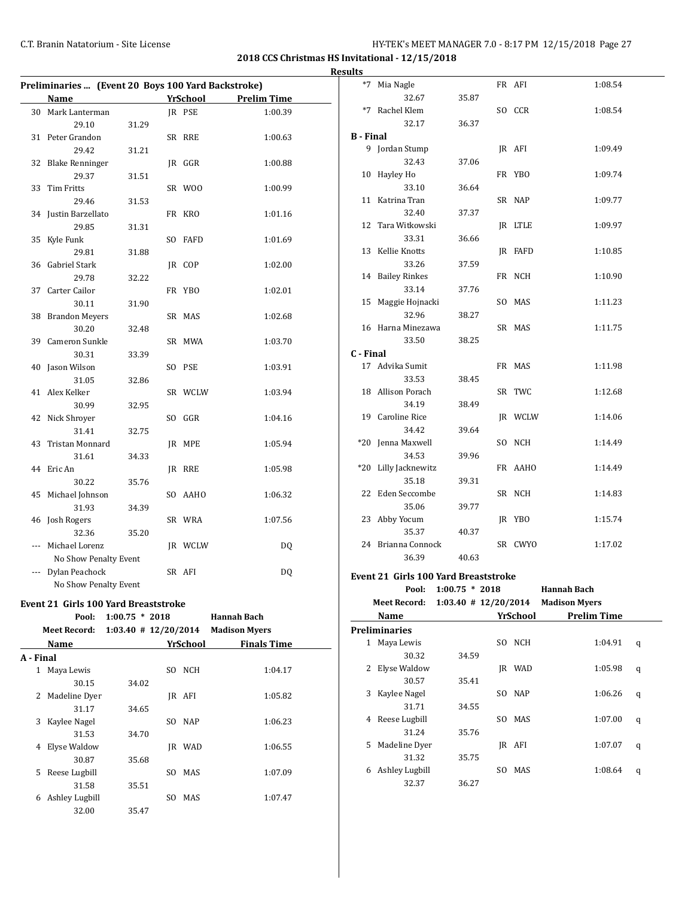**Results**

### Preliminaries ... (Event 20 Boys 100 Yard Backstroke)

| | Name | Yr | School | Prelim Time |
|---|---|---|---|---|
| 30 | Mark Lanterman | JR | PSE | 1:00.39 |
| | 29.10 | 31.29 | | |
| 31 | Peter Grandon | SR | RRE | 1:00.63 |
| | 29.42 | 31.21 | | |
| 32 | Blake Renninger | JR | GGR | 1:00.88 |
| | 29.37 | 31.51 | | |
| 33 | Tim Fritts | SR | WOO | 1:00.99 |
| | 29.46 | 31.53 | | |
| 34 | Justin Barzellato | FR | KRO | 1:01.16 |
| | 29.85 | 31.31 | | |
| 35 | Kyle Funk | SO | FAFD | 1:01.69 |
| | 29.81 | 31.88 | | |
| 36 | Gabriel Stark | JR | COP | 1:02.00 |
| | 29.78 | 32.22 | | |
| 37 | Carter Cailor | FR | YBO | 1:02.01 |
| | 30.11 | 31.90 | | |
| 38 | Brandon Meyers | SR | MAS | 1:02.68 |
| | 30.20 | 32.48 | | |
| 39 | Cameron Sunkle | SR | MWA | 1:03.70 |
| | 30.31 | 33.39 | | |
| 40 | Jason Wilson | SO | PSE | 1:03.91 |
| | 31.05 | 32.86 | | |
| 41 | Alex Kelker | SR | WCLW | 1:03.94 |
| | 30.99 | 32.95 | | |
| 42 | Nick Shroyer | SO | GGR | 1:04.16 |
| | 31.41 | 32.75 | | |
| 43 | Tristan Monnard | JR | MPE | 1:05.94 |
| | 31.61 | 34.33 | | |
| 44 | Eric An | JR | RRE | 1:05.98 |
| | 30.22 | 35.76 | | |
| 45 | Michael Johnson | SO | AAHO | 1:06.32 |
| | 31.93 | 34.39 | | |
| 46 | Josh Rogers | SR | WRA | 1:07.56 |
| | 32.36 | 35.20 | | |
| --- | Michael Lorenz | JR | WCLW | DQ |
| | No Show Penalty Event | | | |
| --- | Dylan Peachock | SR | AFI | DQ |
| | No Show Penalty Event | | | |

### Event 21 Girls 100 Yard Breaststroke

Pool: 1:00.75 * 2018 Hannah Bach
Meet Record: 1:03.40 # 12/20/2014 Madison Myers

| | Name | Yr | School | Finals Time |
|---|---|---|---|---|
| **A - Final** | | | | |
| 1 | Maya Lewis | SO | NCH | 1:04.17 |
| | 30.15 | 34.02 | | |
| 2 | Madeline Dyer | JR | AFI | 1:05.82 |
| | 31.17 | 34.65 | | |
| 3 | Kaylee Nagel | SO | NAP | 1:06.23 |
| | 31.53 | 34.70 | | |
| 4 | Elyse Waldow | JR | WAD | 1:06.55 |
| | 30.87 | 35.68 | | |
| 5 | Reese Lugbill | SO | MAS | 1:07.09 |
| | 31.58 | 35.51 | | |
| 6 | Ashley Lugbill | SO | MAS | 1:07.47 |
| | 32.00 | 35.47 | | |
| *7 | Mia Nagle | FR | AFI | 1:08.54 |
| | 32.67 | 35.87 | | |
| *7 | Rachel Klem | SO | CCR | 1:08.54 |
| | 32.17 | 36.37 | | |
| **B - Final** | | | | |
| 9 | Jordan Stump | JR | AFI | 1:09.49 |
| | 32.43 | 37.06 | | |
| 10 | Hayley Ho | FR | YBO | 1:09.74 |
| | 33.10 | 36.64 | | |
| 11 | Katrina Tran | SR | NAP | 1:09.77 |
| | 32.40 | 37.37 | | |
| 12 | Tara Witkowski | JR | LTLE | 1:09.97 |
| | 33.31 | 36.66 | | |
| 13 | Kellie Knotts | JR | FAFD | 1:10.85 |
| | 33.26 | 37.59 | | |
| 14 | Bailey Rinkes | FR | NCH | 1:10.90 |
| | 33.14 | 37.76 | | |
| 15 | Maggie Hojnacki | SO | MAS | 1:11.23 |
| | 32.96 | 38.27 | | |
| 16 | Harna Minezawa | SR | MAS | 1:11.75 |
| | 33.50 | 38.25 | | |
| **C - Final** | | | | |
| 17 | Advika Sumit | FR | MAS | 1:11.98 |
| | 33.53 | 38.45 | | |
| 18 | Allison Porach | SR | TWC | 1:12.68 |
| | 34.19 | 38.49 | | |
| 19 | Caroline Rice | JR | WCLW | 1:14.06 |
| | 34.42 | 39.64 | | |
| *20 | Jenna Maxwell | SO | NCH | 1:14.49 |
| | 34.53 | 39.96 | | |
| *20 | Lilly Jacknewitz | FR | AAHO | 1:14.49 |
| | 35.18 | 39.31 | | |
| 22 | Eden Seccombe | SR | NCH | 1:14.83 |
| | 35.06 | 39.77 | | |
| 23 | Abby Yocum | JR | YBO | 1:15.74 |
| | 35.37 | 40.37 | | |
| 24 | Brianna Connock | SR | CWYO | 1:17.02 |
| | 36.39 | 40.63 | | |

### Event 21 Girls 100 Yard Breaststroke

Pool: 1:00.75 * 2018 Hannah Bach
Meet Record: 1:03.40 # 12/20/2014 Madison Myers

| | Name | Yr | School | Prelim Time | |
|---|---|---|---|---|---|
| **Preliminaries** | | | | | |
| 1 | Maya Lewis | SO | NCH | 1:04.91 | q |
| | 30.32 | 34.59 | | | |
| 2 | Elyse Waldow | JR | WAD | 1:05.98 | q |
| | 30.57 | 35.41 | | | |
| 3 | Kaylee Nagel | SO | NAP | 1:06.26 | q |
| | 31.71 | 34.55 | | | |
| 4 | Reese Lugbill | SO | MAS | 1:07.00 | q |
| | 31.24 | 35.76 | | | |
| 5 | Madeline Dyer | JR | AFI | 1:07.07 | q |
| | 31.32 | 35.75 | | | |
| 6 | Ashley Lugbill | SO | MAS | 1:08.64 | q |
| | 32.37 | 36.27 | | | |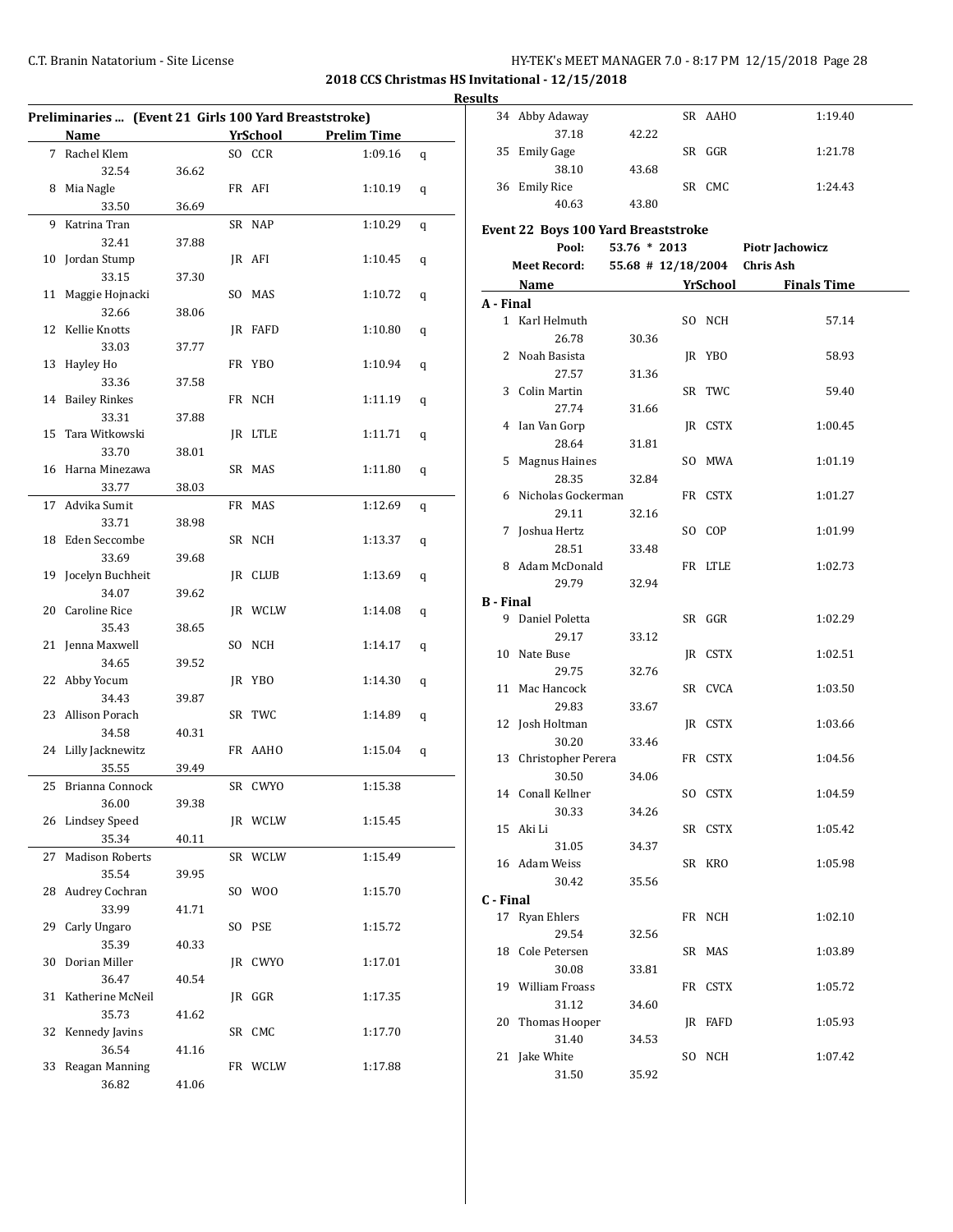**2018 CCS Christmas HS Invitational - 12/15/2018**

**Results**

### Preliminaries ... (Event 21 Girls 100 Yard Breaststroke)

| | Name | | Yr | School | Prelim Time | |
|---|---|---|---|---|---|---|
| 7 | Rachel Klem | | SO | CCR | 1:09.16 | q |
| | 32.54 | 36.62 | | | | |
| 8 | Mia Nagle | | FR | AFI | 1:10.19 | q |
| | 33.50 | 36.69 | | | | |
| 9 | Katrina Tran | | SR | NAP | 1:10.29 | q |
| | 32.41 | 37.88 | | | | |
| 10 | Jordan Stump | | JR | AFI | 1:10.45 | q |
| | 33.15 | 37.30 | | | | |
| 11 | Maggie Hojnacki | | SO | MAS | 1:10.72 | q |
| | 32.66 | 38.06 | | | | |
| 12 | Kellie Knotts | | JR | FAFD | 1:10.80 | q |
| | 33.03 | 37.77 | | | | |
| 13 | Hayley Ho | | FR | YBO | 1:10.94 | q |
| | 33.36 | 37.58 | | | | |
| 14 | Bailey Rinkes | | FR | NCH | 1:11.19 | q |
| | 33.31 | 37.88 | | | | |
| 15 | Tara Witkowski | | JR | LTLE | 1:11.71 | q |
| | 33.70 | 38.01 | | | | |
| 16 | Harna Minezawa | | SR | MAS | 1:11.80 | q |
| | 33.77 | 38.03 | | | | |
| 17 | Advika Sumit | | FR | MAS | 1:12.69 | q |
| | 33.71 | 38.98 | | | | |
| 18 | Eden Seccombe | | SR | NCH | 1:13.37 | q |
| | 33.69 | 39.68 | | | | |
| 19 | Jocelyn Buchheit | | JR | CLUB | 1:13.69 | q |
| | 34.07 | 39.62 | | | | |
| 20 | Caroline Rice | | JR | WCLW | 1:14.08 | q |
| | 35.43 | 38.65 | | | | |
| 21 | Jenna Maxwell | | SO | NCH | 1:14.17 | q |
| | 34.65 | 39.52 | | | | |
| 22 | Abby Yocum | | JR | YBO | 1:14.30 | q |
| | 34.43 | 39.87 | | | | |
| 23 | Allison Porach | | SR | TWC | 1:14.89 | q |
| | 34.58 | 40.31 | | | | |
| 24 | Lilly Jacknewitz | | FR | AAHO | 1:15.04 | q |
| | 35.55 | 39.49 | | | | |
| 25 | Brianna Connock | | SR | CWYO | 1:15.38 | |
| | 36.00 | 39.38 | | | | |
| 26 | Lindsey Speed | | JR | WCLW | 1:15.45 | |
| | 35.34 | 40.11 | | | | |
| 27 | Madison Roberts | | SR | WCLW | 1:15.49 | |
| | 35.54 | 39.95 | | | | |
| 28 | Audrey Cochran | | SO | WOO | 1:15.70 | |
| | 33.99 | 41.71 | | | | |
| 29 | Carly Ungaro | | SO | PSE | 1:15.72 | |
| | 35.39 | 40.33 | | | | |
| 30 | Dorian Miller | | JR | CWYO | 1:17.01 | |
| | 36.47 | 40.54 | | | | |
| 31 | Katherine McNeil | | JR | GGR | 1:17.35 | |
| | 35.73 | 41.62 | | | | |
| 32 | Kennedy Javins | | SR | CMC | 1:17.70 | |
| | 36.54 | 41.16 | | | | |
| 33 | Reagan Manning | | FR | WCLW | 1:17.88 | |
| | 36.82 | 41.06 | | | | |
| 34 | Abby Adaway | | SR | AAHO | 1:19.40 | |
| | 37.18 | 42.22 | | | | |
| 35 | Emily Gage | | SR | GGR | 1:21.78 | |
| | 38.10 | 43.68 | | | | |
| 36 | Emily Rice | | SR | CMC | 1:24.43 | |
| | 40.63 | 43.80 | | | | |

### Event 22 Boys 100 Yard Breaststroke

| | | | |
|---|---|---|---|
| **Pool:** | 53.76 * 2013 | | Piotr Jachowicz |
| **Meet Record:** | 55.68 # 12/18/2004 | | Chris Ash |

| | Name | | Yr | School | Finals Time |
|---|---|---|---|---|---|
| **A - Final** | | | | | |
| 1 | Karl Helmuth | | SO | NCH | 57.14 |
| | 26.78 | 30.36 | | | |
| 2 | Noah Basista | | JR | YBO | 58.93 |
| | 27.57 | 31.36 | | | |
| 3 | Colin Martin | | SR | TWC | 59.40 |
| | 27.74 | 31.66 | | | |
| 4 | Ian Van Gorp | | JR | CSTX | 1:00.45 |
| | 28.64 | 31.81 | | | |
| 5 | Magnus Haines | | SO | MWA | 1:01.19 |
| | 28.35 | 32.84 | | | |
| 6 | Nicholas Gockerman | | FR | CSTX | 1:01.27 |
| | 29.11 | 32.16 | | | |
| 7 | Joshua Hertz | | SO | COP | 1:01.99 |
| | 28.51 | 33.48 | | | |
| 8 | Adam McDonald | | FR | LTLE | 1:02.73 |
| | 29.79 | 32.94 | | | |
| **B - Final** | | | | | |
| 9 | Daniel Poletta | | SR | GGR | 1:02.29 |
| | 29.17 | 33.12 | | | |
| 10 | Nate Buse | | JR | CSTX | 1:02.51 |
| | 29.75 | 32.76 | | | |
| 11 | Mac Hancock | | SR | CVCA | 1:03.50 |
| | 29.83 | 33.67 | | | |
| 12 | Josh Holtman | | JR | CSTX | 1:03.66 |
| | 30.20 | 33.46 | | | |
| 13 | Christopher Perera | | FR | CSTX | 1:04.56 |
| | 30.50 | 34.06 | | | |
| 14 | Conall Kellner | | SO | CSTX | 1:04.59 |
| | 30.33 | 34.26 | | | |
| 15 | Aki Li | | SR | CSTX | 1:05.42 |
| | 31.05 | 34.37 | | | |
| 16 | Adam Weiss | | SR | KRO | 1:05.98 |
| | 30.42 | 35.56 | | | |
| **C - Final** | | | | | |
| 17 | Ryan Ehlers | | FR | NCH | 1:02.10 |
| | 29.54 | 32.56 | | | |
| 18 | Cole Petersen | | SR | MAS | 1:03.89 |
| | 30.08 | 33.81 | | | |
| 19 | William Froass | | FR | CSTX | 1:05.72 |
| | 31.12 | 34.60 | | | |
| 20 | Thomas Hooper | | JR | FAFD | 1:05.93 |
| | 31.40 | 34.53 | | | |
| 21 | Jake White | | SO | NCH | 1:07.42 |
| | 31.50 | 35.92 | | | |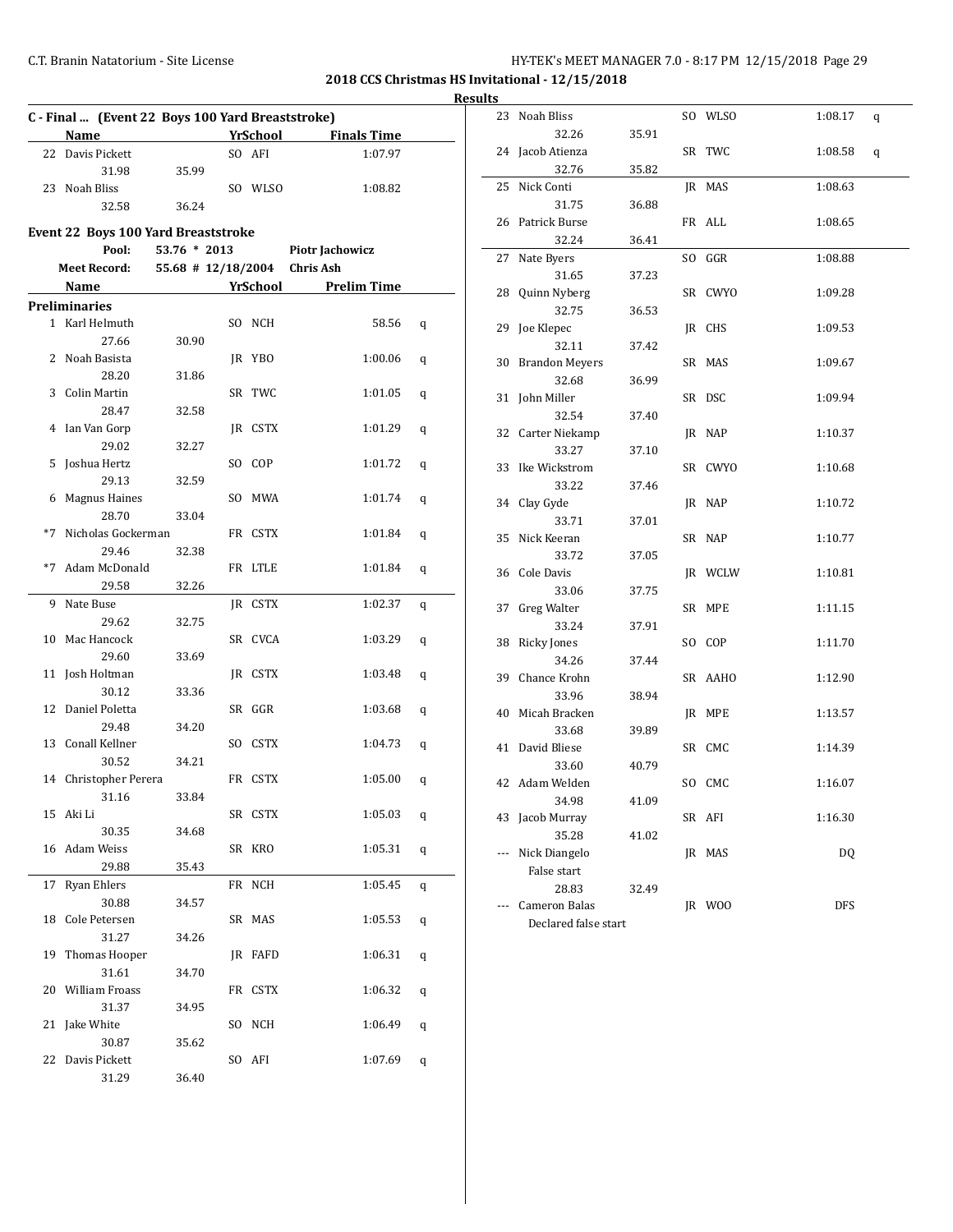**2018 CCS Christmas HS Invitational - 12/15/2018**

**Results**

### C - Final ... (Event 22 Boys 100 Yard Breaststroke)

| | Name | | Yr | School | Finals Time |
|---|---|---|---|---|---|
| 22 | Davis Pickett | | SO | AFI | 1:07.97 |
| | 31.98 | 35.99 | | | |
| 23 | Noah Bliss | | SO | WLSO | 1:08.82 |
| | 32.58 | 36.24 | | | |

### Event 22 Boys 100 Yard Breaststroke

| | | | |
|---|---|---|---|
| Pool: | 53.76 * 2013 | | Piotr Jachowicz |
| Meet Record: | 55.68 # 12/18/2004 | | Chris Ash |

| | Name | | Yr | School | Prelim Time | |
|---|---|---|---|---|---|---|
| **Preliminaries** | | | | | | |
| 1 | Karl Helmuth | | SO | NCH | 58.56 | q |
| | 27.66 | 30.90 | | | | |
| 2 | Noah Basista | | JR | YBO | 1:00.06 | q |
| | 28.20 | 31.86 | | | | |
| 3 | Colin Martin | | SR | TWC | 1:01.05 | q |
| | 28.47 | 32.58 | | | | |
| 4 | Ian Van Gorp | | JR | CSTX | 1:01.29 | q |
| | 29.02 | 32.27 | | | | |
| 5 | Joshua Hertz | | SO | COP | 1:01.72 | q |
| | 29.13 | 32.59 | | | | |
| 6 | Magnus Haines | | SO | MWA | 1:01.74 | q |
| | 28.70 | 33.04 | | | | |
| *7 | Nicholas Gockerman | | FR | CSTX | 1:01.84 | q |
| | 29.46 | 32.38 | | | | |
| *7 | Adam McDonald | | FR | LTLE | 1:01.84 | q |
| | 29.58 | 32.26 | | | | |
| 9 | Nate Buse | | JR | CSTX | 1:02.37 | q |
| | 29.62 | 32.75 | | | | |
| 10 | Mac Hancock | | SR | CVCA | 1:03.29 | q |
| | 29.60 | 33.69 | | | | |
| 11 | Josh Holtman | | JR | CSTX | 1:03.48 | q |
| | 30.12 | 33.36 | | | | |
| 12 | Daniel Poletta | | SR | GGR | 1:03.68 | q |
| | 29.48 | 34.20 | | | | |
| 13 | Conall Kellner | | SO | CSTX | 1:04.73 | q |
| | 30.52 | 34.21 | | | | |
| 14 | Christopher Perera | | FR | CSTX | 1:05.00 | q |
| | 31.16 | 33.84 | | | | |
| 15 | Aki Li | | SR | CSTX | 1:05.03 | q |
| | 30.35 | 34.68 | | | | |
| 16 | Adam Weiss | | SR | KRO | 1:05.31 | q |
| | 29.88 | 35.43 | | | | |
| 17 | Ryan Ehlers | | FR | NCH | 1:05.45 | q |
| | 30.88 | 34.57 | | | | |
| 18 | Cole Petersen | | SR | MAS | 1:05.53 | q |
| | 31.27 | 34.26 | | | | |
| 19 | Thomas Hooper | | JR | FAFD | 1:06.31 | q |
| | 31.61 | 34.70 | | | | |
| 20 | William Froass | | FR | CSTX | 1:06.32 | q |
| | 31.37 | 34.95 | | | | |
| 21 | Jake White | | SO | NCH | 1:06.49 | q |
| | 30.87 | 35.62 | | | | |
| 22 | Davis Pickett | | SO | AFI | 1:07.69 | q |
| | 31.29 | 36.40 | | | | |
| 23 | Noah Bliss | | SO | WLSO | 1:08.17 | q |
| | 32.26 | 35.91 | | | | |
| 24 | Jacob Atienza | | SR | TWC | 1:08.58 | q |
| | 32.76 | 35.82 | | | | |
| 25 | Nick Conti | | JR | MAS | 1:08.63 | |
| | 31.75 | 36.88 | | | | |
| 26 | Patrick Burse | | FR | ALL | 1:08.65 | |
| | 32.24 | 36.41 | | | | |
| 27 | Nate Byers | | SO | GGR | 1:08.88 | |
| | 31.65 | 37.23 | | | | |
| 28 | Quinn Nyberg | | SR | CWYO | 1:09.28 | |
| | 32.75 | 36.53 | | | | |
| 29 | Joe Klepec | | JR | CHS | 1:09.53 | |
| | 32.11 | 37.42 | | | | |
| 30 | Brandon Meyers | | SR | MAS | 1:09.67 | |
| | 32.68 | 36.99 | | | | |
| 31 | John Miller | | SR | DSC | 1:09.94 | |
| | 32.54 | 37.40 | | | | |
| 32 | Carter Niekamp | | JR | NAP | 1:10.37 | |
| | 33.27 | 37.10 | | | | |
| 33 | Ike Wickstrom | | SR | CWYO | 1:10.68 | |
| | 33.22 | 37.46 | | | | |
| 34 | Clay Gyde | | JR | NAP | 1:10.72 | |
| | 33.71 | 37.01 | | | | |
| 35 | Nick Keeran | | SR | NAP | 1:10.77 | |
| | 33.72 | 37.05 | | | | |
| 36 | Cole Davis | | JR | WCLW | 1:10.81 | |
| | 33.06 | 37.75 | | | | |
| 37 | Greg Walter | | SR | MPE | 1:11.15 | |
| | 33.24 | 37.91 | | | | |
| 38 | Ricky Jones | | SO | COP | 1:11.70 | |
| | 34.26 | 37.44 | | | | |
| 39 | Chance Krohn | | SR | AAHO | 1:12.90 | |
| | 33.96 | 38.94 | | | | |
| 40 | Micah Bracken | | JR | MPE | 1:13.57 | |
| | 33.68 | 39.89 | | | | |
| 41 | David Bliese | | SR | CMC | 1:14.39 | |
| | 33.60 | 40.79 | | | | |
| 42 | Adam Welden | | SO | CMC | 1:16.07 | |
| | 34.98 | 41.09 | | | | |
| 43 | Jacob Murray | | SR | AFI | 1:16.30 | |
| | 35.28 | 41.02 | | | | |
| --- | Nick Diangelo | | JR | MAS | DQ | |
| | False start | | | | | |
| | 28.83 | 32.49 | | | | |
| --- | Cameron Balas | | JR | WOO | DFS | |
| | Declared false start | | | | | |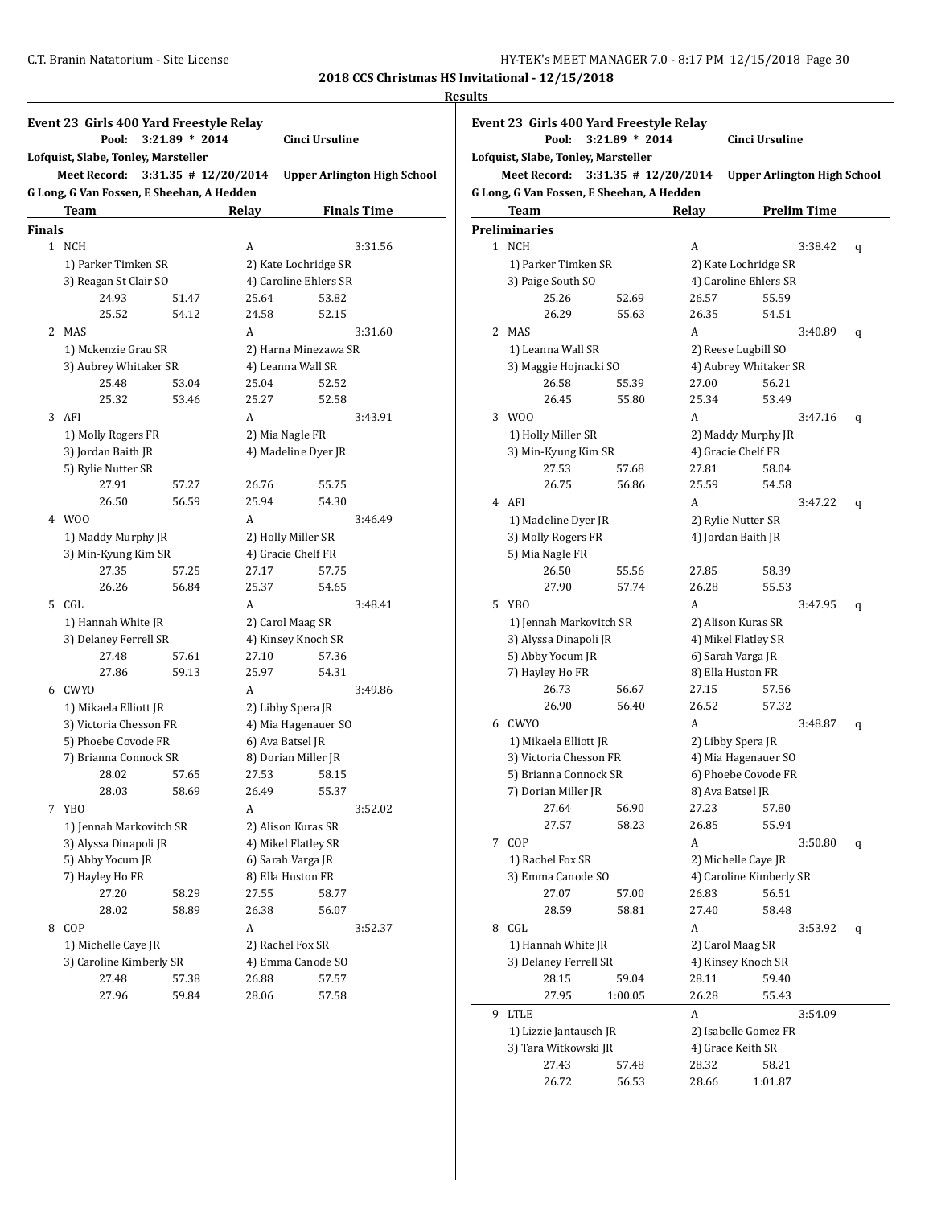## 2018 CCS Christmas HS Invitational - 12/15/2018

### Results

### Event 23 Girls 400 Yard Freestyle Relay

**Pool: 3:21.89 * 2014 Cinci Ursuline**
**Lofquist, Slabe, Tonley, Marsteller**
**Meet Record: 3:31.35 # 12/20/2014 Upper Arlington High School**
**G Long, G Van Fossen, E Sheehan, A Hedden**

| | Team | Relay | Finals Time |
|---|---|---|---|

**Finals**

1 NCH — A — 3:31.56
1) Parker Timken SR, 2) Kate Lochridge SR, 3) Reagan St Clair SO, 4) Caroline Ehlers SR
24.93 51.47 25.64 53.82
25.52 54.12 24.58 52.15

2 MAS — A — 3:31.60
1) Mckenzie Grau SR, 2) Harna Minezawa SR, 3) Aubrey Whitaker SR, 4) Leanna Wall SR
25.48 53.04 25.04 52.52
25.32 53.46 25.27 52.58

3 AFI — A — 3:43.91
1) Molly Rogers FR, 2) Mia Nagle FR, 3) Jordan Baith JR, 4) Madeline Dyer JR, 5) Rylie Nutter SR
27.91 57.27 26.76 55.75
26.50 56.59 25.94 54.30

4 WOO — A — 3:46.49
1) Maddy Murphy JR, 2) Holly Miller SR, 3) Min-Kyung Kim SR, 4) Gracie Chelf FR
27.35 57.25 27.17 57.75
26.26 56.84 25.37 54.65

5 CGL — A — 3:48.41
1) Hannah White JR, 2) Carol Maag SR, 3) Delaney Ferrell SR, 4) Kinsey Knoch SR
27.48 57.61 27.10 57.36
27.86 59.13 25.97 54.31

6 CWYO — A — 3:49.86
1) Mikaela Elliott JR, 2) Libby Spera JR, 3) Victoria Chesson FR, 4) Mia Hagenauer SO, 5) Phoebe Covode FR, 6) Ava Batsel JR, 7) Brianna Connock SR, 8) Dorian Miller JR
28.02 57.65 27.53 58.15
28.03 58.69 26.49 55.37

7 YBO — A — 3:52.02
1) Jennah Markovitch SR, 2) Alison Kuras SR, 3) Alyssa Dinapoli JR, 4) Mikel Flatley SR, 5) Abby Yocum JR, 6) Sarah Varga JR, 7) Hayley Ho FR, 8) Ella Huston FR
27.20 58.29 27.55 58.77
28.02 58.89 26.38 56.07

8 COP — A — 3:52.37
1) Michelle Caye JR, 2) Rachel Fox SR, 3) Caroline Kimberly SR, 4) Emma Canode SO
27.48 57.38 26.88 57.57
27.96 59.84 28.06 57.58

### Event 23 Girls 400 Yard Freestyle Relay

**Pool: 3:21.89 * 2014 Cinci Ursuline**
**Lofquist, Slabe, Tonley, Marsteller**
**Meet Record: 3:31.35 # 12/20/2014 Upper Arlington High School**
**G Long, G Van Fossen, E Sheehan, A Hedden**

| | Team | Relay | Prelim Time |
|---|---|---|---|

**Preliminaries**

1 NCH — A — 3:38.42 q
1) Parker Timken SR, 2) Kate Lochridge SR, 3) Paige South SO, 4) Caroline Ehlers SR
25.26 52.69 26.57 55.59
26.29 55.63 26.35 54.51

2 MAS — A — 3:40.89 q
1) Leanna Wall SR, 2) Reese Lugbill SO, 3) Maggie Hojnacki SO, 4) Aubrey Whitaker SR
26.58 55.39 27.00 56.21
26.45 55.80 25.34 53.49

3 WOO — A — 3:47.16 q
1) Holly Miller SR, 2) Maddy Murphy JR, 3) Min-Kyung Kim SR, 4) Gracie Chelf FR
27.53 57.68 27.81 58.04
26.75 56.86 25.59 54.58

4 AFI — A — 3:47.22 q
1) Madeline Dyer JR, 2) Rylie Nutter SR, 3) Molly Rogers FR, 4) Jordan Baith JR, 5) Mia Nagle FR
26.50 55.56 27.85 58.39
27.90 57.74 26.28 55.53

5 YBO — A — 3:47.95 q
1) Jennah Markovitch SR, 2) Alison Kuras SR, 3) Alyssa Dinapoli JR, 4) Mikel Flatley SR, 5) Abby Yocum JR, 6) Sarah Varga JR, 7) Hayley Ho FR, 8) Ella Huston FR
26.73 56.67 27.15 57.56
26.90 56.40 26.52 57.32

6 CWYO — A — 3:48.87 q
1) Mikaela Elliott JR, 2) Libby Spera JR, 3) Victoria Chesson FR, 4) Mia Hagenauer SO, 5) Brianna Connock SR, 6) Phoebe Covode FR, 7) Dorian Miller JR, 8) Ava Batsel JR
27.64 56.90 27.23 57.80
27.57 58.23 26.85 55.94

7 COP — A — 3:50.80 q
1) Rachel Fox SR, 2) Michelle Caye JR, 3) Emma Canode SO, 4) Caroline Kimberly SR
27.07 57.00 26.83 56.51
28.59 58.81 27.40 58.48

8 CGL — A — 3:53.92 q
1) Hannah White JR, 2) Carol Maag SR, 3) Delaney Ferrell SR, 4) Kinsey Knoch SR
28.15 59.04 28.11 59.40
27.95 1:00.05 26.28 55.43

---

9 LTLE — A — 3:54.09
1) Lizzie Jantausch JR, 2) Isabelle Gomez FR, 3) Tara Witkowski JR, 4) Grace Keith SR
27.43 57.48 28.32 58.21
26.72 56.53 28.66 1:01.87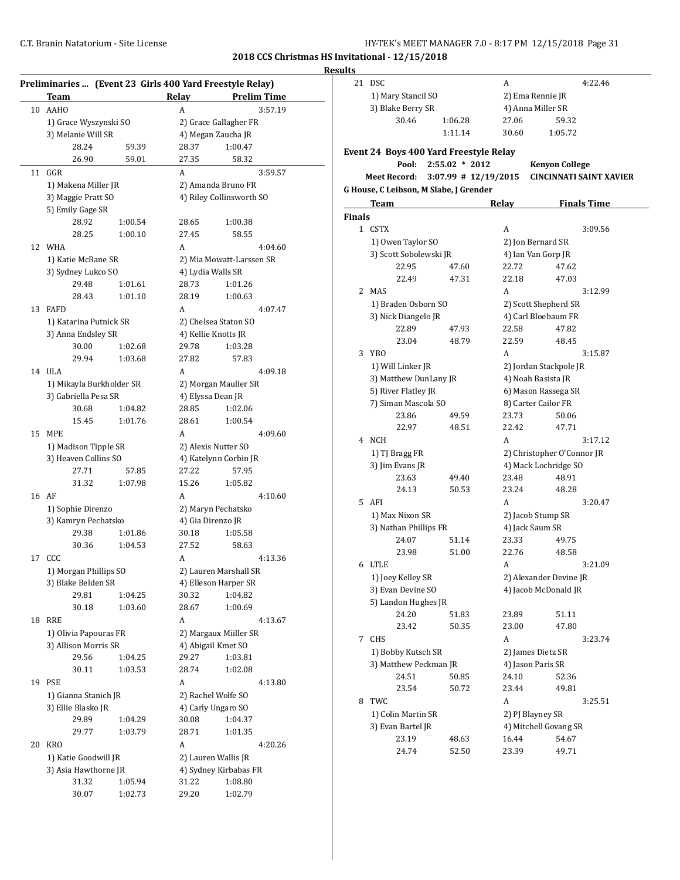## 2018 CCS Christmas HS Invitational - 12/15/2018

### Results

**Preliminaries ... (Event 23 Girls 400 Yard Freestyle Relay)**

| | Team | | Relay | Prelim Time |
|---|---|---|---|---|
| 10 | AAHO | | A | 3:57.19 |
| | 1) Grace Wyszynski SO | | 2) Grace Gallagher FR | |
| | 3) Melanie Will SR | | 4) Megan Zaucha JR | |
| | 28.24 | 59.39 | 28.37 | 1:00.47 |
| | 26.90 | 59.01 | 27.35 | 58.32 |
| 11 | GGR | | A | 3:59.57 |
| | 1) Makena Miller JR | | 2) Amanda Bruno FR | |
| | 3) Maggie Pratt SO | | 4) Riley Collinsworth SO | |
| | 5) Emily Gage SR | | | |
| | 28.92 | 1:00.54 | 28.65 | 1:00.38 |
| | 28.25 | 1:00.10 | 27.45 | 58.55 |
| 12 | WHA | | A | 4:04.60 |
| | 1) Katie McBane SR | | 2) Mia Mowatt-Larssen SR | |
| | 3) Sydney Lukco SO | | 4) Lydia Walls SR | |
| | 29.48 | 1:01.61 | 28.73 | 1:01.26 |
| | 28.43 | 1:01.10 | 28.19 | 1:00.63 |
| 13 | FAFD | | A | 4:07.47 |
| | 1) Katarina Putnick SR | | 2) Chelsea Staton SO | |
| | 3) Anna Endsley SR | | 4) Kellie Knotts JR | |
| | 30.00 | 1:02.68 | 29.78 | 1:03.28 |
| | 29.94 | 1:03.68 | 27.82 | 57.83 |
| 14 | ULA | | A | 4:09.18 |
| | 1) Mikayla Burkholder SR | | 2) Morgan Mauller SR | |
| | 3) Gabriella Pesa SR | | 4) Elyssa Dean JR | |
| | 30.68 | 1:04.82 | 28.85 | 1:02.06 |
| | 15.45 | 1:01.76 | 28.61 | 1:00.54 |
| 15 | MPE | | A | 4:09.60 |
| | 1) Madison Tipple SR | | 2) Alexis Nutter SO | |
| | 3) Heaven Collins SO | | 4) Katelynn Corbin JR | |
| | 27.71 | 57.85 | 27.22 | 57.95 |
| | 31.32 | 1:07.98 | 15.26 | 1:05.82 |
| 16 | AF | | A | 4:10.60 |
| | 1) Sophie Direnzo | | 2) Maryn Pechatsko | |
| | 3) Kamryn Pechatsko | | 4) Gia Direnzo JR | |
| | 29.38 | 1:01.86 | 30.18 | 1:05.58 |
| | 30.36 | 1:04.53 | 27.52 | 58.63 |
| 17 | CCC | | A | 4:13.36 |
| | 1) Morgan Phillips SO | | 2) Lauren Marshall SR | |
| | 3) Blake Belden SR | | 4) Elleson Harper SR | |
| | 29.81 | 1:04.25 | 30.32 | 1:04.82 |
| | 30.18 | 1:03.60 | 28.67 | 1:00.69 |
| 18 | RRE | | A | 4:13.67 |
| | 1) Olivia Papouras FR | | 2) Margaux Miiller SR | |
| | 3) Allison Morris SR | | 4) Abigail Kmet SO | |
| | 29.56 | 1:04.25 | 29.27 | 1:03.81 |
| | 30.11 | 1:03.53 | 28.74 | 1:02.08 |
| 19 | PSE | | A | 4:13.80 |
| | 1) Gianna Stanich JR | | 2) Rachel Wolfe SO | |
| | 3) Ellie Blasko JR | | 4) Carly Ungaro SO | |
| | 29.89 | 1:04.29 | 30.08 | 1:04.37 |
| | 29.77 | 1:03.79 | 28.71 | 1:01.35 |
| 20 | KRO | | A | 4:20.26 |
| | 1) Katie Goodwill JR | | 2) Lauren Wallis JR | |
| | 3) Asia Hawthorne JR | | 4) Sydney Kirbabas FR | |
| | 31.32 | 1:05.94 | 31.22 | 1:08.80 |
| | 30.07 | 1:02.73 | 29.20 | 1:02.79 |
| 21 | DSC | | A | 4:22.46 |
| | 1) Mary Stancil SO | | 2) Ema Rennie JR | |
| | 3) Blake Berry SR | | 4) Anna Miller SR | |
| | 30.46 | 1:06.28 | 27.06 | 59.32 |
| | | 1:11.14 | 30.60 | 1:05.72 |

### Event 24 Boys 400 Yard Freestyle Relay

**Pool:** 2:55.02 * 2012 Kenyon College
**Meet Record:** 3:07.99 # 12/19/2015 CINCINNATI SAINT XAVIER
G House, C Leibson, M Slabe, J Grender

**Finals**

| | Team | | Relay | Finals Time |
|---|---|---|---|---|
| 1 | CSTX | | A | 3:09.56 |
| | 1) Owen Taylor SO | | 2) Jon Bernard SR | |
| | 3) Scott Sobolewski JR | | 4) Ian Van Gorp JR | |
| | 22.95 | 47.60 | 22.72 | 47.62 |
| | 22.49 | 47.31 | 22.18 | 47.03 |
| 2 | MAS | | A | 3:12.99 |
| | 1) Braden Osborn SO | | 2) Scott Shepherd SR | |
| | 3) Nick Diangelo JR | | 4) Carl Bloebaum FR | |
| | 22.89 | 47.93 | 22.58 | 47.82 |
| | 23.04 | 48.79 | 22.59 | 48.45 |
| 3 | YBO | | A | 3:15.87 |
| | 1) Will Linker JR | | 2) Jordan Stackpole JR | |
| | 3) Matthew DunLany JR | | 4) Noah Basista JR | |
| | 5) River Flatley JR | | 6) Mason Rassega SR | |
| | 7) Siman Mascola SO | | 8) Carter Cailor FR | |
| | 23.86 | 49.59 | 23.73 | 50.06 |
| | 22.97 | 48.51 | 22.42 | 47.71 |
| 4 | NCH | | A | 3:17.12 |
| | 1) TJ Bragg FR | | 2) Christopher O'Connor JR | |
| | 3) Jim Evans JR | | 4) Mack Lochridge SO | |
| | 23.63 | 49.40 | 23.48 | 48.91 |
| | 24.13 | 50.53 | 23.24 | 48.28 |
| 5 | AFI | | A | 3:20.47 |
| | 1) Max Nixon SR | | 2) Jacob Stump SR | |
| | 3) Nathan Phillips FR | | 4) Jack Saum SR | |
| | 24.07 | 51.14 | 23.33 | 49.75 |
| | 23.98 | 51.00 | 22.76 | 48.58 |
| 6 | LTLE | | A | 3:21.09 |
| | 1) Joey Kelley SR | | 2) Alexander Devine JR | |
| | 3) Evan Devine SO | | 4) Jacob McDonald JR | |
| | 5) Landon Hughes JR | | | |
| | 24.20 | 51.83 | 23.89 | 51.11 |
| | 23.42 | 50.35 | 23.00 | 47.80 |
| 7 | CHS | | A | 3:23.74 |
| | 1) Bobby Kutsch SR | | 2) James Dietz SR | |
| | 3) Matthew Peckman JR | | 4) Jason Paris SR | |
| | 24.51 | 50.85 | 24.10 | 52.36 |
| | 23.54 | 50.72 | 23.44 | 49.81 |
| 8 | TWC | | A | 3:25.51 |
| | 1) Colin Martin SR | | 2) PJ Blayney SR | |
| | 3) Evan Bartel JR | | 4) Mitchell Govang SR | |
| | 23.19 | 48.63 | 16.44 | 54.67 |
| | 24.74 | 52.50 | 23.39 | 49.71 |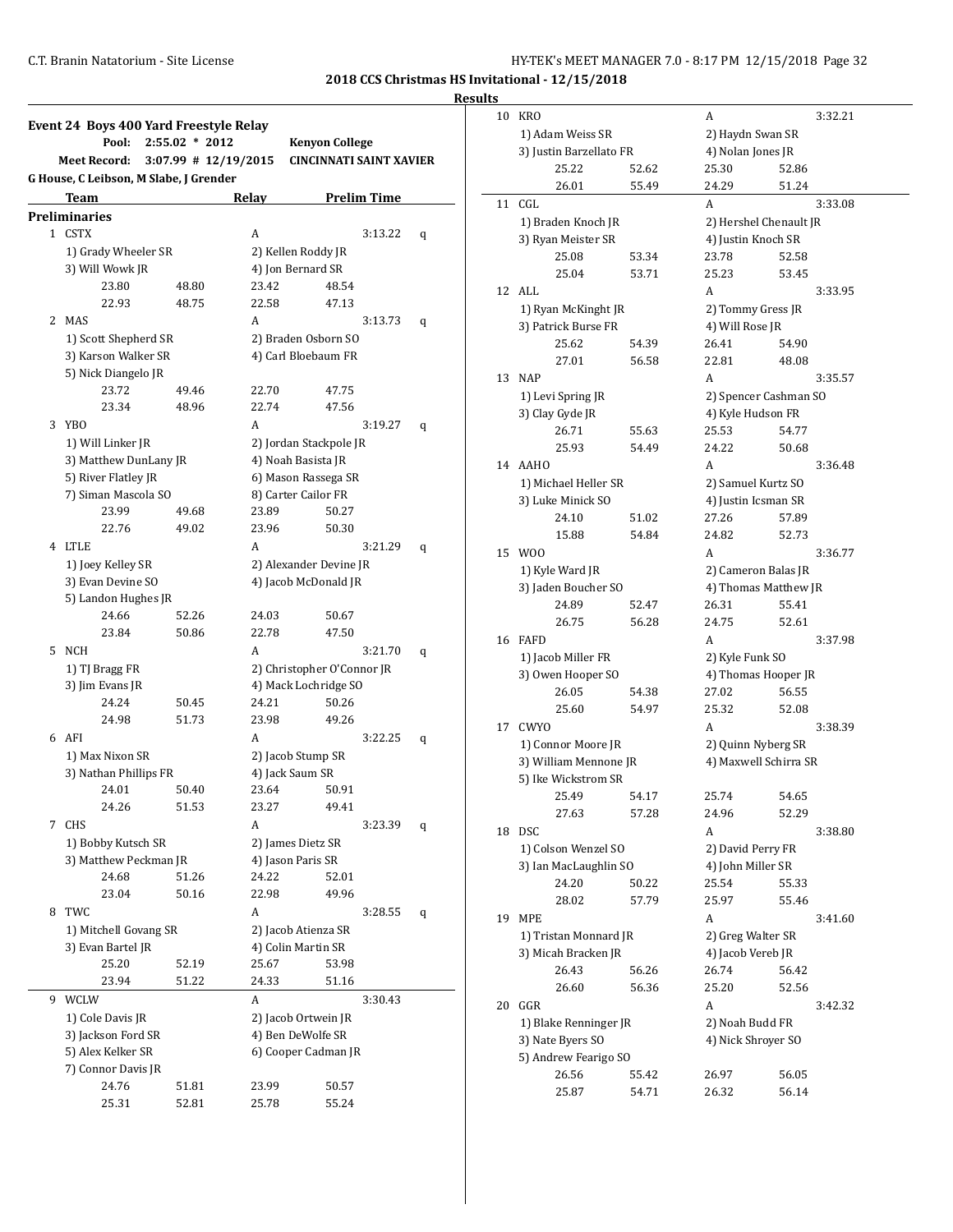**2018 CCS Christmas HS Invitational - 12/15/2018**

**Results**

### Event 24 Boys 400 Yard Freestyle Relay

| | | | |
|---|---|---|---|
| Pool: | 2:55.02 * 2012 | | Kenyon College |
| Meet Record: | 3:07.99 # 12/19/2015 | | CINCINNATI SAINT XAVIER |

G House, C Leibson, M Slabe, J Grender

| | Team | Relay | Prelim Time | |
|---|---|---|---|---|

**Preliminaries**

1 CSTX — A — 3:13.22 q
1) Grady Wheeler SR, 2) Kellen Roddy JR, 3) Will Wowk JR, 4) Jon Bernard SR
23.80 48.80 | 23.42 48.54 | 22.93 48.75 | 22.58 47.13

2 MAS — A — 3:13.73 q
1) Scott Shepherd SR, 2) Braden Osborn SO, 3) Karson Walker SR, 4) Carl Bloebaum FR, 5) Nick Diangelo JR
23.72 49.46 | 22.70 47.75 | 23.34 48.96 | 22.74 47.56

3 YBO — A — 3:19.27 q
1) Will Linker JR, 2) Jordan Stackpole JR, 3) Matthew DunLany JR, 4) Noah Basista JR, 5) River Flatley JR, 6) Mason Rassega SR, 7) Siman Mascola SO, 8) Carter Cailor FR
23.99 49.68 | 23.89 50.27 | 22.76 49.02 | 23.96 50.30

4 LTLE — A — 3:21.29 q
1) Joey Kelley SR, 2) Alexander Devine JR, 3) Evan Devine SO, 4) Jacob McDonald JR, 5) Landon Hughes JR
24.66 52.26 | 24.03 50.67 | 23.84 50.86 | 22.78 47.50

5 NCH — A — 3:21.70 q
1) TJ Bragg FR, 2) Christopher O'Connor JR, 3) Jim Evans JR, 4) Mack Lochridge SO
24.24 50.45 | 24.21 50.26 | 24.98 51.73 | 23.98 49.26

6 AFI — A — 3:22.25 q
1) Max Nixon SR, 2) Jacob Stump SR, 3) Nathan Phillips FR, 4) Jack Saum SR
24.01 50.40 | 23.64 50.91 | 24.26 51.53 | 23.27 49.41

7 CHS — A — 3:23.39 q
1) Bobby Kutsch SR, 2) James Dietz SR, 3) Matthew Peckman JR, 4) Jason Paris SR
24.68 51.26 | 24.22 52.01 | 23.04 50.16 | 22.98 49.96

8 TWC — A — 3:28.55 q
1) Mitchell Govang SR, 2) Jacob Atienza SR, 3) Evan Bartel JR, 4) Colin Martin SR
25.20 52.19 | 25.67 53.98 | 23.94 51.22 | 24.33 51.16

9 WCLW — A — 3:30.43
1) Cole Davis JR, 2) Jacob Ortwein JR, 3) Jackson Ford SR, 4) Ben DeWolfe SR, 5) Alex Kelker SR, 6) Cooper Cadman JR, 7) Connor Davis JR
24.76 51.81 | 23.99 50.57 | 25.31 52.81 | 25.78 55.24

10 KRO — A — 3:32.21
1) Adam Weiss SR, 2) Haydn Swan SR, 3) Justin Barzellato FR, 4) Nolan Jones JR
25.22 52.62 | 25.30 52.86 | 26.01 55.49 | 24.29 51.24

11 CGL — A — 3:33.08
1) Braden Knoch JR, 2) Hershel Chenault JR, 3) Ryan Meister SR, 4) Justin Knoch SR
25.08 53.34 | 23.78 52.58 | 25.04 53.71 | 25.23 53.45

12 ALL — A — 3:33.95
1) Ryan McKinght JR, 2) Tommy Gress JR, 3) Patrick Burse FR, 4) Will Rose JR
25.62 54.39 | 26.41 54.90 | 27.01 56.58 | 22.81 48.08

13 NAP — A — 3:35.57
1) Levi Spring JR, 2) Spencer Cashman SO, 3) Clay Gyde JR, 4) Kyle Hudson FR
26.71 55.63 | 25.53 54.77 | 25.93 54.49 | 24.22 50.68

14 AAHO — A — 3:36.48
1) Michael Heller SR, 2) Samuel Kurtz SO, 3) Luke Minick SO, 4) Justin Icsman SR
24.10 51.02 | 27.26 57.89 | 15.88 54.84 | 24.82 52.73

15 WOO — A — 3:36.77
1) Kyle Ward JR, 2) Cameron Balas JR, 3) Jaden Boucher SO, 4) Thomas Matthew JR
24.89 52.47 | 26.31 55.41 | 26.75 56.28 | 24.75 52.61

16 FAFD — A — 3:37.98
1) Jacob Miller FR, 2) Kyle Funk SO, 3) Owen Hooper SO, 4) Thomas Hooper JR
26.05 54.38 | 27.02 56.55 | 25.60 54.97 | 25.32 52.08

17 CWYO — A — 3:38.39
1) Connor Moore JR, 2) Quinn Nyberg SR, 3) William Mennone JR, 4) Maxwell Schirra SR, 5) Ike Wickstrom SR
25.49 54.17 | 25.74 54.65 | 27.63 57.28 | 24.96 52.29

18 DSC — A — 3:38.80
1) Colson Wenzel SO, 2) David Perry FR, 3) Ian MacLaughlin SO, 4) John Miller SR
24.20 50.22 | 25.54 55.33 | 28.02 57.79 | 25.97 55.46

19 MPE — A — 3:41.60
1) Tristan Monnard JR, 2) Greg Walter SR, 3) Micah Bracken JR, 4) Jacob Vereb JR
26.43 56.26 | 26.74 56.42 | 26.60 56.36 | 25.20 52.56

20 GGR — A — 3:42.32
1) Blake Renninger JR, 2) Noah Budd FR, 3) Nate Byers SO, 4) Nick Shroyer SO, 5) Andrew Fearigo SO
26.56 55.42 | 26.97 56.05 | 25.87 54.71 | 26.32 56.14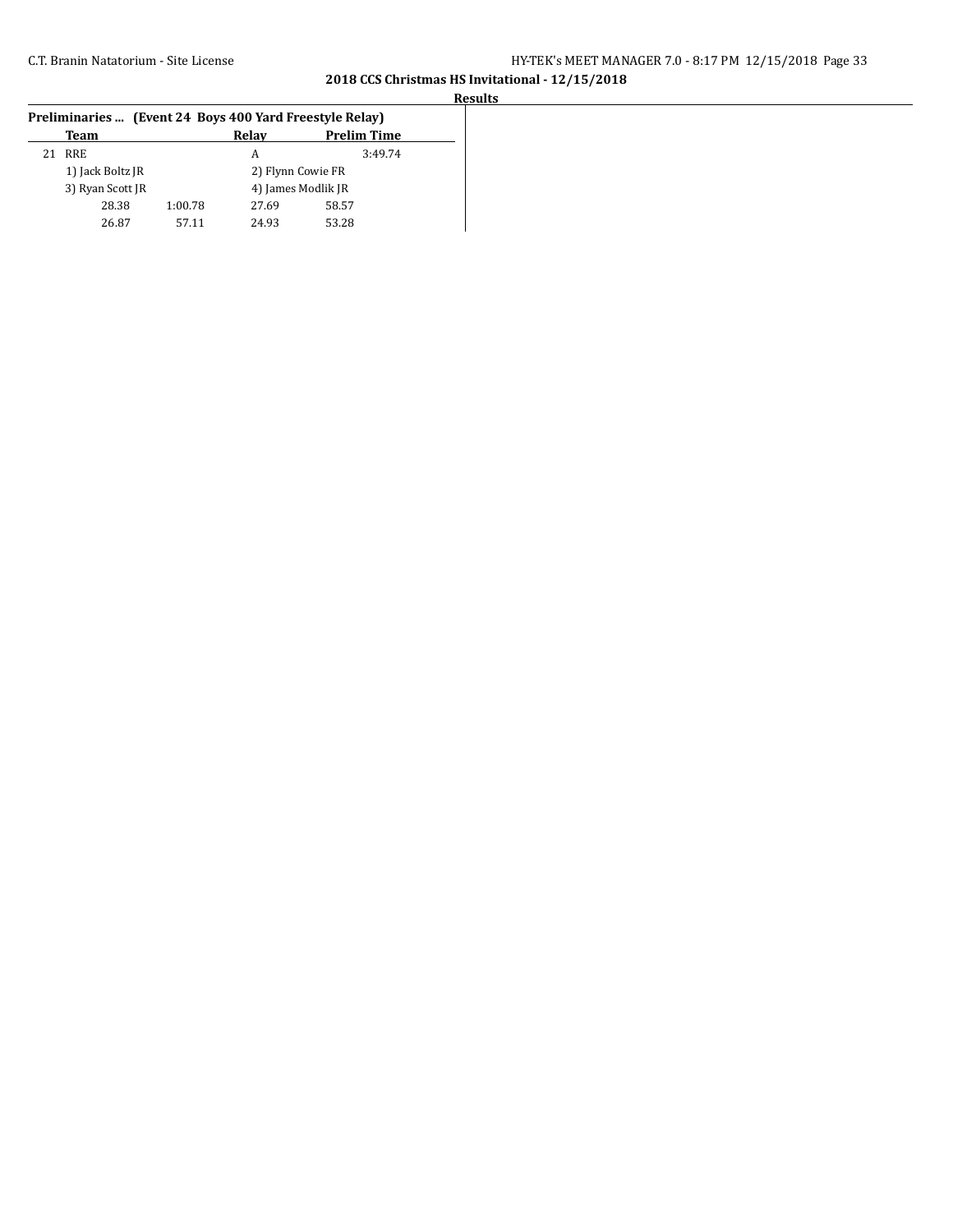**2018 CCS Christmas HS Invitational - 12/15/2018**

**Results**

**Preliminaries ... (Event 24 Boys 400 Yard Freestyle Relay)**

| | Team | | Relay | Prelim Time |
|---|---|---|---|---|
| 21 | RRE | | A | 3:49.74 |
| | 1) Jack Boltz JR | | 2) Flynn Cowie FR | |
| | 3) Ryan Scott JR | | 4) James Modlik JR | |
| | 28.38 | 1:00.78 | 27.69 | 58.57 |
| | 26.87 | 57.11 | 24.93 | 53.28 |